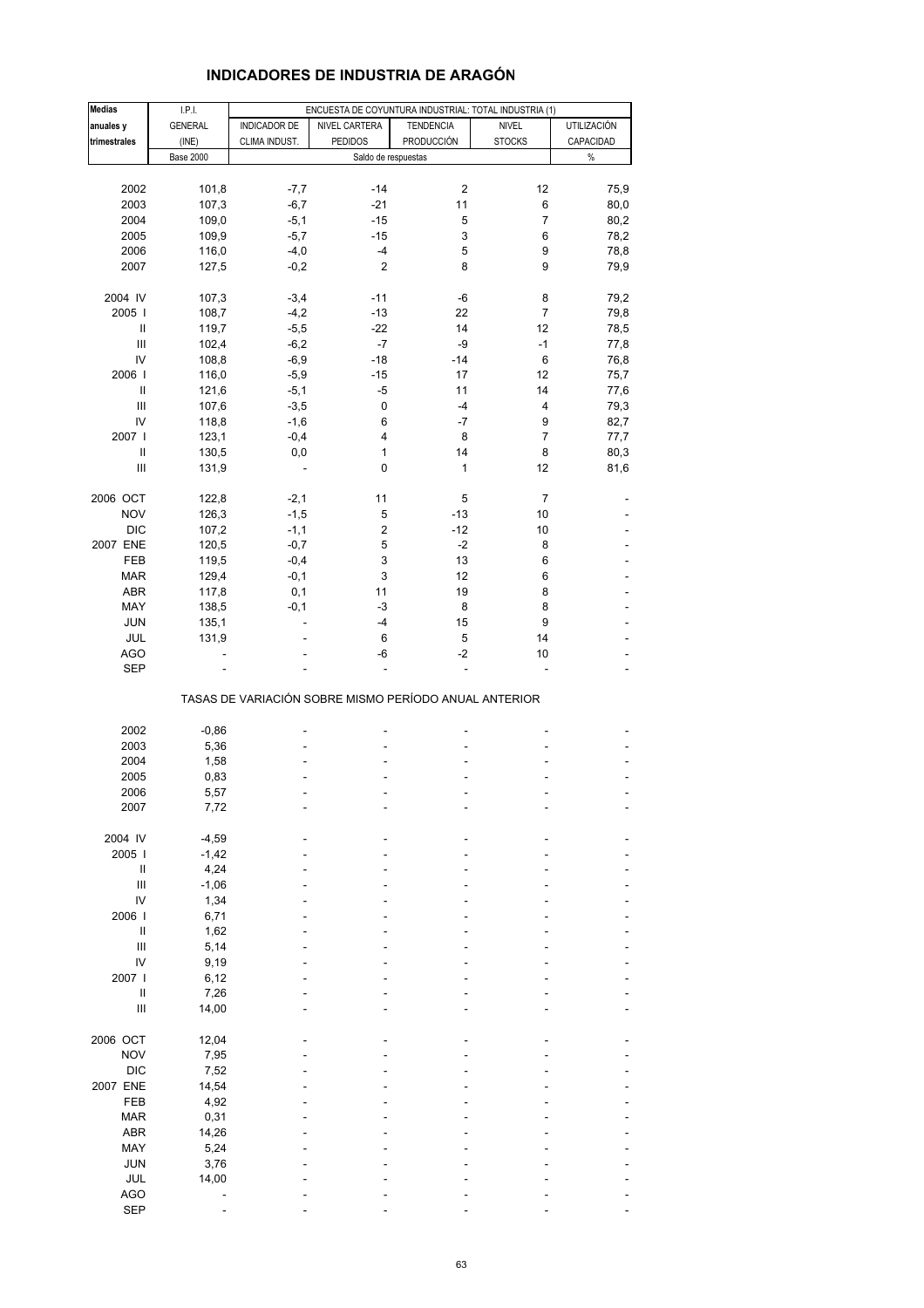# INDICADORES DE INDUSTRIA DE ARAGÓN

| Medias anuales y trimestrales | I.P.I. GENERAL (INE) | ENCUESTA DE COYUNTURA INDUSTRIAL: TOTAL INDUSTRIA (1) | | | | |
|---|---|---|---|---|---|---|
| | | INDICADOR DE CLIMA INDUST. | NIVEL CARTERA PEDIDOS | TENDENCIA PRODUCCIÓN | NIVEL STOCKS | UTILIZACIÓN CAPACIDAD |
| | Base 2000 | Saldo de respuestas | | | | % |
| 2002 | 101,8 | -7,7 | -14 | 2 | 12 | 75,9 |
| 2003 | 107,3 | -6,7 | -21 | 11 | 6 | 80,0 |
| 2004 | 109,0 | -5,1 | -15 | 5 | 7 | 80,2 |
| 2005 | 109,9 | -5,7 | -15 | 3 | 6 | 78,2 |
| 2006 | 116,0 | -4,0 | -4 | 5 | 9 | 78,8 |
| 2007 | 127,5 | -0,2 | 2 | 8 | 9 | 79,9 |
| 2004 IV | 107,3 | -3,4 | -11 | -6 | 8 | 79,2 |
| 2005 I | 108,7 | -4,2 | -13 | 22 | 7 | 79,8 |
| II | 119,7 | -5,5 | -22 | 14 | 12 | 78,5 |
| III | 102,4 | -6,2 | -7 | -9 | -1 | 77,8 |
| IV | 108,8 | -6,9 | -18 | -14 | 6 | 76,8 |
| 2006 I | 116,0 | -5,9 | -15 | 17 | 12 | 75,7 |
| II | 121,6 | -5,1 | -5 | 11 | 14 | 77,6 |
| III | 107,6 | -3,5 | 0 | -4 | 4 | 79,3 |
| IV | 118,8 | -1,6 | 6 | -7 | 9 | 82,7 |
| 2007 I | 123,1 | -0,4 | 4 | 8 | 7 | 77,7 |
| II | 130,5 | 0,0 | 1 | 14 | 8 | 80,3 |
| III | 131,9 | - | 0 | 1 | 12 | 81,6 |
| 2006 OCT | 122,8 | -2,1 | 11 | 5 | 7 | - |
| NOV | 126,3 | -1,5 | 5 | -13 | 10 | - |
| DIC | 107,2 | -1,1 | 2 | -12 | 10 | - |
| 2007 ENE | 120,5 | -0,7 | 5 | -2 | 8 | - |
| FEB | 119,5 | -0,4 | 3 | 13 | 6 | - |
| MAR | 129,4 | -0,1 | 3 | 12 | 6 | - |
| ABR | 117,8 | 0,1 | 11 | 19 | 8 | - |
| MAY | 138,5 | -0,1 | -3 | 8 | 8 | - |
| JUN | 135,1 | - | -4 | 15 | 9 | - |
| JUL | 131,9 | - | 6 | 5 | 14 | - |
| AGO | - | - | -6 | -2 | 10 | - |
| SEP | - | - | - | - | - | - |
| **TASAS DE VARIACIÓN SOBRE MISMO PERÍODO ANUAL ANTERIOR** | | | | | | |
| 2002 | -0,86 | - | - | - | - | - |
| 2003 | 5,36 | - | - | - | - | - |
| 2004 | 1,58 | - | - | - | - | - |
| 2005 | 0,83 | - | - | - | - | - |
| 2006 | 5,57 | - | - | - | - | - |
| 2007 | 7,72 | - | - | - | - | - |
| 2004 IV | -4,59 | - | - | - | - | - |
| 2005 I | -1,42 | - | - | - | - | - |
| II | 4,24 | - | - | - | - | - |
| III | -1,06 | - | - | - | - | - |
| IV | 1,34 | - | - | - | - | - |
| 2006 I | 6,71 | - | - | - | - | - |
| II | 1,62 | - | - | - | - | - |
| III | 5,14 | - | - | - | - | - |
| IV | 9,19 | - | - | - | - | - |
| 2007 I | 6,12 | - | - | - | - | - |
| II | 7,26 | - | - | - | - | - |
| III | 14,00 | - | - | - | - | - |
| 2006 OCT | 12,04 | - | - | - | - | - |
| NOV | 7,95 | - | - | - | - | - |
| DIC | 7,52 | - | - | - | - | - |
| 2007 ENE | 14,54 | - | - | - | - | - |
| FEB | 4,92 | - | - | - | - | - |
| MAR | 0,31 | - | - | - | - | - |
| ABR | 14,26 | - | - | - | - | - |
| MAY | 5,24 | - | - | - | - | - |
| JUN | 3,76 | - | - | - | - | - |
| JUL | 14,00 | - | - | - | - | - |
| AGO | - | - | - | - | - | - |
| SEP | - | - | - | - | - | - |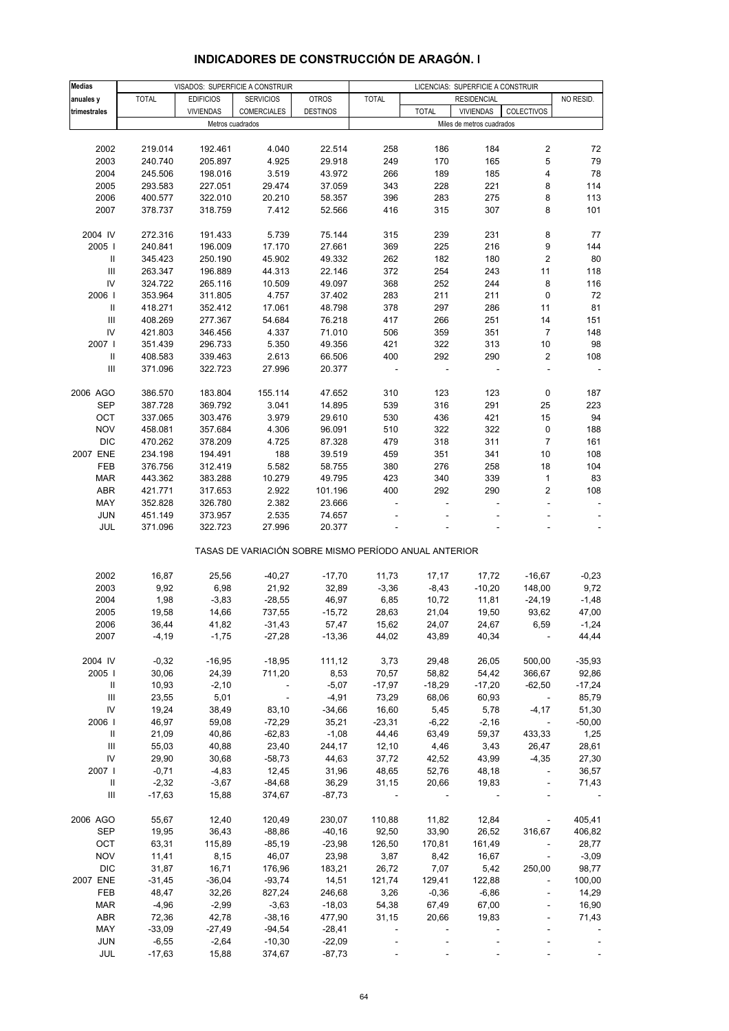# INDICADORES DE CONSTRUCCIÓN DE ARAGÓN. I

| Medias anuales y trimestrales | VISADOS: SUPERFICIE A CONSTRUIR | | | | LICENCIAS: SUPERFICIE A CONSTRUIR | | | | |
|---|---|---|---|---|---|---|---|---|---|
| | TOTAL | EDIFICIOS VIVIENDAS | SERVICIOS COMERCIALES | OTROS DESTINOS | TOTAL | RESIDENCIAL | | | NO RESID. |
| | | | | | | TOTAL | VIVIENDAS | COLECTIVOS | |
| | Metros cuadrados | | | | Miles de metros cuadrados | | | | |
| 2002 | 219.014 | 192.461 | 4.040 | 22.514 | 258 | 186 | 184 | 2 | 72 |
| 2003 | 240.740 | 205.897 | 4.925 | 29.918 | 249 | 170 | 165 | 5 | 79 |
| 2004 | 245.506 | 198.016 | 3.519 | 43.972 | 266 | 189 | 185 | 4 | 78 |
| 2005 | 293.583 | 227.051 | 29.474 | 37.059 | 343 | 228 | 221 | 8 | 114 |
| 2006 | 400.577 | 322.010 | 20.210 | 58.357 | 396 | 283 | 275 | 8 | 113 |
| 2007 | 378.737 | 318.759 | 7.412 | 52.566 | 416 | 315 | 307 | 8 | 101 |
| 2004 IV | 272.316 | 191.433 | 5.739 | 75.144 | 315 | 239 | 231 | 8 | 77 |
| 2005 I | 240.841 | 196.009 | 17.170 | 27.661 | 369 | 225 | 216 | 9 | 144 |
| II | 345.423 | 250.190 | 45.902 | 49.332 | 262 | 182 | 180 | 2 | 80 |
| III | 263.347 | 196.889 | 44.313 | 22.146 | 372 | 254 | 243 | 11 | 118 |
| IV | 324.722 | 265.116 | 10.509 | 49.097 | 368 | 252 | 244 | 8 | 116 |
| 2006 I | 353.964 | 311.805 | 4.757 | 37.402 | 283 | 211 | 211 | 0 | 72 |
| II | 418.271 | 352.412 | 17.061 | 48.798 | 378 | 297 | 286 | 11 | 81 |
| III | 408.269 | 277.367 | 54.684 | 76.218 | 417 | 266 | 251 | 14 | 151 |
| IV | 421.803 | 346.456 | 4.337 | 71.010 | 506 | 359 | 351 | 7 | 148 |
| 2007 I | 351.439 | 296.733 | 5.350 | 49.356 | 421 | 322 | 313 | 10 | 98 |
| II | 408.583 | 339.463 | 2.613 | 66.506 | 400 | 292 | 290 | 2 | 108 |
| III | 371.096 | 322.723 | 27.996 | 20.377 | - | - | - | - | - |
| 2006 AGO | 386.570 | 183.804 | 155.114 | 47.652 | 310 | 123 | 123 | 0 | 187 |
| SEP | 387.728 | 369.792 | 3.041 | 14.895 | 539 | 316 | 291 | 25 | 223 |
| OCT | 337.065 | 303.476 | 3.979 | 29.610 | 530 | 436 | 421 | 15 | 94 |
| NOV | 458.081 | 357.684 | 4.306 | 96.091 | 510 | 322 | 322 | 0 | 188 |
| DIC | 470.262 | 378.209 | 4.725 | 87.328 | 479 | 318 | 311 | 7 | 161 |
| 2007 ENE | 234.198 | 194.491 | 188 | 39.519 | 459 | 351 | 341 | 10 | 108 |
| FEB | 376.756 | 312.419 | 5.582 | 58.755 | 380 | 276 | 258 | 18 | 104 |
| MAR | 443.362 | 383.288 | 10.279 | 49.795 | 423 | 340 | 339 | 1 | 83 |
| ABR | 421.771 | 317.653 | 2.922 | 101.196 | 400 | 292 | 290 | 2 | 108 |
| MAY | 352.828 | 326.780 | 2.382 | 23.666 | - | - | - | - | - |
| JUN | 451.149 | 373.957 | 2.535 | 74.657 | - | - | - | - | - |
| JUL | 371.096 | 322.723 | 27.996 | 20.377 | - | - | - | - | - |

TASAS DE VARIACIÓN SOBRE MISMO PERÍODO ANUAL ANTERIOR

| | TOTAL | EDIFICIOS VIVIENDAS | SERVICIOS COMERCIALES | OTROS DESTINOS | TOTAL | RESIDENCIAL TOTAL | VIVIENDAS | COLECTIVOS | NO RESID. |
|---|---|---|---|---|---|---|---|---|---|
| 2002 | 16,87 | 25,56 | -40,27 | -17,70 | 11,73 | 17,17 | 17,72 | -16,67 | -0,23 |
| 2003 | 9,92 | 6,98 | 21,92 | 32,89 | -3,36 | -8,43 | -10,20 | 148,00 | 9,72 |
| 2004 | 1,98 | -3,83 | -28,55 | 46,97 | 6,85 | 10,72 | 11,81 | -24,19 | -1,48 |
| 2005 | 19,58 | 14,66 | 737,55 | -15,72 | 28,63 | 21,04 | 19,50 | 93,62 | 47,00 |
| 2006 | 36,44 | 41,82 | -31,43 | 57,47 | 15,62 | 24,07 | 24,67 | 6,59 | -1,24 |
| 2007 | -4,19 | -1,75 | -27,28 | -13,36 | 44,02 | 43,89 | 40,34 | - | 44,44 |
| 2004 IV | -0,32 | -16,95 | -18,95 | 111,12 | 3,73 | 29,48 | 26,05 | 500,00 | -35,93 |
| 2005 I | 30,06 | 24,39 | 711,20 | 8,53 | 70,57 | 58,82 | 54,42 | 366,67 | 92,86 |
| II | 10,93 | -2,10 | - | -5,07 | -17,97 | -18,29 | -17,20 | -62,50 | -17,24 |
| III | 23,55 | 5,01 | - | -4,91 | 73,29 | 68,06 | 60,93 | - | 85,79 |
| IV | 19,24 | 38,49 | 83,10 | -34,66 | 16,60 | 5,45 | 5,78 | -4,17 | 51,30 |
| 2006 I | 46,97 | 59,08 | -72,29 | 35,21 | -23,31 | -6,22 | -2,16 | - | -50,00 |
| II | 21,09 | 40,86 | -62,83 | -1,08 | 44,46 | 63,49 | 59,37 | 433,33 | 1,25 |
| III | 55,03 | 40,88 | 23,40 | 244,17 | 12,10 | 4,46 | 3,43 | 26,47 | 28,61 |
| IV | 29,90 | 30,68 | -58,73 | 44,63 | 37,72 | 42,52 | 43,99 | -4,35 | 27,30 |
| 2007 I | -0,71 | -4,83 | 12,45 | 31,96 | 48,65 | 52,76 | 48,18 | - | 36,57 |
| II | -2,32 | -3,67 | -84,68 | 36,29 | 31,15 | 20,66 | 19,83 | - | 71,43 |
| III | -17,63 | 15,88 | 374,67 | -87,73 | - | - | - | - | - |
| 2006 AGO | 55,67 | 12,40 | 120,49 | 230,07 | 110,88 | 11,82 | 12,84 | - | 405,41 |
| SEP | 19,95 | 36,43 | -88,86 | -40,16 | 92,50 | 33,90 | 26,52 | 316,67 | 406,82 |
| OCT | 63,31 | 115,89 | -85,19 | -23,98 | 126,50 | 170,81 | 161,49 | - | 28,77 |
| NOV | 11,41 | 8,15 | 46,07 | 23,98 | 3,87 | 8,42 | 16,67 | - | -3,09 |
| DIC | 31,87 | 16,71 | 176,96 | 183,21 | 26,72 | 7,07 | 5,42 | 250,00 | 98,77 |
| 2007 ENE | -31,45 | -36,04 | -93,74 | 14,51 | 121,74 | 129,41 | 122,88 | - | 100,00 |
| FEB | 48,47 | 32,26 | 827,24 | 246,68 | 3,26 | -0,36 | -6,86 | - | 14,29 |
| MAR | -4,96 | -2,99 | -3,63 | -18,03 | 54,38 | 67,49 | 67,00 | - | 16,90 |
| ABR | 72,36 | 42,78 | -38,16 | 477,90 | 31,15 | 20,66 | 19,83 | - | 71,43 |
| MAY | -33,09 | -27,49 | -94,54 | -28,41 | - | - | - | - | - |
| JUN | -6,55 | -2,64 | -10,30 | -22,09 | - | - | - | - | - |
| JUL | -17,63 | 15,88 | 374,67 | -87,73 | - | - | - | - | - |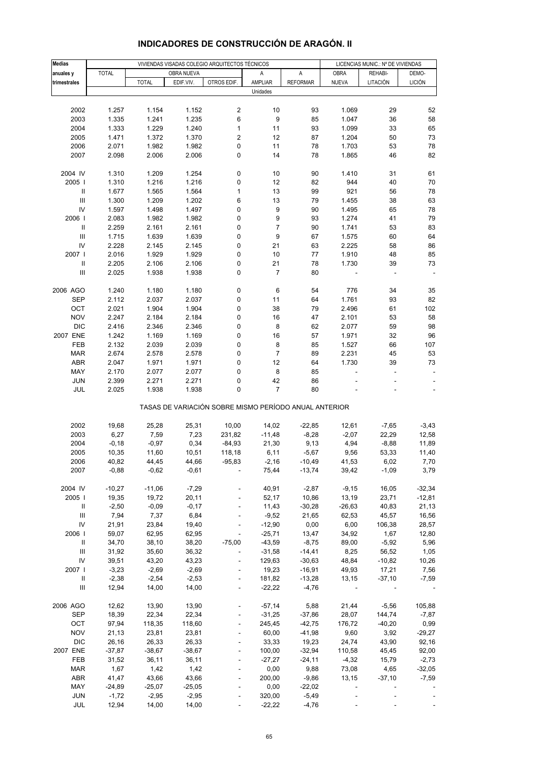# INDICADORES DE CONSTRUCCIÓN DE ARAGÓN. II

| Medias anuales y trimestrales | VIVIENDAS VISADAS COLEGIO ARQUITECTOS TÉCNICOS | | | | | | LICENCIAS MUNIC.: Nº DE VIVIENDAS | | |
|---|---|---|---|---|---|---|---|---|---|
| | TOTAL | OBRA NUEVA | | | A | A | OBRA | REHABI- | DEMO- |
| | | TOTAL | EDIF.VIV. | OTROS EDIF. | AMPLIAR | REFORMAR | NUEVA | LITACIÓN | LICIÓN |
| | Unidades | | | | | | | | |
| 2002 | 1.257 | 1.154 | 1.152 | 2 | 10 | 93 | 1.069 | 29 | 52 |
| 2003 | 1.335 | 1.241 | 1.235 | 6 | 9 | 85 | 1.047 | 36 | 58 |
| 2004 | 1.333 | 1.229 | 1.240 | 1 | 11 | 93 | 1.099 | 33 | 65 |
| 2005 | 1.471 | 1.372 | 1.370 | 2 | 12 | 87 | 1.204 | 50 | 73 |
| 2006 | 2.071 | 1.982 | 1.982 | 0 | 11 | 78 | 1.703 | 53 | 78 |
| 2007 | 2.098 | 2.006 | 2.006 | 0 | 14 | 78 | 1.865 | 46 | 82 |
| 2004 IV | 1.310 | 1.209 | 1.254 | 0 | 10 | 90 | 1.410 | 31 | 61 |
| 2005 I | 1.310 | 1.216 | 1.216 | 0 | 12 | 82 | 944 | 40 | 70 |
| II | 1.677 | 1.565 | 1.564 | 1 | 13 | 99 | 921 | 56 | 78 |
| III | 1.300 | 1.209 | 1.202 | 6 | 13 | 79 | 1.455 | 38 | 63 |
| IV | 1.597 | 1.498 | 1.497 | 0 | 9 | 90 | 1.495 | 65 | 78 |
| 2006 I | 2.083 | 1.982 | 1.982 | 0 | 9 | 93 | 1.274 | 41 | 79 |
| II | 2.259 | 2.161 | 2.161 | 0 | 7 | 90 | 1.741 | 53 | 83 |
| III | 1.715 | 1.639 | 1.639 | 0 | 9 | 67 | 1.575 | 60 | 64 |
| IV | 2.228 | 2.145 | 2.145 | 0 | 21 | 63 | 2.225 | 58 | 86 |
| 2007 I | 2.016 | 1.929 | 1.929 | 0 | 10 | 77 | 1.910 | 48 | 85 |
| II | 2.205 | 2.106 | 2.106 | 0 | 21 | 78 | 1.730 | 39 | 73 |
| III | 2.025 | 1.938 | 1.938 | 0 | 7 | 80 | - | - | - |
| 2006 AGO | 1.240 | 1.180 | 1.180 | 0 | 6 | 54 | 776 | 34 | 35 |
| SEP | 2.112 | 2.037 | 2.037 | 0 | 11 | 64 | 1.761 | 93 | 82 |
| OCT | 2.021 | 1.904 | 1.904 | 0 | 38 | 79 | 2.496 | 61 | 102 |
| NOV | 2.247 | 2.184 | 2.184 | 0 | 16 | 47 | 2.101 | 53 | 58 |
| DIC | 2.416 | 2.346 | 2.346 | 0 | 8 | 62 | 2.077 | 59 | 98 |
| 2007 ENE | 1.242 | 1.169 | 1.169 | 0 | 16 | 57 | 1.971 | 32 | 96 |
| FEB | 2.132 | 2.039 | 2.039 | 0 | 8 | 85 | 1.527 | 66 | 107 |
| MAR | 2.674 | 2.578 | 2.578 | 0 | 7 | 89 | 2.231 | 45 | 53 |
| ABR | 2.047 | 1.971 | 1.971 | 0 | 12 | 64 | 1.730 | 39 | 73 |
| MAY | 2.170 | 2.077 | 2.077 | 0 | 8 | 85 | - | - | - |
| JUN | 2.399 | 2.271 | 2.271 | 0 | 42 | 86 | - | - | - |
| JUL | 2.025 | 1.938 | 1.938 | 0 | 7 | 80 | - | - | - |
| | TASAS DE VARIACIÓN SOBRE MISMO PERÍODO ANUAL ANTERIOR | | | | | | | | |
| 2002 | 19,68 | 25,28 | 25,31 | 10,00 | 14,02 | -22,85 | 12,61 | -7,65 | -3,43 |
| 2003 | 6,27 | 7,59 | 7,23 | 231,82 | -11,48 | -8,28 | -2,07 | 22,29 | 12,58 |
| 2004 | -0,18 | -0,97 | 0,34 | -84,93 | 21,30 | 9,13 | 4,94 | -8,88 | 11,89 |
| 2005 | 10,35 | 11,60 | 10,51 | 118,18 | 6,11 | -5,67 | 9,56 | 53,33 | 11,40 |
| 2006 | 40,82 | 44,45 | 44,66 | -95,83 | -2,16 | -10,49 | 41,53 | 6,02 | 7,70 |
| 2007 | -0,88 | -0,62 | -0,61 | - | 75,44 | -13,74 | 39,42 | -1,09 | 3,79 |
| 2004 IV | -10,27 | -11,06 | -7,29 | - | 40,91 | -2,87 | -9,15 | 16,05 | -32,34 |
| 2005 I | 19,35 | 19,72 | 20,11 | - | 52,17 | 10,86 | 13,19 | 23,71 | -12,81 |
| II | -2,50 | -0,09 | -0,17 | - | 11,43 | -30,28 | -26,63 | 40,83 | 21,13 |
| III | 7,94 | 7,37 | 6,84 | - | -9,52 | 21,65 | 62,53 | 45,57 | 16,56 |
| IV | 21,91 | 23,84 | 19,40 | - | -12,90 | 0,00 | 6,00 | 106,38 | 28,57 |
| 2006 I | 59,07 | 62,95 | 62,95 | - | -25,71 | 13,47 | 34,92 | 1,67 | 12,80 |
| II | 34,70 | 38,10 | 38,20 | -75,00 | -43,59 | -8,75 | 89,00 | -5,92 | 5,96 |
| III | 31,92 | 35,60 | 36,32 | - | -31,58 | -14,41 | 8,25 | 56,52 | 1,05 |
| IV | 39,51 | 43,20 | 43,23 | - | 129,63 | -30,63 | 48,84 | -10,82 | 10,26 |
| 2007 I | -3,23 | -2,69 | -2,69 | - | 19,23 | -16,91 | 49,93 | 17,21 | 7,56 |
| II | -2,38 | -2,54 | -2,53 | - | 181,82 | -13,28 | 13,15 | -37,10 | -7,59 |
| III | 12,94 | 14,00 | 14,00 | - | -22,22 | -4,76 | - | - | - |
| 2006 AGO | 12,62 | 13,90 | 13,90 | - | -57,14 | 5,88 | 21,44 | -5,56 | 105,88 |
| SEP | 18,39 | 22,34 | 22,34 | - | -31,25 | -37,86 | 28,07 | 144,74 | -7,87 |
| OCT | 97,94 | 118,35 | 118,60 | - | 245,45 | -42,75 | 176,72 | -40,20 | 0,99 |
| NOV | 21,13 | 23,81 | 23,81 | - | 60,00 | -41,98 | 9,60 | 3,92 | -29,27 |
| DIC | 26,16 | 26,33 | 26,33 | - | 33,33 | 19,23 | 24,74 | 43,90 | 92,16 |
| 2007 ENE | -37,87 | -38,67 | -38,67 | - | 100,00 | -32,94 | 110,58 | 45,45 | 92,00 |
| FEB | 31,52 | 36,11 | 36,11 | - | -27,27 | -24,11 | -4,32 | 15,79 | -2,73 |
| MAR | 1,67 | 1,42 | 1,42 | - | 0,00 | 9,88 | 73,08 | 4,65 | -32,05 |
| ABR | 41,47 | 43,66 | 43,66 | - | 200,00 | -9,86 | 13,15 | -37,10 | -7,59 |
| MAY | -24,89 | -25,07 | -25,05 | - | 0,00 | -22,02 | - | - | - |
| JUN | -1,72 | -2,95 | -2,95 | - | 320,00 | -5,49 | - | - | - |
| JUL | 12,94 | 14,00 | 14,00 | - | -22,22 | -4,76 | - | - | - |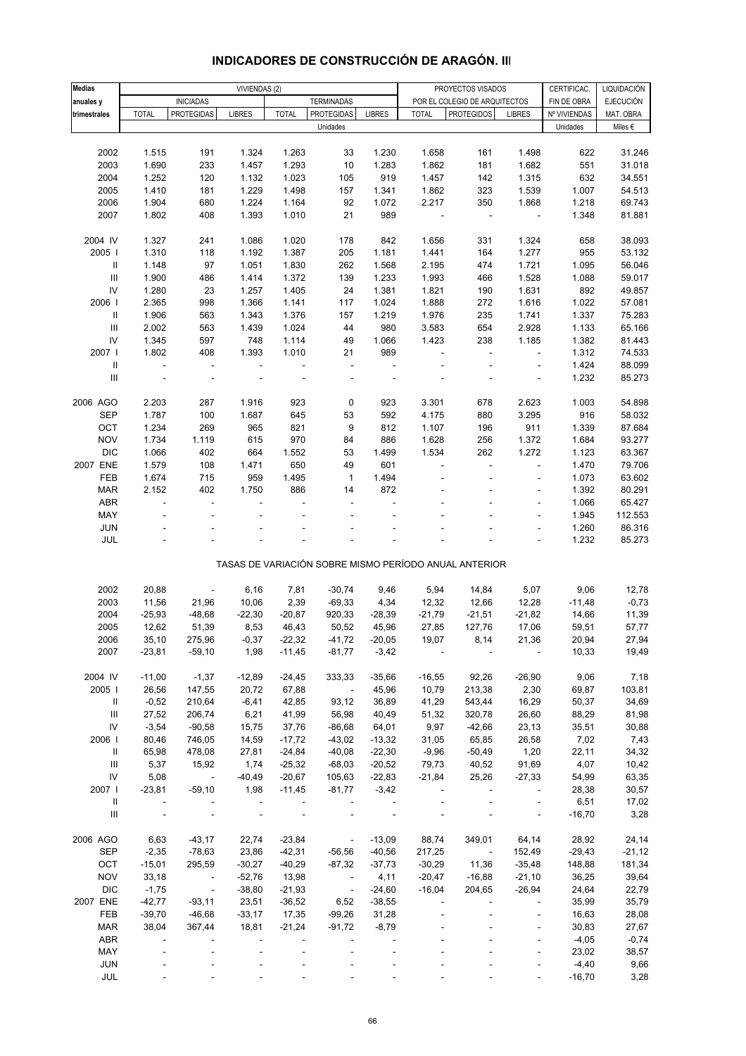# INDICADORES DE CONSTRUCCIÓN DE ARAGÓN. III

| Medias anuales y trimestrales | VIVIENDAS (2) | | | | | | PROYECTOS VISADOS POR EL COLEGIO DE ARQUITECTOS | | | CERTIFICAC. FIN DE OBRA | LIQUIDACIÓN EJECUCIÓN |
|---|---|---|---|---|---|---|---|---|---|---|---|
| | INICIADAS | | | TERMINADAS | | | | | | | |
| | TOTAL | PROTEGIDAS | LIBRES | TOTAL | PROTEGIDAS | LIBRES | TOTAL | PROTEGIDOS | LIBRES | Nº VIVIENDAS | MAT. OBRA |
| | Unidades | | | | | | | | | Unidades | Miles € |
| 2002 | 1.515 | 191 | 1.324 | 1.263 | 33 | 1.230 | 1.658 | 161 | 1.498 | 622 | 31.246 |
| 2003 | 1.690 | 233 | 1.457 | 1.293 | 10 | 1.283 | 1.862 | 181 | 1.682 | 551 | 31.018 |
| 2004 | 1.252 | 120 | 1.132 | 1.023 | 105 | 919 | 1.457 | 142 | 1.315 | 632 | 34.551 |
| 2005 | 1.410 | 181 | 1.229 | 1.498 | 157 | 1.341 | 1.862 | 323 | 1.539 | 1.007 | 54.513 |
| 2006 | 1.904 | 680 | 1.224 | 1.164 | 92 | 1.072 | 2.217 | 350 | 1.868 | 1.218 | 69.743 |
| 2007 | 1.802 | 408 | 1.393 | 1.010 | 21 | 989 | - | - | - | 1.348 | 81.881 |
| 2004 IV | 1.327 | 241 | 1.086 | 1.020 | 178 | 842 | 1.656 | 331 | 1.324 | 658 | 38.093 |
| 2005 I | 1.310 | 118 | 1.192 | 1.387 | 205 | 1.181 | 1.441 | 164 | 1.277 | 955 | 53.132 |
| II | 1.148 | 97 | 1.051 | 1.830 | 262 | 1.568 | 2.195 | 474 | 1.721 | 1.095 | 56.046 |
| III | 1.900 | 486 | 1.414 | 1.372 | 139 | 1.233 | 1.993 | 466 | 1.528 | 1.088 | 59.017 |
| IV | 1.280 | 23 | 1.257 | 1.405 | 24 | 1.381 | 1.821 | 190 | 1.631 | 892 | 49.857 |
| 2006 I | 2.365 | 998 | 1.366 | 1.141 | 117 | 1.024 | 1.888 | 272 | 1.616 | 1.022 | 57.081 |
| II | 1.906 | 563 | 1.343 | 1.376 | 157 | 1.219 | 1.976 | 235 | 1.741 | 1.337 | 75.283 |
| III | 2.002 | 563 | 1.439 | 1.024 | 44 | 980 | 3.583 | 654 | 2.928 | 1.133 | 65.166 |
| IV | 1.345 | 597 | 748 | 1.114 | 49 | 1.066 | 1.423 | 238 | 1.185 | 1.382 | 81.443 |
| 2007 I | 1.802 | 408 | 1.393 | 1.010 | 21 | 989 | - | - | - | 1.312 | 74.533 |
| II | - | - | - | - | - | - | - | - | - | 1.424 | 88.099 |
| III | - | - | - | - | - | - | - | - | - | 1.232 | 85.273 |
| 2006 AGO | 2.203 | 287 | 1.916 | 923 | 0 | 923 | 3.301 | 678 | 2.623 | 1.003 | 54.898 |
| SEP | 1.787 | 100 | 1.687 | 645 | 53 | 592 | 4.175 | 880 | 3.295 | 916 | 58.032 |
| OCT | 1.234 | 269 | 965 | 821 | 9 | 812 | 1.107 | 196 | 911 | 1.339 | 87.684 |
| NOV | 1.734 | 1.119 | 615 | 970 | 84 | 886 | 1.628 | 256 | 1.372 | 1.684 | 93.277 |
| DIC | 1.066 | 402 | 664 | 1.552 | 53 | 1.499 | 1.534 | 262 | 1.272 | 1.123 | 63.367 |
| 2007 ENE | 1.579 | 108 | 1.471 | 650 | 49 | 601 | - | - | - | 1.470 | 79.706 |
| FEB | 1.674 | 715 | 959 | 1.495 | 1 | 1.494 | - | - | - | 1.073 | 63.602 |
| MAR | 2.152 | 402 | 1.750 | 886 | 14 | 872 | - | - | - | 1.392 | 80.291 |
| ABR | - | - | - | - | - | - | - | - | - | 1.066 | 65.427 |
| MAY | - | - | - | - | - | - | - | - | - | 1.945 | 112.553 |
| JUN | - | - | - | - | - | - | - | - | - | 1.260 | 86.316 |
| JUL | - | - | - | - | - | - | - | - | - | 1.232 | 85.273 |
| TASAS DE VARIACIÓN SOBRE MISMO PERÍODO ANUAL ANTERIOR | | | | | | | | | | | |
| 2002 | 20,88 | - | 6,16 | 7,81 | -30,74 | 9,46 | 5,94 | 14,84 | 5,07 | 9,06 | 12,78 |
| 2003 | 11,56 | 21,96 | 10,06 | 2,39 | -69,33 | 4,34 | 12,32 | 12,66 | 12,28 | -11,48 | -0,73 |
| 2004 | -25,93 | -48,68 | -22,30 | -20,87 | 920,33 | -28,39 | -21,79 | -21,51 | -21,82 | 14,66 | 11,39 |
| 2005 | 12,62 | 51,39 | 8,53 | 46,43 | 50,52 | 45,96 | 27,85 | 127,76 | 17,06 | 59,51 | 57,77 |
| 2006 | 35,10 | 275,96 | -0,37 | -22,32 | -41,72 | -20,05 | 19,07 | 8,14 | 21,36 | 20,94 | 27,94 |
| 2007 | -23,81 | -59,10 | 1,98 | -11,45 | -81,77 | -3,42 | - | - | - | 10,33 | 19,49 |
| 2004 IV | -11,00 | -1,37 | -12,89 | -24,45 | 333,33 | -35,66 | -16,55 | 92,26 | -26,90 | 9,06 | 7,18 |
| 2005 I | 26,56 | 147,55 | 20,72 | 67,88 | - | 45,96 | 10,79 | 213,38 | 2,30 | 69,87 | 103,81 |
| II | -0,52 | 210,64 | -6,41 | 42,85 | 93,12 | 36,89 | 41,29 | 543,44 | 16,29 | 50,37 | 34,69 |
| III | 27,52 | 206,74 | 6,21 | 41,99 | 56,98 | 40,49 | 51,32 | 320,78 | 26,60 | 88,29 | 81,98 |
| IV | -3,54 | -90,58 | 15,75 | 37,76 | -86,68 | 64,01 | 9,97 | -42,66 | 23,13 | 35,51 | 30,88 |
| 2006 I | 80,46 | 746,05 | 14,59 | -17,72 | -43,02 | -13,32 | 31,05 | 65,85 | 26,58 | 7,02 | 7,43 |
| II | 65,98 | 478,08 | 27,81 | -24,84 | -40,08 | -22,30 | -9,96 | -50,49 | 1,20 | 22,11 | 34,32 |
| III | 5,37 | 15,92 | 1,74 | -25,32 | -68,03 | -20,52 | 79,73 | 40,52 | 91,69 | 4,07 | 10,42 |
| IV | 5,08 | - | -40,49 | -20,67 | 105,63 | -22,83 | -21,84 | 25,26 | -27,33 | 54,99 | 63,35 |
| 2007 I | -23,81 | -59,10 | 1,98 | -11,45 | -81,77 | -3,42 | - | - | - | 28,38 | 30,57 |
| II | - | - | - | - | - | - | - | - | - | 6,51 | 17,02 |
| III | - | - | - | - | - | - | - | - | - | -16,70 | 3,28 |
| 2006 AGO | 6,63 | -43,17 | 22,74 | -23,84 | - | -13,09 | 88,74 | 349,01 | 64,14 | 28,92 | 24,14 |
| SEP | -2,35 | -78,63 | 23,86 | -42,31 | -56,56 | -40,56 | 217,25 | - | 152,49 | -29,43 | -21,12 |
| OCT | -15,01 | 295,59 | -30,27 | -40,29 | -87,32 | -37,73 | -30,29 | 11,36 | -35,48 | 148,88 | 181,34 |
| NOV | 33,18 | - | -52,76 | 13,98 | - | 4,11 | -20,47 | -16,88 | -21,10 | 36,25 | 39,64 |
| DIC | -1,75 | - | -38,80 | -21,93 | - | -24,60 | -16,04 | 204,65 | -26,94 | 24,64 | 22,79 |
| 2007 ENE | -42,77 | -93,11 | 23,51 | -36,52 | 6,52 | -38,55 | - | - | - | 35,99 | 35,79 |
| FEB | -39,70 | -46,68 | -33,17 | 17,35 | -99,26 | 31,28 | - | - | - | 16,63 | 28,08 |
| MAR | 38,04 | 367,44 | 18,81 | -21,24 | -91,72 | -8,79 | - | - | - | 30,83 | 27,67 |
| ABR | - | - | - | - | - | - | - | - | - | -4,05 | -0,74 |
| MAY | - | - | - | - | - | - | - | - | - | 23,02 | 38,57 |
| JUN | - | - | - | - | - | - | - | - | - | -4,40 | 9,66 |
| JUL | - | - | - | - | - | - | - | - | - | -16,70 | 3,28 |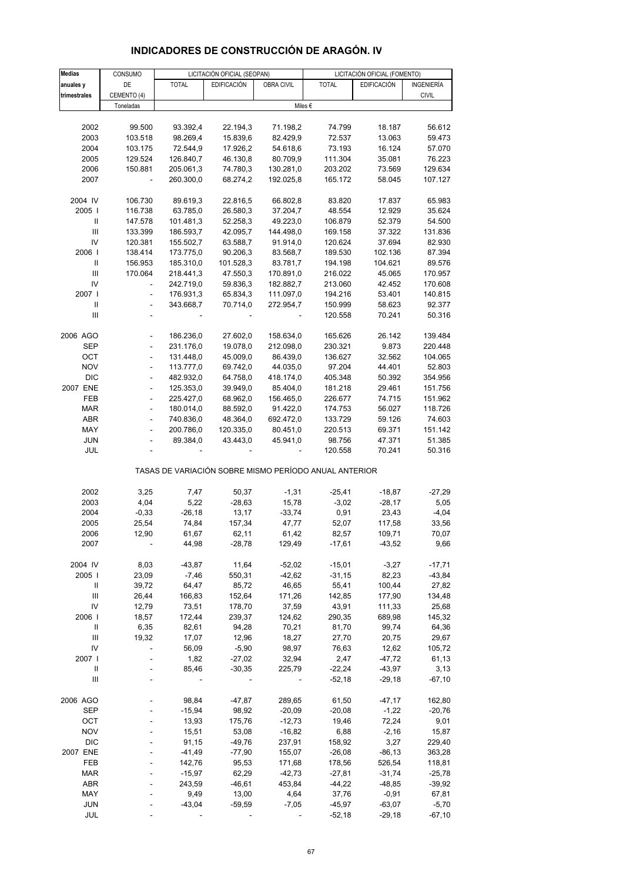# INDICADORES DE CONSTRUCCIÓN DE ARAGÓN. IV

| Medias anuales y trimestrales | CONSUMO DE CEMENTO (4) | LICITACIÓN OFICIAL (SEOPAN) | | | LICITACIÓN OFICIAL (FOMENTO) | | |
|---|---|---|---|---|---|---|---|
| | | TOTAL | EDIFICACIÓN | OBRA CIVIL | TOTAL | EDIFICACIÓN | INGENIERÍA CIVIL |
| | Toneladas | Miles € | | | | | |
| 2002 | 99.500 | 93.392,4 | 22.194,3 | 71.198,2 | 74.799 | 18.187 | 56.612 |
| 2003 | 103.518 | 98.269,4 | 15.839,6 | 82.429,9 | 72.537 | 13.063 | 59.473 |
| 2004 | 103.175 | 72.544,9 | 17.926,2 | 54.618,6 | 73.193 | 16.124 | 57.070 |
| 2005 | 129.524 | 126.840,7 | 46.130,8 | 80.709,9 | 111.304 | 35.081 | 76.223 |
| 2006 | 150.881 | 205.061,3 | 74.780,3 | 130.281,0 | 203.202 | 73.569 | 129.634 |
| 2007 | - | 260.300,0 | 68.274,2 | 192.025,8 | 165.172 | 58.045 | 107.127 |
| 2004 IV | 106.730 | 89.619,3 | 22.816,5 | 66.802,8 | 83.820 | 17.837 | 65.983 |
| 2005 I | 116.738 | 63.785,0 | 26.580,3 | 37.204,7 | 48.554 | 12.929 | 35.624 |
| II | 147.578 | 101.481,3 | 52.258,3 | 49.223,0 | 106.879 | 52.379 | 54.500 |
| III | 133.399 | 186.593,7 | 42.095,7 | 144.498,0 | 169.158 | 37.322 | 131.836 |
| IV | 120.381 | 155.502,7 | 63.588,7 | 91.914,0 | 120.624 | 37.694 | 82.930 |
| 2006 I | 138.414 | 173.775,0 | 90.206,3 | 83.568,7 | 189.530 | 102.136 | 87.394 |
| II | 156.953 | 185.310,0 | 101.528,3 | 83.781,7 | 194.198 | 104.621 | 89.576 |
| III | 170.064 | 218.441,3 | 47.550,3 | 170.891,0 | 216.022 | 45.065 | 170.957 |
| IV | - | 242.719,0 | 59.836,3 | 182.882,7 | 213.060 | 42.452 | 170.608 |
| 2007 I | - | 176.931,3 | 65.834,3 | 111.097,0 | 194.216 | 53.401 | 140.815 |
| II | - | 343.668,7 | 70.714,0 | 272.954,7 | 150.999 | 58.623 | 92.377 |
| III | - | - | - | - | 120.558 | 70.241 | 50.316 |
| 2006 AGO | - | 186.236,0 | 27.602,0 | 158.634,0 | 165.626 | 26.142 | 139.484 |
| SEP | - | 231.176,0 | 19.078,0 | 212.098,0 | 230.321 | 9.873 | 220.448 |
| OCT | - | 131.448,0 | 45.009,0 | 86.439,0 | 136.627 | 32.562 | 104.065 |
| NOV | - | 113.777,0 | 69.742,0 | 44.035,0 | 97.204 | 44.401 | 52.803 |
| DIC | - | 482.932,0 | 64.758,0 | 418.174,0 | 405.348 | 50.392 | 354.956 |
| 2007 ENE | - | 125.353,0 | 39.949,0 | 85.404,0 | 181.218 | 29.461 | 151.756 |
| FEB | - | 225.427,0 | 68.962,0 | 156.465,0 | 226.677 | 74.715 | 151.962 |
| MAR | - | 180.014,0 | 88.592,0 | 91.422,0 | 174.753 | 56.027 | 118.726 |
| ABR | - | 740.836,0 | 48.364,0 | 692.472,0 | 133.729 | 59.126 | 74.603 |
| MAY | - | 200.786,0 | 120.335,0 | 80.451,0 | 220.513 | 69.371 | 151.142 |
| JUN | - | 89.384,0 | 43.443,0 | 45.941,0 | 98.756 | 47.371 | 51.385 |
| JUL | - | - | - | - | 120.558 | 70.241 | 50.316 |
| | TASAS DE VARIACIÓN SOBRE MISMO PERÍODO ANUAL ANTERIOR | | | | | | |
| 2002 | 3,25 | 7,47 | 50,37 | -1,31 | -25,41 | -18,87 | -27,29 |
| 2003 | 4,04 | 5,22 | -28,63 | 15,78 | -3,02 | -28,17 | 5,05 |
| 2004 | -0,33 | -26,18 | 13,17 | -33,74 | 0,91 | 23,43 | -4,04 |
| 2005 | 25,54 | 74,84 | 157,34 | 47,77 | 52,07 | 117,58 | 33,56 |
| 2006 | 12,90 | 61,67 | 62,11 | 61,42 | 82,57 | 109,71 | 70,07 |
| 2007 | - | 44,98 | -28,78 | 129,49 | -17,61 | -43,52 | 9,66 |
| 2004 IV | 8,03 | -43,87 | 11,64 | -52,02 | -15,01 | -3,27 | -17,71 |
| 2005 I | 23,09 | -7,46 | 550,31 | -42,62 | -31,15 | 82,23 | -43,84 |
| II | 39,72 | 64,47 | 85,72 | 46,65 | 55,41 | 100,44 | 27,82 |
| III | 26,44 | 166,83 | 152,64 | 171,26 | 142,85 | 177,90 | 134,48 |
| IV | 12,79 | 73,51 | 178,70 | 37,59 | 43,91 | 111,33 | 25,68 |
| 2006 I | 18,57 | 172,44 | 239,37 | 124,62 | 290,35 | 689,98 | 145,32 |
| II | 6,35 | 82,61 | 94,28 | 70,21 | 81,70 | 99,74 | 64,36 |
| III | 19,32 | 17,07 | 12,96 | 18,27 | 27,70 | 20,75 | 29,67 |
| IV | - | 56,09 | -5,90 | 98,97 | 76,63 | 12,62 | 105,72 |
| 2007 I | - | 1,82 | -27,02 | 32,94 | 2,47 | -47,72 | 61,13 |
| II | - | 85,46 | -30,35 | 225,79 | -22,24 | -43,97 | 3,13 |
| III | - | - | - | - | -52,18 | -29,18 | -67,10 |
| 2006 AGO | - | 98,84 | -47,87 | 289,65 | 61,50 | -47,17 | 162,80 |
| SEP | - | -15,94 | 98,92 | -20,09 | -20,08 | -1,22 | -20,76 |
| OCT | - | 13,93 | 175,76 | -12,73 | 19,46 | 72,24 | 9,01 |
| NOV | - | 15,51 | 53,08 | -16,82 | 6,88 | -2,16 | 15,87 |
| DIC | - | 91,15 | -49,76 | 237,91 | 158,92 | 3,27 | 229,40 |
| 2007 ENE | - | -41,49 | -77,90 | 155,07 | -26,08 | -86,13 | 363,28 |
| FEB | - | 142,76 | 95,53 | 171,68 | 178,56 | 526,54 | 118,81 |
| MAR | - | -15,97 | 62,29 | -42,73 | -27,81 | -31,74 | -25,78 |
| ABR | - | 243,59 | -46,61 | 453,84 | -44,22 | -48,85 | -39,92 |
| MAY | - | 9,49 | 13,00 | 4,64 | 37,76 | -0,91 | 67,81 |
| JUN | - | -43,04 | -59,59 | -7,05 | -45,97 | -63,07 | -5,70 |
| JUL | - | - | - | - | -52,18 | -29,18 | -67,10 |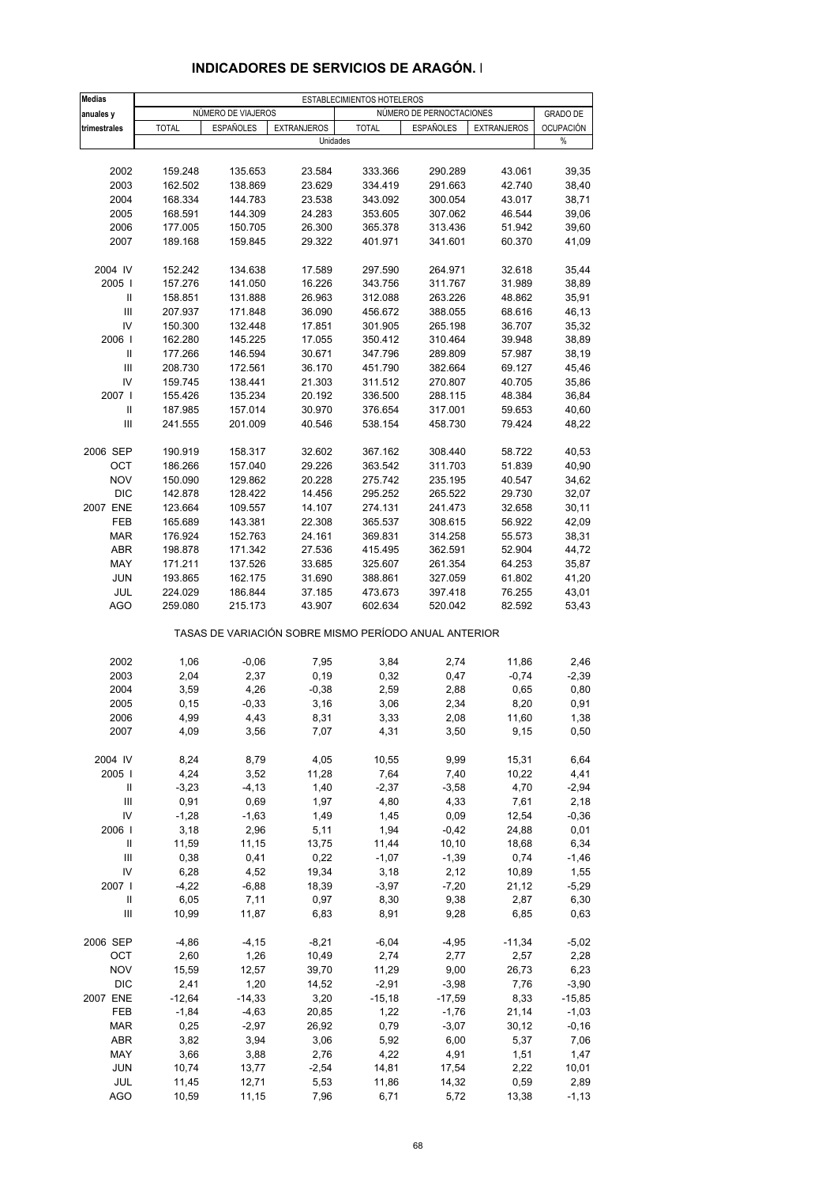## INDICADORES DE SERVICIOS DE ARAGÓN. I

| Medias anuales y trimestrales | ESTABLECIMIENTOS HOTELEROS | | | | | | |
|---|---|---|---|---|---|---|---|
| | NÚMERO DE VIAJEROS | | | NÚMERO DE PERNOCTACIONES | | | GRADO DE OCUPACIÓN |
| | TOTAL | ESPAÑOLES | EXTRANJEROS | TOTAL | ESPAÑOLES | EXTRANJEROS | |
| | Unidades | | | | | | % |
| 2002 | 159.248 | 135.653 | 23.584 | 333.366 | 290.289 | 43.061 | 39,35 |
| 2003 | 162.502 | 138.869 | 23.629 | 334.419 | 291.663 | 42.740 | 38,40 |
| 2004 | 168.334 | 144.783 | 23.538 | 343.092 | 300.054 | 43.017 | 38,71 |
| 2005 | 168.591 | 144.309 | 24.283 | 353.605 | 307.062 | 46.544 | 39,06 |
| 2006 | 177.005 | 150.705 | 26.300 | 365.378 | 313.436 | 51.942 | 39,60 |
| 2007 | 189.168 | 159.845 | 29.322 | 401.971 | 341.601 | 60.370 | 41,09 |
| 2004 IV | 152.242 | 134.638 | 17.589 | 297.590 | 264.971 | 32.618 | 35,44 |
| 2005 I | 157.276 | 141.050 | 16.226 | 343.756 | 311.767 | 31.989 | 38,89 |
| II | 158.851 | 131.888 | 26.963 | 312.088 | 263.226 | 48.862 | 35,91 |
| III | 207.937 | 171.848 | 36.090 | 456.672 | 388.055 | 68.616 | 46,13 |
| IV | 150.300 | 132.448 | 17.851 | 301.905 | 265.198 | 36.707 | 35,32 |
| 2006 I | 162.280 | 145.225 | 17.055 | 350.412 | 310.464 | 39.948 | 38,89 |
| II | 177.266 | 146.594 | 30.671 | 347.796 | 289.809 | 57.987 | 38,19 |
| III | 208.730 | 172.561 | 36.170 | 451.790 | 382.664 | 69.127 | 45,46 |
| IV | 159.745 | 138.441 | 21.303 | 311.512 | 270.807 | 40.705 | 35,86 |
| 2007 I | 155.426 | 135.234 | 20.192 | 336.500 | 288.115 | 48.384 | 36,84 |
| II | 187.985 | 157.014 | 30.970 | 376.654 | 317.001 | 59.653 | 40,60 |
| III | 241.555 | 201.009 | 40.546 | 538.154 | 458.730 | 79.424 | 48,22 |
| 2006 SEP | 190.919 | 158.317 | 32.602 | 367.162 | 308.440 | 58.722 | 40,53 |
| OCT | 186.266 | 157.040 | 29.226 | 363.542 | 311.703 | 51.839 | 40,90 |
| NOV | 150.090 | 129.862 | 20.228 | 275.742 | 235.195 | 40.547 | 34,62 |
| DIC | 142.878 | 128.422 | 14.456 | 295.252 | 265.522 | 29.730 | 32,07 |
| 2007 ENE | 123.664 | 109.557 | 14.107 | 274.131 | 241.473 | 32.658 | 30,11 |
| FEB | 165.689 | 143.381 | 22.308 | 365.537 | 308.615 | 56.922 | 42,09 |
| MAR | 176.924 | 152.763 | 24.161 | 369.831 | 314.258 | 55.573 | 38,31 |
| ABR | 198.878 | 171.342 | 27.536 | 415.495 | 362.591 | 52.904 | 44,72 |
| MAY | 171.211 | 137.526 | 33.685 | 325.607 | 261.354 | 64.253 | 35,87 |
| JUN | 193.865 | 162.175 | 31.690 | 388.861 | 327.059 | 61.802 | 41,20 |
| JUL | 224.029 | 186.844 | 37.185 | 473.673 | 397.418 | 76.255 | 43,01 |
| AGO | 259.080 | 215.173 | 43.907 | 602.634 | 520.042 | 82.592 | 53,43 |
| | TASAS DE VARIACIÓN SOBRE MISMO PERÍODO ANUAL ANTERIOR | | | | | | |
| 2002 | 1,06 | -0,06 | 7,95 | 3,84 | 2,74 | 11,86 | 2,46 |
| 2003 | 2,04 | 2,37 | 0,19 | 0,32 | 0,47 | -0,74 | -2,39 |
| 2004 | 3,59 | 4,26 | -0,38 | 2,59 | 2,88 | 0,65 | 0,80 |
| 2005 | 0,15 | -0,33 | 3,16 | 3,06 | 2,34 | 8,20 | 0,91 |
| 2006 | 4,99 | 4,43 | 8,31 | 3,33 | 2,08 | 11,60 | 1,38 |
| 2007 | 4,09 | 3,56 | 7,07 | 4,31 | 3,50 | 9,15 | 0,50 |
| 2004 IV | 8,24 | 8,79 | 4,05 | 10,55 | 9,99 | 15,31 | 6,64 |
| 2005 I | 4,24 | 3,52 | 11,28 | 7,64 | 7,40 | 10,22 | 4,41 |
| II | -3,23 | -4,13 | 1,40 | -2,37 | -3,58 | 4,70 | -2,94 |
| III | 0,91 | 0,69 | 1,97 | 4,80 | 4,33 | 7,61 | 2,18 |
| IV | -1,28 | -1,63 | 1,49 | 1,45 | 0,09 | 12,54 | -0,36 |
| 2006 I | 3,18 | 2,96 | 5,11 | 1,94 | -0,42 | 24,88 | 0,01 |
| II | 11,59 | 11,15 | 13,75 | 11,44 | 10,10 | 18,68 | 6,34 |
| III | 0,38 | 0,41 | 0,22 | -1,07 | -1,39 | 0,74 | -1,46 |
| IV | 6,28 | 4,52 | 19,34 | 3,18 | 2,12 | 10,89 | 1,55 |
| 2007 I | -4,22 | -6,88 | 18,39 | -3,97 | -7,20 | 21,12 | -5,29 |
| II | 6,05 | 7,11 | 0,97 | 8,30 | 9,38 | 2,87 | 6,30 |
| III | 10,99 | 11,87 | 6,83 | 8,91 | 9,28 | 6,85 | 0,63 |
| 2006 SEP | -4,86 | -4,15 | -8,21 | -6,04 | -4,95 | -11,34 | -5,02 |
| OCT | 2,60 | 1,26 | 10,49 | 2,74 | 2,77 | 2,57 | 2,28 |
| NOV | 15,59 | 12,57 | 39,70 | 11,29 | 9,00 | 26,73 | 6,23 |
| DIC | 2,41 | 1,20 | 14,52 | -2,91 | -3,98 | 7,76 | -3,90 |
| 2007 ENE | -12,64 | -14,33 | 3,20 | -15,18 | -17,59 | 8,33 | -15,85 |
| FEB | -1,84 | -4,63 | 20,85 | 1,22 | -1,76 | 21,14 | -1,03 |
| MAR | 0,25 | -2,97 | 26,92 | 0,79 | -3,07 | 30,12 | -0,16 |
| ABR | 3,82 | 3,94 | 3,06 | 5,92 | 6,00 | 5,37 | 7,06 |
| MAY | 3,66 | 3,88 | 2,76 | 4,22 | 4,91 | 1,51 | 1,47 |
| JUN | 10,74 | 13,77 | -2,54 | 14,81 | 17,54 | 2,22 | 10,01 |
| JUL | 11,45 | 12,71 | 5,53 | 11,86 | 14,32 | 0,59 | 2,89 |
| AGO | 10,59 | 11,15 | 7,96 | 6,71 | 5,72 | 13,38 | -1,13 |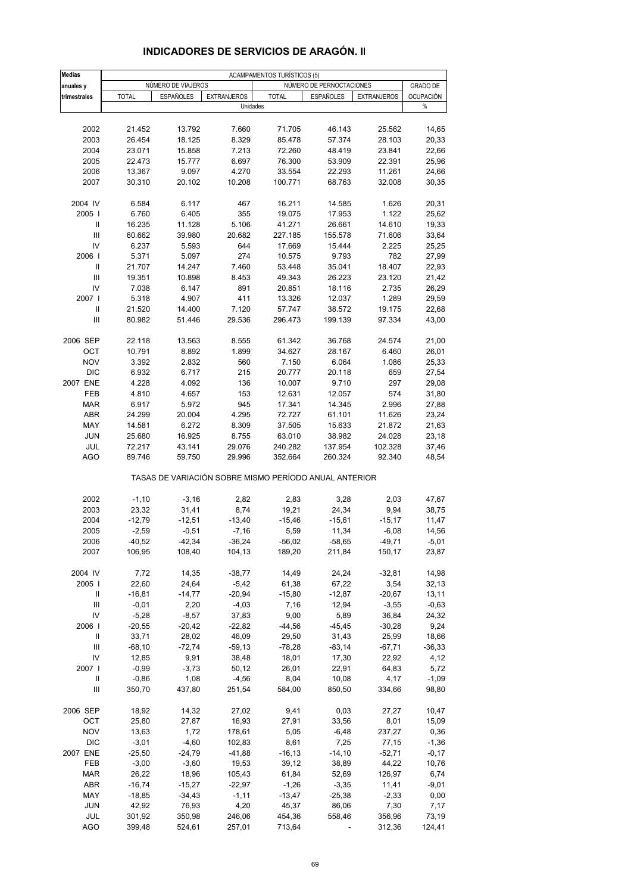# INDICADORES DE SERVICIOS DE ARAGÓN. II

| Medias anuales y trimestrales | ACAMPAMENTOS TURÍSTICOS (5) | | | | | | |
|---|---|---|---|---|---|---|---|
| | NÚMERO DE VIAJEROS | | | NÚMERO DE PERNOCTACIONES | | | GRADO DE OCUPACIÓN |
| | TOTAL | ESPAÑOLES | EXTRANJEROS | TOTAL | ESPAÑOLES | EXTRANJEROS | |
| | Unidades | | | | | | % |
| 2002 | 21.452 | 13.792 | 7.660 | 71.705 | 46.143 | 25.562 | 14,65 |
| 2003 | 26.454 | 18.125 | 8.329 | 85.478 | 57.374 | 28.103 | 20,33 |
| 2004 | 23.071 | 15.858 | 7.213 | 72.260 | 48.419 | 23.841 | 22,66 |
| 2005 | 22.473 | 15.777 | 6.697 | 76.300 | 53.909 | 22.391 | 25,96 |
| 2006 | 13.367 | 9.097 | 4.270 | 33.554 | 22.293 | 11.261 | 24,66 |
| 2007 | 30.310 | 20.102 | 10.208 | 100.771 | 68.763 | 32.008 | 30,35 |
| 2004 IV | 6.584 | 6.117 | 467 | 16.211 | 14.585 | 1.626 | 20,31 |
| 2005 I | 6.760 | 6.405 | 355 | 19.075 | 17.953 | 1.122 | 25,62 |
| II | 16.235 | 11.128 | 5.106 | 41.271 | 26.661 | 14.610 | 19,33 |
| III | 60.662 | 39.980 | 20.682 | 227.185 | 155.578 | 71.606 | 33,64 |
| IV | 6.237 | 5.593 | 644 | 17.669 | 15.444 | 2.225 | 25,25 |
| 2006 I | 5.371 | 5.097 | 274 | 10.575 | 9.793 | 782 | 27,99 |
| II | 21.707 | 14.247 | 7.460 | 53.448 | 35.041 | 18.407 | 22,93 |
| III | 19.351 | 10.898 | 8.453 | 49.343 | 26.223 | 23.120 | 21,42 |
| IV | 7.038 | 6.147 | 891 | 20.851 | 18.116 | 2.735 | 26,29 |
| 2007 I | 5.318 | 4.907 | 411 | 13.326 | 12.037 | 1.289 | 29,59 |
| II | 21.520 | 14.400 | 7.120 | 57.747 | 38.572 | 19.175 | 22,68 |
| III | 80.982 | 51.446 | 29.536 | 296.473 | 199.139 | 97.334 | 43,00 |
| 2006 SEP | 22.118 | 13.563 | 8.555 | 61.342 | 36.768 | 24.574 | 21,00 |
| OCT | 10.791 | 8.892 | 1.899 | 34.627 | 28.167 | 6.460 | 26,01 |
| NOV | 3.392 | 2.832 | 560 | 7.150 | 6.064 | 1.086 | 25,33 |
| DIC | 6.932 | 6.717 | 215 | 20.777 | 20.118 | 659 | 27,54 |
| 2007 ENE | 4.228 | 4.092 | 136 | 10.007 | 9.710 | 297 | 29,08 |
| FEB | 4.810 | 4.657 | 153 | 12.631 | 12.057 | 574 | 31,80 |
| MAR | 6.917 | 5.972 | 945 | 17.341 | 14.345 | 2.996 | 27,88 |
| ABR | 24.299 | 20.004 | 4.295 | 72.727 | 61.101 | 11.626 | 23,24 |
| MAY | 14.581 | 6.272 | 8.309 | 37.505 | 15.633 | 21.872 | 21,63 |
| JUN | 25.680 | 16.925 | 8.755 | 63.010 | 38.982 | 24.028 | 23,18 |
| JUL | 72.217 | 43.141 | 29.076 | 240.282 | 137.954 | 102.328 | 37,46 |
| AGO | 89.746 | 59.750 | 29.996 | 352.664 | 260.324 | 92.340 | 48,54 |
| | TASAS DE VARIACIÓN SOBRE MISMO PERÍODO ANUAL ANTERIOR | | | | | | |
| 2002 | -1,10 | -3,16 | 2,82 | 2,83 | 3,28 | 2,03 | 47,67 |
| 2003 | 23,32 | 31,41 | 8,74 | 19,21 | 24,34 | 9,94 | 38,75 |
| 2004 | -12,79 | -12,51 | -13,40 | -15,46 | -15,61 | -15,17 | 11,47 |
| 2005 | -2,59 | -0,51 | -7,16 | 5,59 | 11,34 | -6,08 | 14,56 |
| 2006 | -40,52 | -42,34 | -36,24 | -56,02 | -58,65 | -49,71 | -5,01 |
| 2007 | 106,95 | 108,40 | 104,13 | 189,20 | 211,84 | 150,17 | 23,87 |
| 2004 IV | 7,72 | 14,35 | -38,77 | 14,49 | 24,24 | -32,81 | 14,98 |
| 2005 I | 22,60 | 24,64 | -5,42 | 61,38 | 67,22 | 3,54 | 32,13 |
| II | -16,81 | -14,77 | -20,94 | -15,80 | -12,87 | -20,67 | 13,11 |
| III | -0,01 | 2,20 | -4,03 | 7,16 | 12,94 | -3,55 | -0,63 |
| IV | -5,28 | -8,57 | 37,83 | 9,00 | 5,89 | 36,84 | 24,32 |
| 2006 I | -20,55 | -20,42 | -22,82 | -44,56 | -45,45 | -30,28 | 9,24 |
| II | 33,71 | 28,02 | 46,09 | 29,50 | 31,43 | 25,99 | 18,66 |
| III | -68,10 | -72,74 | -59,13 | -78,28 | -83,14 | -67,71 | -36,33 |
| IV | 12,85 | 9,91 | 38,48 | 18,01 | 17,30 | 22,92 | 4,12 |
| 2007 I | -0,99 | -3,73 | 50,12 | 26,01 | 22,91 | 64,83 | 5,72 |
| II | -0,86 | 1,08 | -4,56 | 8,04 | 10,08 | 4,17 | -1,09 |
| III | 350,70 | 437,80 | 251,54 | 584,00 | 850,50 | 334,66 | 98,80 |
| 2006 SEP | 18,92 | 14,32 | 27,02 | 9,41 | 0,03 | 27,27 | 10,47 |
| OCT | 25,80 | 27,87 | 16,93 | 27,91 | 33,56 | 8,01 | 15,09 |
| NOV | 13,63 | 1,72 | 178,61 | 5,05 | -6,48 | 237,27 | 0,36 |
| DIC | -3,01 | -4,60 | 102,83 | 8,61 | 7,25 | 77,15 | -1,36 |
| 2007 ENE | -25,50 | -24,79 | -41,88 | -16,13 | -14,10 | -52,71 | -0,17 |
| FEB | -3,00 | -3,60 | 19,53 | 39,12 | 38,89 | 44,22 | 10,76 |
| MAR | 26,22 | 18,96 | 105,43 | 61,84 | 52,69 | 126,97 | 6,74 |
| ABR | -16,74 | -15,27 | -22,97 | -1,26 | -3,35 | 11,41 | -9,01 |
| MAY | -18,85 | -34,43 | -1,11 | -13,47 | -25,38 | -2,33 | 0,00 |
| JUN | 42,92 | 76,93 | 4,20 | 45,37 | 86,06 | 7,30 | 7,17 |
| JUL | 301,92 | 350,98 | 246,06 | 454,36 | 558,46 | 356,96 | 73,19 |
| AGO | 399,48 | 524,61 | 257,01 | 713,64 | - | 312,36 | 124,41 |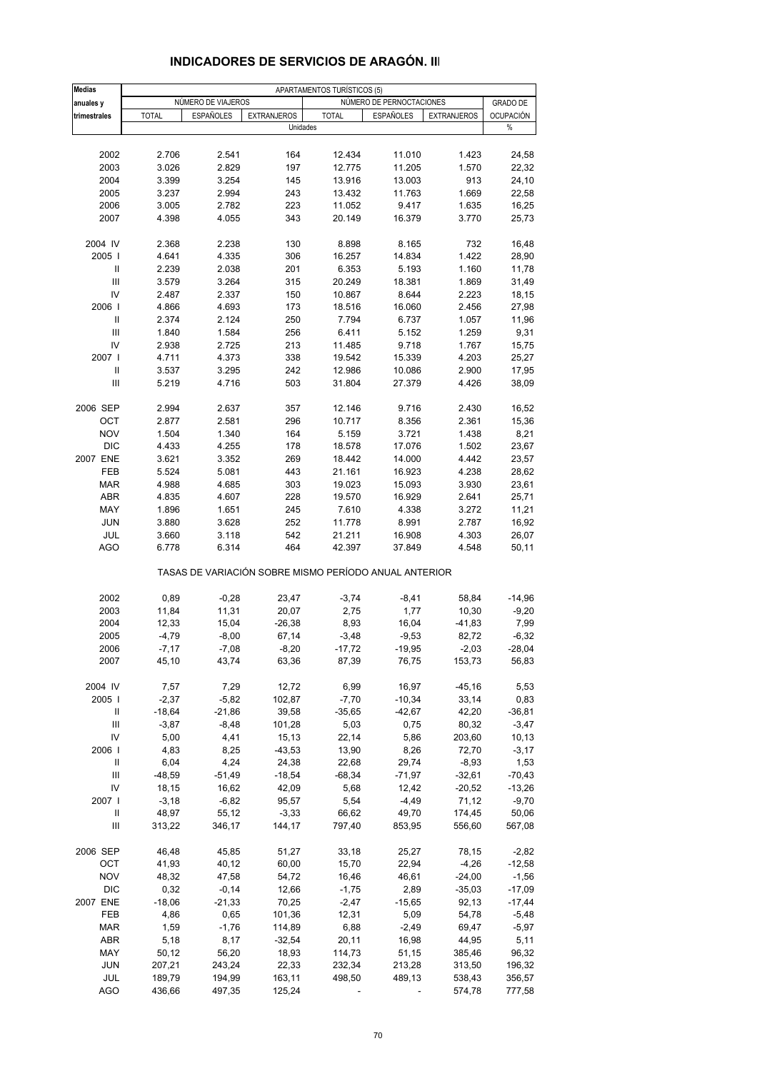## INDICADORES DE SERVICIOS DE ARAGÓN. III

| Medias anuales y trimestrales | APARTAMENTOS TURÍSTICOS (5) | | | | | | |
|---|---|---|---|---|---|---|---|
| | NÚMERO DE VIAJEROS | | | NÚMERO DE PERNOCTACIONES | | | GRADO DE OCUPACIÓN |
| | TOTAL | ESPAÑOLES | EXTRANJEROS | TOTAL | ESPAÑOLES | EXTRANJEROS | |
| | Unidades | | | | | | % |
| 2002 | 2.706 | 2.541 | 164 | 12.434 | 11.010 | 1.423 | 24,58 |
| 2003 | 3.026 | 2.829 | 197 | 12.775 | 11.205 | 1.570 | 22,32 |
| 2004 | 3.399 | 3.254 | 145 | 13.916 | 13.003 | 913 | 24,10 |
| 2005 | 3.237 | 2.994 | 243 | 13.432 | 11.763 | 1.669 | 22,58 |
| 2006 | 3.005 | 2.782 | 223 | 11.052 | 9.417 | 1.635 | 16,25 |
| 2007 | 4.398 | 4.055 | 343 | 20.149 | 16.379 | 3.770 | 25,73 |
| 2004 IV | 2.368 | 2.238 | 130 | 8.898 | 8.165 | 732 | 16,48 |
| 2005 I | 4.641 | 4.335 | 306 | 16.257 | 14.834 | 1.422 | 28,90 |
| II | 2.239 | 2.038 | 201 | 6.353 | 5.193 | 1.160 | 11,78 |
| III | 3.579 | 3.264 | 315 | 20.249 | 18.381 | 1.869 | 31,49 |
| IV | 2.487 | 2.337 | 150 | 10.867 | 8.644 | 2.223 | 18,15 |
| 2006 I | 4.866 | 4.693 | 173 | 18.516 | 16.060 | 2.456 | 27,98 |
| II | 2.374 | 2.124 | 250 | 7.794 | 6.737 | 1.057 | 11,96 |
| III | 1.840 | 1.584 | 256 | 6.411 | 5.152 | 1.259 | 9,31 |
| IV | 2.938 | 2.725 | 213 | 11.485 | 9.718 | 1.767 | 15,75 |
| 2007 I | 4.711 | 4.373 | 338 | 19.542 | 15.339 | 4.203 | 25,27 |
| II | 3.537 | 3.295 | 242 | 12.986 | 10.086 | 2.900 | 17,95 |
| III | 5.219 | 4.716 | 503 | 31.804 | 27.379 | 4.426 | 38,09 |
| 2006 SEP | 2.994 | 2.637 | 357 | 12.146 | 9.716 | 2.430 | 16,52 |
| OCT | 2.877 | 2.581 | 296 | 10.717 | 8.356 | 2.361 | 15,36 |
| NOV | 1.504 | 1.340 | 164 | 5.159 | 3.721 | 1.438 | 8,21 |
| DIC | 4.433 | 4.255 | 178 | 18.578 | 17.076 | 1.502 | 23,67 |
| 2007 ENE | 3.621 | 3.352 | 269 | 18.442 | 14.000 | 4.442 | 23,57 |
| FEB | 5.524 | 5.081 | 443 | 21.161 | 16.923 | 4.238 | 28,62 |
| MAR | 4.988 | 4.685 | 303 | 19.023 | 15.093 | 3.930 | 23,61 |
| ABR | 4.835 | 4.607 | 228 | 19.570 | 16.929 | 2.641 | 25,71 |
| MAY | 1.896 | 1.651 | 245 | 7.610 | 4.338 | 3.272 | 11,21 |
| JUN | 3.880 | 3.628 | 252 | 11.778 | 8.991 | 2.787 | 16,92 |
| JUL | 3.660 | 3.118 | 542 | 21.211 | 16.908 | 4.303 | 26,07 |
| AGO | 6.778 | 6.314 | 464 | 42.397 | 37.849 | 4.548 | 50,11 |
| | TASAS DE VARIACIÓN SOBRE MISMO PERÍODO ANUAL ANTERIOR | | | | | | |
| 2002 | 0,89 | -0,28 | 23,47 | -3,74 | -8,41 | 58,84 | -14,96 |
| 2003 | 11,84 | 11,31 | 20,07 | 2,75 | 1,77 | 10,30 | -9,20 |
| 2004 | 12,33 | 15,04 | -26,38 | 8,93 | 16,04 | -41,83 | 7,99 |
| 2005 | -4,79 | -8,00 | 67,14 | -3,48 | -9,53 | 82,72 | -6,32 |
| 2006 | -7,17 | -7,08 | -8,20 | -17,72 | -19,95 | -2,03 | -28,04 |
| 2007 | 45,10 | 43,74 | 63,36 | 87,39 | 76,75 | 153,73 | 56,83 |
| 2004 IV | 7,57 | 7,29 | 12,72 | 6,99 | 16,97 | -45,16 | 5,53 |
| 2005 I | -2,37 | -5,82 | 102,87 | -7,70 | -10,34 | 33,14 | 0,83 |
| II | -18,64 | -21,86 | 39,58 | -35,65 | -42,67 | 42,20 | -36,81 |
| III | -3,87 | -8,48 | 101,28 | 5,03 | 0,75 | 80,32 | -3,47 |
| IV | 5,00 | 4,41 | 15,13 | 22,14 | 5,86 | 203,60 | 10,13 |
| 2006 I | 4,83 | 8,25 | -43,53 | 13,90 | 8,26 | 72,70 | -3,17 |
| II | 6,04 | 4,24 | 24,38 | 22,68 | 29,74 | -8,93 | 1,53 |
| III | -48,59 | -51,49 | -18,54 | -68,34 | -71,97 | -32,61 | -70,43 |
| IV | 18,15 | 16,62 | 42,09 | 5,68 | 12,42 | -20,52 | -13,26 |
| 2007 I | -3,18 | -6,82 | 95,57 | 5,54 | -4,49 | 71,12 | -9,70 |
| II | 48,97 | 55,12 | -3,33 | 66,62 | 49,70 | 174,45 | 50,06 |
| III | 313,22 | 346,17 | 144,17 | 797,40 | 853,95 | 556,60 | 567,08 |
| 2006 SEP | 46,48 | 45,85 | 51,27 | 33,18 | 25,27 | 78,15 | -2,82 |
| OCT | 41,93 | 40,12 | 60,00 | 15,70 | 22,94 | -4,26 | -12,58 |
| NOV | 48,32 | 47,58 | 54,72 | 16,46 | 46,61 | -24,00 | -1,56 |
| DIC | 0,32 | -0,14 | 12,66 | -1,75 | 2,89 | -35,03 | -17,09 |
| 2007 ENE | -18,06 | -21,33 | 70,25 | -2,47 | -15,65 | 92,13 | -17,44 |
| FEB | 4,86 | 0,65 | 101,36 | 12,31 | 5,09 | 54,78 | -5,48 |
| MAR | 1,59 | -1,76 | 114,89 | 6,88 | -2,49 | 69,47 | -5,97 |
| ABR | 5,18 | 8,17 | -32,54 | 20,11 | 16,98 | 44,95 | 5,11 |
| MAY | 50,12 | 56,20 | 18,93 | 114,73 | 51,15 | 385,46 | 96,32 |
| JUN | 207,21 | 243,24 | 22,33 | 232,34 | 213,28 | 313,50 | 196,32 |
| JUL | 189,79 | 194,99 | 163,11 | 498,50 | 489,13 | 538,43 | 356,57 |
| AGO | 436,66 | 497,35 | 125,24 | - | - | 574,78 | 777,58 |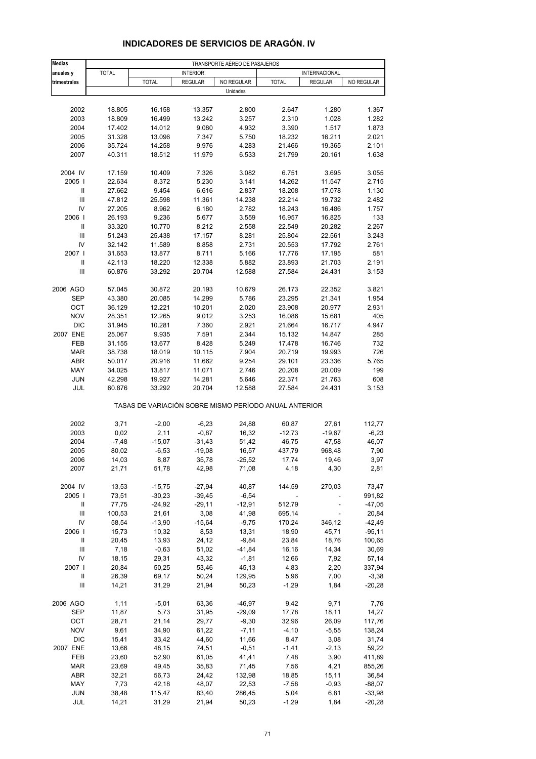# INDICADORES DE SERVICIOS DE ARAGÓN. IV

| Medias anuales y trimestrales | TRANSPORTE AÉREO DE PASAJEROS | | | | | | |
|---|---|---|---|---|---|---|---|
| | TOTAL | INTERIOR | | | INTERNACIONAL | | |
| | | TOTAL | REGULAR | NO REGULAR | TOTAL | REGULAR | NO REGULAR |
| | Unidades | | | | | | |
| 2002 | 18.805 | 16.158 | 13.357 | 2.800 | 2.647 | 1.280 | 1.367 |
| 2003 | 18.809 | 16.499 | 13.242 | 3.257 | 2.310 | 1.028 | 1.282 |
| 2004 | 17.402 | 14.012 | 9.080 | 4.932 | 3.390 | 1.517 | 1.873 |
| 2005 | 31.328 | 13.096 | 7.347 | 5.750 | 18.232 | 16.211 | 2.021 |
| 2006 | 35.724 | 14.258 | 9.976 | 4.283 | 21.466 | 19.365 | 2.101 |
| 2007 | 40.311 | 18.512 | 11.979 | 6.533 | 21.799 | 20.161 | 1.638 |
| 2004 IV | 17.159 | 10.409 | 7.326 | 3.082 | 6.751 | 3.695 | 3.055 |
| 2005 I | 22.634 | 8.372 | 5.230 | 3.141 | 14.262 | 11.547 | 2.715 |
| II | 27.662 | 9.454 | 6.616 | 2.837 | 18.208 | 17.078 | 1.130 |
| III | 47.812 | 25.598 | 11.361 | 14.238 | 22.214 | 19.732 | 2.482 |
| IV | 27.205 | 8.962 | 6.180 | 2.782 | 18.243 | 16.486 | 1.757 |
| 2006 I | 26.193 | 9.236 | 5.677 | 3.559 | 16.957 | 16.825 | 133 |
| II | 33.320 | 10.770 | 8.212 | 2.558 | 22.549 | 20.282 | 2.267 |
| III | 51.243 | 25.438 | 17.157 | 8.281 | 25.804 | 22.561 | 3.243 |
| IV | 32.142 | 11.589 | 8.858 | 2.731 | 20.553 | 17.792 | 2.761 |
| 2007 I | 31.653 | 13.877 | 8.711 | 5.166 | 17.776 | 17.195 | 581 |
| II | 42.113 | 18.220 | 12.338 | 5.882 | 23.893 | 21.703 | 2.191 |
| III | 60.876 | 33.292 | 20.704 | 12.588 | 27.584 | 24.431 | 3.153 |
| 2006 AGO | 57.045 | 30.872 | 20.193 | 10.679 | 26.173 | 22.352 | 3.821 |
| SEP | 43.380 | 20.085 | 14.299 | 5.786 | 23.295 | 21.341 | 1.954 |
| OCT | 36.129 | 12.221 | 10.201 | 2.020 | 23.908 | 20.977 | 2.931 |
| NOV | 28.351 | 12.265 | 9.012 | 3.253 | 16.086 | 15.681 | 405 |
| DIC | 31.945 | 10.281 | 7.360 | 2.921 | 21.664 | 16.717 | 4.947 |
| 2007 ENE | 25.067 | 9.935 | 7.591 | 2.344 | 15.132 | 14.847 | 285 |
| FEB | 31.155 | 13.677 | 8.428 | 5.249 | 17.478 | 16.746 | 732 |
| MAR | 38.738 | 18.019 | 10.115 | 7.904 | 20.719 | 19.993 | 726 |
| ABR | 50.017 | 20.916 | 11.662 | 9.254 | 29.101 | 23.336 | 5.765 |
| MAY | 34.025 | 13.817 | 11.071 | 2.746 | 20.208 | 20.009 | 199 |
| JUN | 42.298 | 19.927 | 14.281 | 5.646 | 22.371 | 21.763 | 608 |
| JUL | 60.876 | 33.292 | 20.704 | 12.588 | 27.584 | 24.431 | 3.153 |
| | TASAS DE VARIACIÓN SOBRE MISMO PERÍODO ANUAL ANTERIOR | | | | | | |
| 2002 | 3,71 | -2,00 | -6,23 | 24,88 | 60,87 | 27,61 | 112,77 |
| 2003 | 0,02 | 2,11 | -0,87 | 16,32 | -12,73 | -19,67 | -6,23 |
| 2004 | -7,48 | -15,07 | -31,43 | 51,42 | 46,75 | 47,58 | 46,07 |
| 2005 | 80,02 | -6,53 | -19,08 | 16,57 | 437,79 | 968,48 | 7,90 |
| 2006 | 14,03 | 8,87 | 35,78 | -25,52 | 17,74 | 19,46 | 3,97 |
| 2007 | 21,71 | 51,78 | 42,98 | 71,08 | 4,18 | 4,30 | 2,81 |
| 2004 IV | 13,53 | -15,75 | -27,94 | 40,87 | 144,59 | 270,03 | 73,47 |
| 2005 I | 73,51 | -30,23 | -39,45 | -6,54 | - | - | 991,82 |
| II | 77,75 | -24,92 | -29,11 | -12,91 | 512,79 | - | -47,05 |
| III | 100,53 | 21,61 | 3,08 | 41,98 | 695,14 | - | 20,84 |
| IV | 58,54 | -13,90 | -15,64 | -9,75 | 170,24 | 346,12 | -42,49 |
| 2006 I | 15,73 | 10,32 | 8,53 | 13,31 | 18,90 | 45,71 | -95,11 |
| II | 20,45 | 13,93 | 24,12 | -9,84 | 23,84 | 18,76 | 100,65 |
| III | 7,18 | -0,63 | 51,02 | -41,84 | 16,16 | 14,34 | 30,69 |
| IV | 18,15 | 29,31 | 43,32 | -1,81 | 12,66 | 7,92 | 57,14 |
| 2007 I | 20,84 | 50,25 | 53,46 | 45,13 | 4,83 | 2,20 | 337,94 |
| II | 26,39 | 69,17 | 50,24 | 129,95 | 5,96 | 7,00 | -3,38 |
| III | 14,21 | 31,29 | 21,94 | 50,23 | -1,29 | 1,84 | -20,28 |
| 2006 AGO | 1,11 | -5,01 | 63,36 | -46,97 | 9,42 | 9,71 | 7,76 |
| SEP | 11,87 | 5,73 | 31,95 | -29,09 | 17,78 | 18,11 | 14,27 |
| OCT | 28,71 | 21,14 | 29,77 | -9,30 | 32,96 | 26,09 | 117,76 |
| NOV | 9,61 | 34,90 | 61,22 | -7,11 | -4,10 | -5,55 | 138,24 |
| DIC | 15,41 | 33,42 | 44,60 | 11,66 | 8,47 | 3,08 | 31,74 |
| 2007 ENE | 13,66 | 48,15 | 74,51 | -0,51 | -1,41 | -2,13 | 59,22 |
| FEB | 23,60 | 52,90 | 61,05 | 41,41 | 7,48 | 3,90 | 411,89 |
| MAR | 23,69 | 49,45 | 35,83 | 71,45 | 7,56 | 4,21 | 855,26 |
| ABR | 32,21 | 56,73 | 24,42 | 132,98 | 18,85 | 15,11 | 36,84 |
| MAY | 7,73 | 42,18 | 48,07 | 22,53 | -7,58 | -0,93 | -88,07 |
| JUN | 38,48 | 115,47 | 83,40 | 286,45 | 5,04 | 6,81 | -33,98 |
| JUL | 14,21 | 31,29 | 21,94 | 50,23 | -1,29 | 1,84 | -20,28 |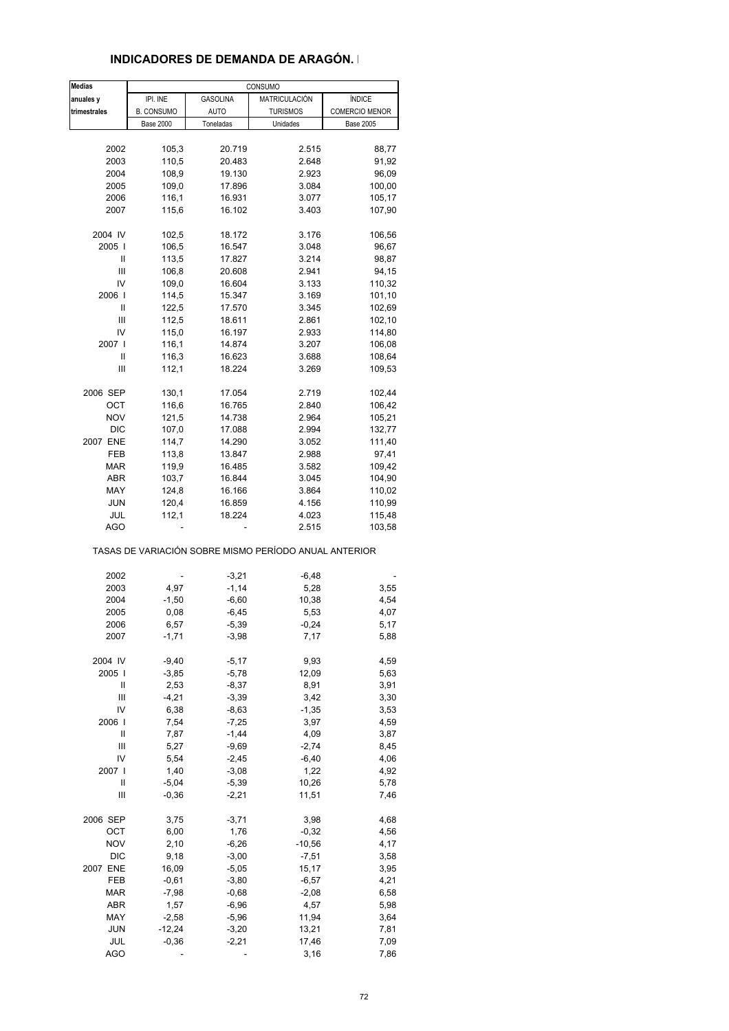## INDICADORES DE DEMANDA DE ARAGÓN.

| Medias anuales y trimestrales | CONSUMO | | | |
|---|---|---|---|---|
| | IPI. INE B. CONSUMO | GASOLINA AUTO | MATRICULACIÓN TURISMOS | ÍNDICE COMERCIO MENOR |
| | Base 2000 | Toneladas | Unidades | Base 2005 |
| 2002 | 105,3 | 20.719 | 2.515 | 88,77 |
| 2003 | 110,5 | 20.483 | 2.648 | 91,92 |
| 2004 | 108,9 | 19.130 | 2.923 | 96,09 |
| 2005 | 109,0 | 17.896 | 3.084 | 100,00 |
| 2006 | 116,1 | 16.931 | 3.077 | 105,17 |
| 2007 | 115,6 | 16.102 | 3.403 | 107,90 |
| 2004 IV | 102,5 | 18.172 | 3.176 | 106,56 |
| 2005 I | 106,5 | 16.547 | 3.048 | 96,67 |
| II | 113,5 | 17.827 | 3.214 | 98,87 |
| III | 106,8 | 20.608 | 2.941 | 94,15 |
| IV | 109,0 | 16.604 | 3.133 | 110,32 |
| 2006 I | 114,5 | 15.347 | 3.169 | 101,10 |
| II | 122,5 | 17.570 | 3.345 | 102,69 |
| III | 112,5 | 18.611 | 2.861 | 102,10 |
| IV | 115,0 | 16.197 | 2.933 | 114,80 |
| 2007 I | 116,1 | 14.874 | 3.207 | 106,08 |
| II | 116,3 | 16.623 | 3.688 | 108,64 |
| III | 112,1 | 18.224 | 3.269 | 109,53 |
| 2006 SEP | 130,1 | 17.054 | 2.719 | 102,44 |
| OCT | 116,6 | 16.765 | 2.840 | 106,42 |
| NOV | 121,5 | 14.738 | 2.964 | 105,21 |
| DIC | 107,0 | 17.088 | 2.994 | 132,77 |
| 2007 ENE | 114,7 | 14.290 | 3.052 | 111,40 |
| FEB | 113,8 | 13.847 | 2.988 | 97,41 |
| MAR | 119,9 | 16.485 | 3.582 | 109,42 |
| ABR | 103,7 | 16.844 | 3.045 | 104,90 |
| MAY | 124,8 | 16.166 | 3.864 | 110,02 |
| JUN | 120,4 | 16.859 | 4.156 | 110,99 |
| JUL | 112,1 | 18.224 | 4.023 | 115,48 |
| AGO | - | - | 2.515 | 103,58 |

TASAS DE VARIACIÓN SOBRE MISMO PERÍODO ANUAL ANTERIOR

| | IPI. INE B. CONSUMO | GASOLINA AUTO | MATRICULACIÓN TURISMOS | ÍNDICE COMERCIO MENOR |
|---|---|---|---|---|
| 2002 | - | -3,21 | -6,48 | - |
| 2003 | 4,97 | -1,14 | 5,28 | 3,55 |
| 2004 | -1,50 | -6,60 | 10,38 | 4,54 |
| 2005 | 0,08 | -6,45 | 5,53 | 4,07 |
| 2006 | 6,57 | -5,39 | -0,24 | 5,17 |
| 2007 | -1,71 | -3,98 | 7,17 | 5,88 |
| 2004 IV | -9,40 | -5,17 | 9,93 | 4,59 |
| 2005 I | -3,85 | -5,78 | 12,09 | 5,63 |
| II | 2,53 | -8,37 | 8,91 | 3,91 |
| III | -4,21 | -3,39 | 3,42 | 3,30 |
| IV | 6,38 | -8,63 | -1,35 | 3,53 |
| 2006 I | 7,54 | -7,25 | 3,97 | 4,59 |
| II | 7,87 | -1,44 | 4,09 | 3,87 |
| III | 5,27 | -9,69 | -2,74 | 8,45 |
| IV | 5,54 | -2,45 | -6,40 | 4,06 |
| 2007 I | 1,40 | -3,08 | 1,22 | 4,92 |
| II | -5,04 | -5,39 | 10,26 | 5,78 |
| III | -0,36 | -2,21 | 11,51 | 7,46 |
| 2006 SEP | 3,75 | -3,71 | 3,98 | 4,68 |
| OCT | 6,00 | 1,76 | -0,32 | 4,56 |
| NOV | 2,10 | -6,26 | -10,56 | 4,17 |
| DIC | 9,18 | -3,00 | -7,51 | 3,58 |
| 2007 ENE | 16,09 | -5,05 | 15,17 | 3,95 |
| FEB | -0,61 | -3,80 | -6,57 | 4,21 |
| MAR | -7,98 | -0,68 | -2,08 | 6,58 |
| ABR | 1,57 | -6,96 | 4,57 | 5,98 |
| MAY | -2,58 | -5,96 | 11,94 | 3,64 |
| JUN | -12,24 | -3,20 | 13,21 | 7,81 |
| JUL | -0,36 | -2,21 | 17,46 | 7,09 |
| AGO | - | - | 3,16 | 7,86 |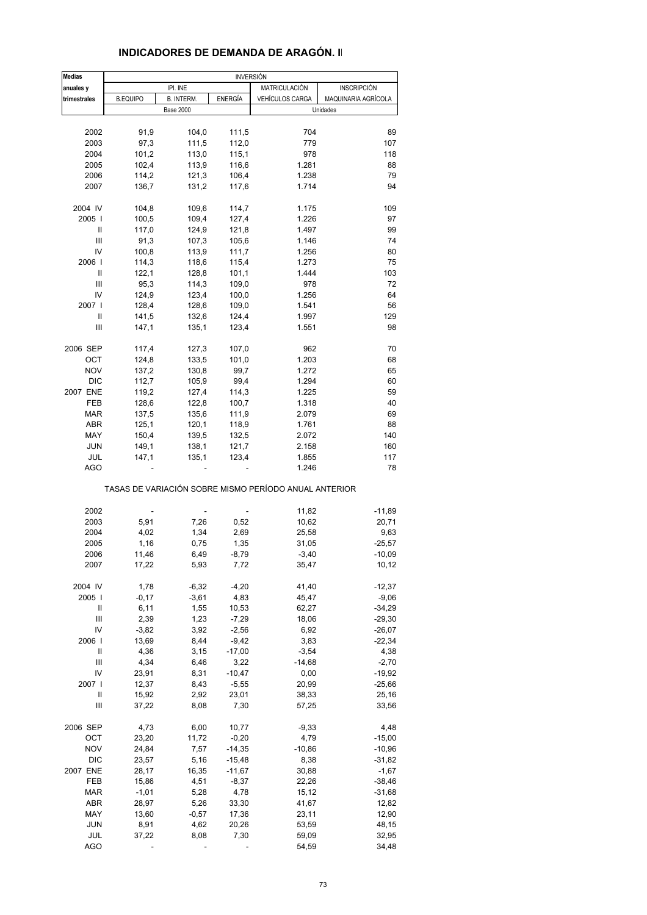## INDICADORES DE DEMANDA DE ARAGÓN. I

| Medias anuales y trimestrales | INVERSIÓN | | | | |
|---|---|---|---|---|---|
| | IPI. INE | | | MATRICULACIÓN | INSCRIPCIÓN |
| | B.EQUIPO | B. INTERM. | ENERGÍA | VEHÍCULOS CARGA | MAQUINARIA AGRÍCOLA |
| | Base 2000 | | | Unidades | |
| 2002 | 91,9 | 104,0 | 111,5 | 704 | 89 |
| 2003 | 97,3 | 111,5 | 112,0 | 779 | 107 |
| 2004 | 101,2 | 113,0 | 115,1 | 978 | 118 |
| 2005 | 102,4 | 113,9 | 116,6 | 1.281 | 88 |
| 2006 | 114,2 | 121,3 | 106,4 | 1.238 | 79 |
| 2007 | 136,7 | 131,2 | 117,6 | 1.714 | 94 |
| 2004 IV | 104,8 | 109,6 | 114,7 | 1.175 | 109 |
| 2005 I | 100,5 | 109,4 | 127,4 | 1.226 | 97 |
| II | 117,0 | 124,9 | 121,8 | 1.497 | 99 |
| III | 91,3 | 107,3 | 105,6 | 1.146 | 74 |
| IV | 100,8 | 113,9 | 111,7 | 1.256 | 80 |
| 2006 I | 114,3 | 118,6 | 115,4 | 1.273 | 75 |
| II | 122,1 | 128,8 | 101,1 | 1.444 | 103 |
| III | 95,3 | 114,3 | 109,0 | 978 | 72 |
| IV | 124,9 | 123,4 | 100,0 | 1.256 | 64 |
| 2007 I | 128,4 | 128,6 | 109,0 | 1.541 | 56 |
| II | 141,5 | 132,6 | 124,4 | 1.997 | 129 |
| III | 147,1 | 135,1 | 123,4 | 1.551 | 98 |
| 2006 SEP | 117,4 | 127,3 | 107,0 | 962 | 70 |
| OCT | 124,8 | 133,5 | 101,0 | 1.203 | 68 |
| NOV | 137,2 | 130,8 | 99,7 | 1.272 | 65 |
| DIC | 112,7 | 105,9 | 99,4 | 1.294 | 60 |
| 2007 ENE | 119,2 | 127,4 | 114,3 | 1.225 | 59 |
| FEB | 128,6 | 122,8 | 100,7 | 1.318 | 40 |
| MAR | 137,5 | 135,6 | 111,9 | 2.079 | 69 |
| ABR | 125,1 | 120,1 | 118,9 | 1.761 | 88 |
| MAY | 150,4 | 139,5 | 132,5 | 2.072 | 140 |
| JUN | 149,1 | 138,1 | 121,7 | 2.158 | 160 |
| JUL | 147,1 | 135,1 | 123,4 | 1.855 | 117 |
| AGO | - | - | - | 1.246 | 78 |

TASAS DE VARIACIÓN SOBRE MISMO PERÍODO ANUAL ANTERIOR

| | B.EQUIPO | B. INTERM. | ENERGÍA | VEHÍCULOS CARGA | MAQUINARIA AGRÍCOLA |
|---|---|---|---|---|---|
| 2002 | - | - | - | 11,82 | -11,89 |
| 2003 | 5,91 | 7,26 | 0,52 | 10,62 | 20,71 |
| 2004 | 4,02 | 1,34 | 2,69 | 25,58 | 9,63 |
| 2005 | 1,16 | 0,75 | 1,35 | 31,05 | -25,57 |
| 2006 | 11,46 | 6,49 | -8,79 | -3,40 | -10,09 |
| 2007 | 17,22 | 5,93 | 7,72 | 35,47 | 10,12 |
| 2004 IV | 1,78 | -6,32 | -4,20 | 41,40 | -12,37 |
| 2005 I | -0,17 | -3,61 | 4,83 | 45,47 | -9,06 |
| II | 6,11 | 1,55 | 10,53 | 62,27 | -34,29 |
| III | 2,39 | 1,23 | -7,29 | 18,06 | -29,30 |
| IV | -3,82 | 3,92 | -2,56 | 6,92 | -26,07 |
| 2006 I | 13,69 | 8,44 | -9,42 | 3,83 | -22,34 |
| II | 4,36 | 3,15 | -17,00 | -3,54 | 4,38 |
| III | 4,34 | 6,46 | 3,22 | -14,68 | -2,70 |
| IV | 23,91 | 8,31 | -10,47 | 0,00 | -19,92 |
| 2007 I | 12,37 | 8,43 | -5,55 | 20,99 | -25,66 |
| II | 15,92 | 2,92 | 23,01 | 38,33 | 25,16 |
| III | 37,22 | 8,08 | 7,30 | 57,25 | 33,56 |
| 2006 SEP | 4,73 | 6,00 | 10,77 | -9,33 | 4,48 |
| OCT | 23,20 | 11,72 | -0,20 | 4,79 | -15,00 |
| NOV | 24,84 | 7,57 | -14,35 | -10,86 | -10,96 |
| DIC | 23,57 | 5,16 | -15,48 | 8,38 | -31,82 |
| 2007 ENE | 28,17 | 16,35 | -11,67 | 30,88 | -1,67 |
| FEB | 15,86 | 4,51 | -8,37 | 22,26 | -38,46 |
| MAR | -1,01 | 5,28 | 4,78 | 15,12 | -31,68 |
| ABR | 28,97 | 5,26 | 33,30 | 41,67 | 12,82 |
| MAY | 13,60 | -0,57 | 17,36 | 23,11 | 12,90 |
| JUN | 8,91 | 4,62 | 20,26 | 53,59 | 48,15 |
| JUL | 37,22 | 8,08 | 7,30 | 59,09 | 32,95 |
| AGO | - | - | - | 54,59 | 34,48 |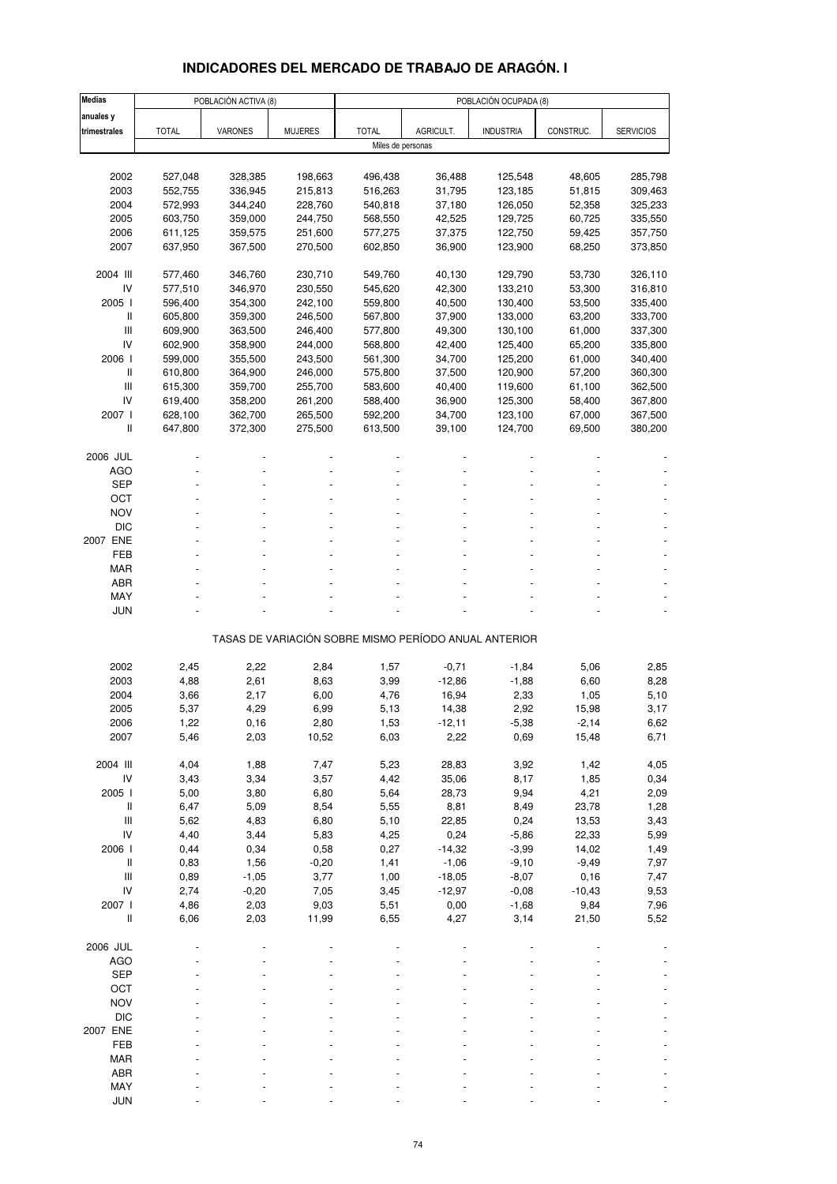## INDICADORES DEL MERCADO DE TRABAJO DE ARAGÓN. I

| Medias anuales y trimestrales | POBLACIÓN ACTIVA (8) | | | POBLACIÓN OCUPADA (8) | | | | |
|---|---|---|---|---|---|---|---|---|
| | TOTAL | VARONES | MUJERES | TOTAL | AGRICULT. | INDUSTRIA | CONSTRUC. | SERVICIOS |
| | Miles de personas | | | | | | | |
| 2002 | 527,048 | 328,385 | 198,663 | 496,438 | 36,488 | 125,548 | 48,605 | 285,798 |
| 2003 | 552,755 | 336,945 | 215,813 | 516,263 | 31,795 | 123,185 | 51,815 | 309,463 |
| 2004 | 572,993 | 344,240 | 228,760 | 540,818 | 37,180 | 126,050 | 52,358 | 325,233 |
| 2005 | 603,750 | 359,000 | 244,750 | 568,550 | 42,525 | 129,725 | 60,725 | 335,550 |
| 2006 | 611,125 | 359,575 | 251,600 | 577,275 | 37,375 | 122,750 | 59,425 | 357,750 |
| 2007 | 637,950 | 367,500 | 270,500 | 602,850 | 36,900 | 123,900 | 68,250 | 373,850 |
| 2004 III | 577,460 | 346,760 | 230,710 | 549,760 | 40,130 | 129,790 | 53,730 | 326,110 |
| IV | 577,510 | 346,970 | 230,550 | 545,620 | 42,300 | 133,210 | 53,300 | 316,810 |
| 2005 I | 596,400 | 354,300 | 242,100 | 559,800 | 40,500 | 130,400 | 53,500 | 335,400 |
| II | 605,800 | 359,300 | 246,500 | 567,800 | 37,900 | 133,000 | 63,200 | 333,700 |
| III | 609,900 | 363,500 | 246,400 | 577,800 | 49,300 | 130,100 | 61,000 | 337,300 |
| IV | 602,900 | 358,900 | 244,000 | 568,800 | 42,400 | 125,400 | 65,200 | 335,800 |
| 2006 I | 599,000 | 355,500 | 243,500 | 561,300 | 34,700 | 125,200 | 61,000 | 340,400 |
| II | 610,800 | 364,900 | 246,000 | 575,800 | 37,500 | 120,900 | 57,200 | 360,300 |
| III | 615,300 | 359,700 | 255,700 | 583,600 | 40,400 | 119,600 | 61,100 | 362,500 |
| IV | 619,400 | 358,200 | 261,200 | 588,400 | 36,900 | 125,300 | 58,400 | 367,800 |
| 2007 I | 628,100 | 362,700 | 265,500 | 592,200 | 34,700 | 123,100 | 67,000 | 367,500 |
| II | 647,800 | 372,300 | 275,500 | 613,500 | 39,100 | 124,700 | 69,500 | 380,200 |
| 2006 JUL | - | - | - | - | - | - | - | - |
| AGO | - | - | - | - | - | - | - | - |
| SEP | - | - | - | - | - | - | - | - |
| OCT | - | - | - | - | - | - | - | - |
| NOV | - | - | - | - | - | - | - | - |
| DIC | - | - | - | - | - | - | - | - |
| 2007 ENE | - | - | - | - | - | - | - | - |
| FEB | - | - | - | - | - | - | - | - |
| MAR | - | - | - | - | - | - | - | - |
| ABR | - | - | - | - | - | - | - | - |
| MAY | - | - | - | - | - | - | - | - |
| JUN | - | - | - | - | - | - | - | - |
| | TASAS DE VARIACIÓN SOBRE MISMO PERÍODO ANUAL ANTERIOR | | | | | | | |
| 2002 | 2,45 | 2,22 | 2,84 | 1,57 | -0,71 | -1,84 | 5,06 | 2,85 |
| 2003 | 4,88 | 2,61 | 8,63 | 3,99 | -12,86 | -1,88 | 6,60 | 8,28 |
| 2004 | 3,66 | 2,17 | 6,00 | 4,76 | 16,94 | 2,33 | 1,05 | 5,10 |
| 2005 | 5,37 | 4,29 | 6,99 | 5,13 | 14,38 | 2,92 | 15,98 | 3,17 |
| 2006 | 1,22 | 0,16 | 2,80 | 1,53 | -12,11 | -5,38 | -2,14 | 6,62 |
| 2007 | 5,46 | 2,03 | 10,52 | 6,03 | 2,22 | 0,69 | 15,48 | 6,71 |
| 2004 III | 4,04 | 1,88 | 7,47 | 5,23 | 28,83 | 3,92 | 1,42 | 4,05 |
| IV | 3,43 | 3,34 | 3,57 | 4,42 | 35,06 | 8,17 | 1,85 | 0,34 |
| 2005 I | 5,00 | 3,80 | 6,80 | 5,64 | 28,73 | 9,94 | 4,21 | 2,09 |
| II | 6,47 | 5,09 | 8,54 | 5,55 | 8,81 | 8,49 | 23,78 | 1,28 |
| III | 5,62 | 4,83 | 6,80 | 5,10 | 22,85 | 0,24 | 13,53 | 3,43 |
| IV | 4,40 | 3,44 | 5,83 | 4,25 | 0,24 | -5,86 | 22,33 | 5,99 |
| 2006 I | 0,44 | 0,34 | 0,58 | 0,27 | -14,32 | -3,99 | 14,02 | 1,49 |
| II | 0,83 | 1,56 | -0,20 | 1,41 | -1,06 | -9,10 | -9,49 | 7,97 |
| III | 0,89 | -1,05 | 3,77 | 1,00 | -18,05 | -8,07 | 0,16 | 7,47 |
| IV | 2,74 | -0,20 | 7,05 | 3,45 | -12,97 | -0,08 | -10,43 | 9,53 |
| 2007 I | 4,86 | 2,03 | 9,03 | 5,51 | 0,00 | -1,68 | 9,84 | 7,96 |
| II | 6,06 | 2,03 | 11,99 | 6,55 | 4,27 | 3,14 | 21,50 | 5,52 |
| 2006 JUL | - | - | - | - | - | - | - | - |
| AGO | - | - | - | - | - | - | - | - |
| SEP | - | - | - | - | - | - | - | - |
| OCT | - | - | - | - | - | - | - | - |
| NOV | - | - | - | - | - | - | - | - |
| DIC | - | - | - | - | - | - | - | - |
| 2007 ENE | - | - | - | - | - | - | - | - |
| FEB | - | - | - | - | - | - | - | - |
| MAR | - | - | - | - | - | - | - | - |
| ABR | - | - | - | - | - | - | - | - |
| MAY | - | - | - | - | - | - | - | - |
| JUN | - | - | - | - | - | - | - | - |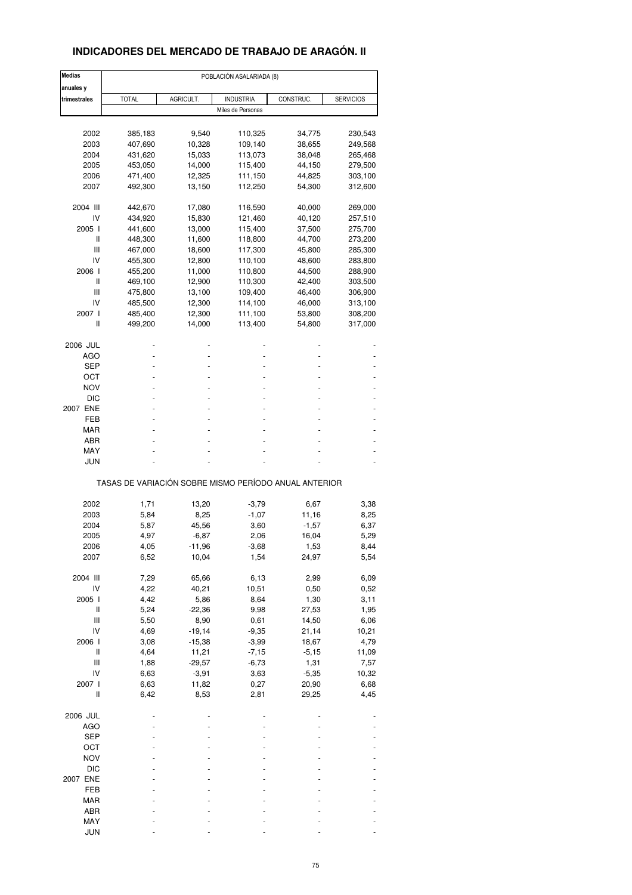## INDICADORES DEL MERCADO DE TRABAJO DE ARAGÓN. II

| Medias anuales y trimestrales | POBLACIÓN ASALARIADA (8) | | | | |
|---|---|---|---|---|---|
| | TOTAL | AGRICULT. | INDUSTRIA | CONSTRUC. | SERVICIOS |
| | Miles de Personas | | | | |
| 2002 | 385,183 | 9,540 | 110,325 | 34,775 | 230,543 |
| 2003 | 407,690 | 10,328 | 109,140 | 38,655 | 249,568 |
| 2004 | 431,620 | 15,033 | 113,073 | 38,048 | 265,468 |
| 2005 | 453,050 | 14,000 | 115,400 | 44,150 | 279,500 |
| 2006 | 471,400 | 12,325 | 111,150 | 44,825 | 303,100 |
| 2007 | 492,300 | 13,150 | 112,250 | 54,300 | 312,600 |
| 2004 III | 442,670 | 17,080 | 116,590 | 40,000 | 269,000 |
| IV | 434,920 | 15,830 | 121,460 | 40,120 | 257,510 |
| 2005 I | 441,600 | 13,000 | 115,400 | 37,500 | 275,700 |
| II | 448,300 | 11,600 | 118,800 | 44,700 | 273,200 |
| III | 467,000 | 18,600 | 117,300 | 45,800 | 285,300 |
| IV | 455,300 | 12,800 | 110,100 | 48,600 | 283,800 |
| 2006 I | 455,200 | 11,000 | 110,800 | 44,500 | 288,900 |
| II | 469,100 | 12,900 | 110,300 | 42,400 | 303,500 |
| III | 475,800 | 13,100 | 109,400 | 46,400 | 306,900 |
| IV | 485,500 | 12,300 | 114,100 | 46,000 | 313,100 |
| 2007 I | 485,400 | 12,300 | 111,100 | 53,800 | 308,200 |
| II | 499,200 | 14,000 | 113,400 | 54,800 | 317,000 |
| 2006 JUL | - | - | - | - | - |
| AGO | - | - | - | - | - |
| SEP | - | - | - | - | - |
| OCT | - | - | - | - | - |
| NOV | - | - | - | - | - |
| DIC | - | - | - | - | - |
| 2007 ENE | - | - | - | - | - |
| FEB | - | - | - | - | - |
| MAR | - | - | - | - | - |
| ABR | - | - | - | - | - |
| MAY | - | - | - | - | - |
| JUN | - | - | - | - | - |
| | TASAS DE VARIACIÓN SOBRE MISMO PERÍODO ANUAL ANTERIOR | | | | |
| 2002 | 1,71 | 13,20 | -3,79 | 6,67 | 3,38 |
| 2003 | 5,84 | 8,25 | -1,07 | 11,16 | 8,25 |
| 2004 | 5,87 | 45,56 | 3,60 | -1,57 | 6,37 |
| 2005 | 4,97 | -6,87 | 2,06 | 16,04 | 5,29 |
| 2006 | 4,05 | -11,96 | -3,68 | 1,53 | 8,44 |
| 2007 | 6,52 | 10,04 | 1,54 | 24,97 | 5,54 |
| 2004 III | 7,29 | 65,66 | 6,13 | 2,99 | 6,09 |
| IV | 4,22 | 40,21 | 10,51 | 0,50 | 0,52 |
| 2005 I | 4,42 | 5,86 | 8,64 | 1,30 | 3,11 |
| II | 5,24 | -22,36 | 9,98 | 27,53 | 1,95 |
| III | 5,50 | 8,90 | 0,61 | 14,50 | 6,06 |
| IV | 4,69 | -19,14 | -9,35 | 21,14 | 10,21 |
| 2006 I | 3,08 | -15,38 | -3,99 | 18,67 | 4,79 |
| II | 4,64 | 11,21 | -7,15 | -5,15 | 11,09 |
| III | 1,88 | -29,57 | -6,73 | 1,31 | 7,57 |
| IV | 6,63 | -3,91 | 3,63 | -5,35 | 10,32 |
| 2007 I | 6,63 | 11,82 | 0,27 | 20,90 | 6,68 |
| II | 6,42 | 8,53 | 2,81 | 29,25 | 4,45 |
| 2006 JUL | - | - | - | - | - |
| AGO | - | - | - | - | - |
| SEP | - | - | - | - | - |
| OCT | - | - | - | - | - |
| NOV | - | - | - | - | - |
| DIC | - | - | - | - | - |
| 2007 ENE | - | - | - | - | - |
| FEB | - | - | - | - | - |
| MAR | - | - | - | - | - |
| ABR | - | - | - | - | - |
| MAY | - | - | - | - | - |
| JUN | - | - | - | - | - |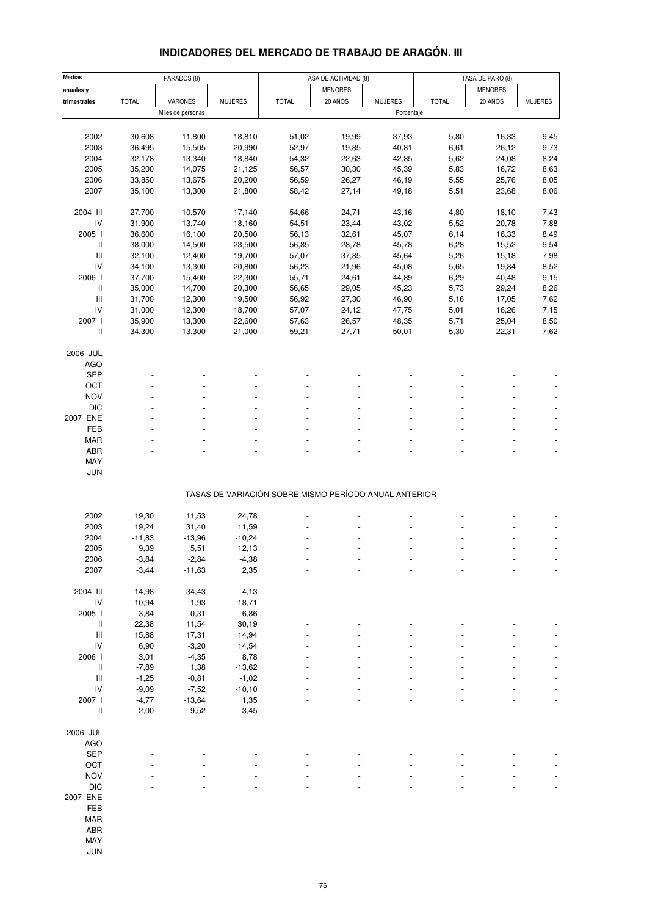## INDICADORES DEL MERCADO DE TRABAJO DE ARAGÓN. III

| Medias anuales y trimestrales | PARADOS (8) | | | TASA DE ACTIVIDAD (8) | | | TASA DE PARO (8) | | |
|---|---|---|---|---|---|---|---|---|---|
| | TOTAL | VARONES | MUJERES | TOTAL | MENORES 20 AÑOS | MUJERES | TOTAL | MENORES 20 AÑOS | MUJERES |
| | Miles de personas | | | Porcentaje | | | | | |
| 2002 | 30,608 | 11,800 | 18,810 | 51,02 | 19,99 | 37,93 | 5,80 | 16,33 | 9,45 |
| 2003 | 36,495 | 15,505 | 20,990 | 52,97 | 19,85 | 40,81 | 6,61 | 26,12 | 9,73 |
| 2004 | 32,178 | 13,340 | 18,840 | 54,32 | 22,63 | 42,85 | 5,62 | 24,08 | 8,24 |
| 2005 | 35,200 | 14,075 | 21,125 | 56,57 | 30,30 | 45,39 | 5,83 | 16,72 | 8,63 |
| 2006 | 33,850 | 13,675 | 20,200 | 56,59 | 26,27 | 46,19 | 5,55 | 25,76 | 8,05 |
| 2007 | 35,100 | 13,300 | 21,800 | 58,42 | 27,14 | 49,18 | 5,51 | 23,68 | 8,06 |
| 2004 III | 27,700 | 10,570 | 17,140 | 54,66 | 24,71 | 43,16 | 4,80 | 18,10 | 7,43 |
| IV | 31,900 | 13,740 | 18,160 | 54,51 | 23,44 | 43,02 | 5,52 | 20,78 | 7,88 |
| 2005 I | 36,600 | 16,100 | 20,500 | 56,13 | 32,61 | 45,07 | 6,14 | 16,33 | 8,49 |
| II | 38,000 | 14,500 | 23,500 | 56,85 | 28,78 | 45,78 | 6,28 | 15,52 | 9,54 |
| III | 32,100 | 12,400 | 19,700 | 57,07 | 37,85 | 45,64 | 5,26 | 15,18 | 7,98 |
| IV | 34,100 | 13,300 | 20,800 | 56,23 | 21,96 | 45,08 | 5,65 | 19,84 | 8,52 |
| 2006 I | 37,700 | 15,400 | 22,300 | 55,71 | 24,61 | 44,89 | 6,29 | 40,48 | 9,15 |
| II | 35,000 | 14,700 | 20,300 | 56,65 | 29,05 | 45,23 | 5,73 | 29,24 | 8,26 |
| III | 31,700 | 12,300 | 19,500 | 56,92 | 27,30 | 46,90 | 5,16 | 17,05 | 7,62 |
| IV | 31,000 | 12,300 | 18,700 | 57,07 | 24,12 | 47,75 | 5,01 | 16,26 | 7,15 |
| 2007 I | 35,900 | 13,300 | 22,600 | 57,63 | 26,57 | 48,35 | 5,71 | 25,04 | 8,50 |
| II | 34,300 | 13,300 | 21,000 | 59,21 | 27,71 | 50,01 | 5,30 | 22,31 | 7,62 |
| 2006 JUL | - | - | - | - | - | - | - | - | - |
| AGO | - | - | - | - | - | - | - | - | - |
| SEP | - | - | - | - | - | - | - | - | - |
| OCT | - | - | - | - | - | - | - | - | - |
| NOV | - | - | - | - | - | - | - | - | - |
| DIC | - | - | - | - | - | - | - | - | - |
| 2007 ENE | - | - | - | - | - | - | - | - | - |
| FEB | - | - | - | - | - | - | - | - | - |
| MAR | - | - | - | - | - | - | - | - | - |
| ABR | - | - | - | - | - | - | - | - | - |
| MAY | - | - | - | - | - | - | - | - | - |
| JUN | - | - | - | - | - | - | - | - | - |
| | TASAS DE VARIACIÓN SOBRE MISMO PERÍODO ANUAL ANTERIOR | | | | | | | | |
| 2002 | 19,30 | 11,53 | 24,78 | - | - | - | - | - | - |
| 2003 | 19,24 | 31,40 | 11,59 | - | - | - | - | - | - |
| 2004 | -11,83 | -13,96 | -10,24 | - | - | - | - | - | - |
| 2005 | 9,39 | 5,51 | 12,13 | - | - | - | - | - | - |
| 2006 | -3,84 | -2,84 | -4,38 | - | - | - | - | - | - |
| 2007 | -3,44 | -11,63 | 2,35 | - | - | - | - | - | - |
| 2004 III | -14,98 | -34,43 | 4,13 | - | - | - | - | - | - |
| IV | -10,94 | 1,93 | -18,71 | - | - | - | - | - | - |
| 2005 I | -3,84 | 0,31 | -6,86 | - | - | - | - | - | - |
| II | 22,38 | 11,54 | 30,19 | - | - | - | - | - | - |
| III | 15,88 | 17,31 | 14,94 | - | - | - | - | - | - |
| IV | 6,90 | -3,20 | 14,54 | - | - | - | - | - | - |
| 2006 I | 3,01 | -4,35 | 8,78 | - | - | - | - | - | - |
| II | -7,89 | 1,38 | -13,62 | - | - | - | - | - | - |
| III | -1,25 | -0,81 | -1,02 | - | - | - | - | - | - |
| IV | -9,09 | -7,52 | -10,10 | - | - | - | - | - | - |
| 2007 I | -4,77 | -13,64 | 1,35 | - | - | - | - | - | - |
| II | -2,00 | -9,52 | 3,45 | - | - | - | - | - | - |
| 2006 JUL | - | - | - | - | - | - | - | - | - |
| AGO | - | - | - | - | - | - | - | - | - |
| SEP | - | - | - | - | - | - | - | - | - |
| OCT | - | - | - | - | - | - | - | - | - |
| NOV | - | - | - | - | - | - | - | - | - |
| DIC | - | - | - | - | - | - | - | - | - |
| 2007 ENE | - | - | - | - | - | - | - | - | - |
| FEB | - | - | - | - | - | - | - | - | - |
| MAR | - | - | - | - | - | - | - | - | - |
| ABR | - | - | - | - | - | - | - | - | - |
| MAY | - | - | - | - | - | - | - | - | - |
| JUN | - | - | - | - | - | - | - | - | - |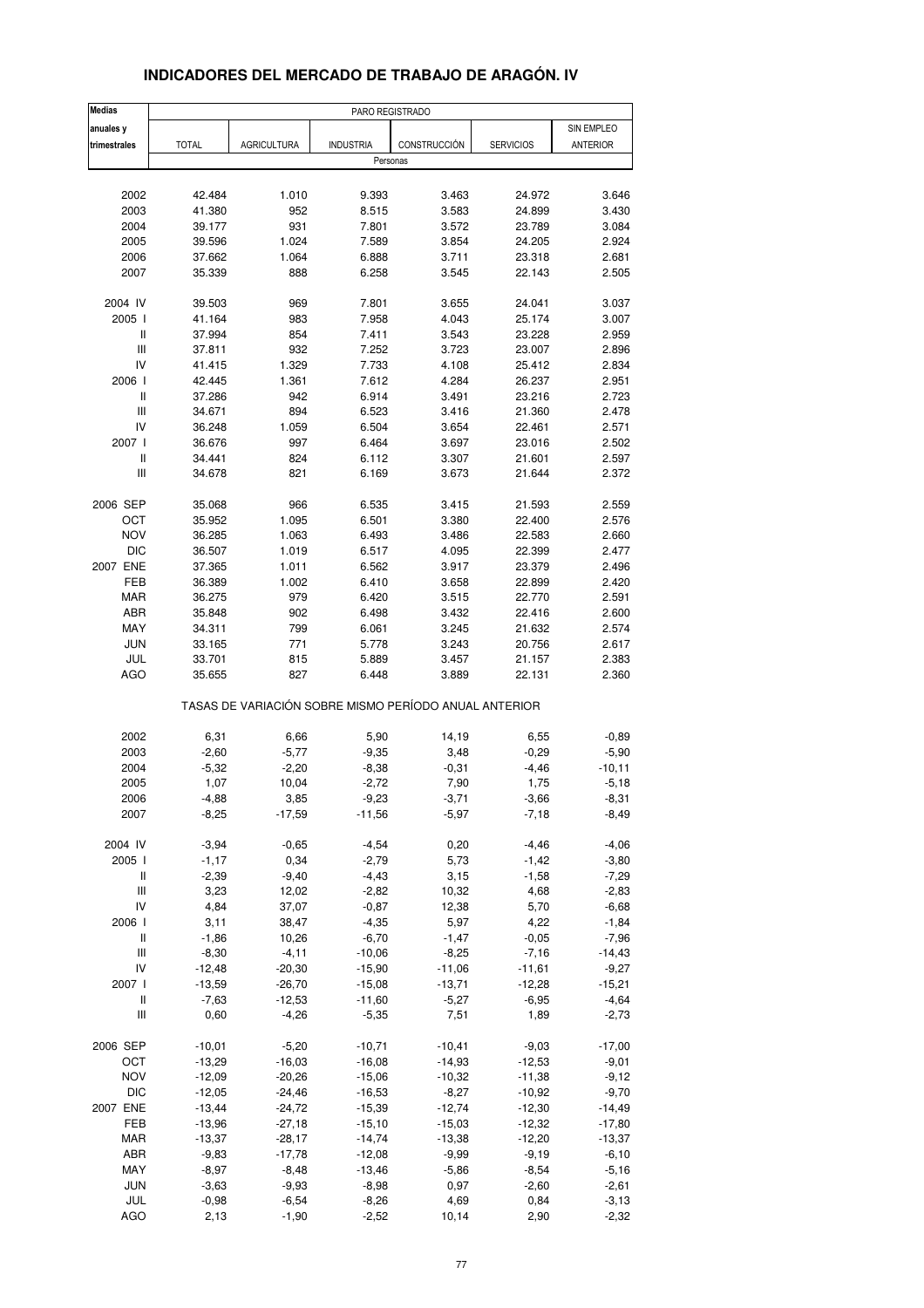# INDICADORES DEL MERCADO DE TRABAJO DE ARAGÓN. IV

| Medias anuales y trimestrales | PARO REGISTRADO | | | | | |
|---|---|---|---|---|---|---|
| | TOTAL | AGRICULTURA | INDUSTRIA | CONSTRUCCIÓN | SERVICIOS | SIN EMPLEO ANTERIOR |
| | Personas | | | | | |
| 2002 | 42.484 | 1.010 | 9.393 | 3.463 | 24.972 | 3.646 |
| 2003 | 41.380 | 952 | 8.515 | 3.583 | 24.899 | 3.430 |
| 2004 | 39.177 | 931 | 7.801 | 3.572 | 23.789 | 3.084 |
| 2005 | 39.596 | 1.024 | 7.589 | 3.854 | 24.205 | 2.924 |
| 2006 | 37.662 | 1.064 | 6.888 | 3.711 | 23.318 | 2.681 |
| 2007 | 35.339 | 888 | 6.258 | 3.545 | 22.143 | 2.505 |
| 2004 IV | 39.503 | 969 | 7.801 | 3.655 | 24.041 | 3.037 |
| 2005 I | 41.164 | 983 | 7.958 | 4.043 | 25.174 | 3.007 |
| II | 37.994 | 854 | 7.411 | 3.543 | 23.228 | 2.959 |
| III | 37.811 | 932 | 7.252 | 3.723 | 23.007 | 2.896 |
| IV | 41.415 | 1.329 | 7.733 | 4.108 | 25.412 | 2.834 |
| 2006 I | 42.445 | 1.361 | 7.612 | 4.284 | 26.237 | 2.951 |
| II | 37.286 | 942 | 6.914 | 3.491 | 23.216 | 2.723 |
| III | 34.671 | 894 | 6.523 | 3.416 | 21.360 | 2.478 |
| IV | 36.248 | 1.059 | 6.504 | 3.654 | 22.461 | 2.571 |
| 2007 I | 36.676 | 997 | 6.464 | 3.697 | 23.016 | 2.502 |
| II | 34.441 | 824 | 6.112 | 3.307 | 21.601 | 2.597 |
| III | 34.678 | 821 | 6.169 | 3.673 | 21.644 | 2.372 |
| 2006 SEP | 35.068 | 966 | 6.535 | 3.415 | 21.593 | 2.559 |
| OCT | 35.952 | 1.095 | 6.501 | 3.380 | 22.400 | 2.576 |
| NOV | 36.285 | 1.063 | 6.493 | 3.486 | 22.583 | 2.660 |
| DIC | 36.507 | 1.019 | 6.517 | 4.095 | 22.399 | 2.477 |
| 2007 ENE | 37.365 | 1.011 | 6.562 | 3.917 | 23.379 | 2.496 |
| FEB | 36.389 | 1.002 | 6.410 | 3.658 | 22.899 | 2.420 |
| MAR | 36.275 | 979 | 6.420 | 3.515 | 22.770 | 2.591 |
| ABR | 35.848 | 902 | 6.498 | 3.432 | 22.416 | 2.600 |
| MAY | 34.311 | 799 | 6.061 | 3.245 | 21.632 | 2.574 |
| JUN | 33.165 | 771 | 5.778 | 3.243 | 20.756 | 2.617 |
| JUL | 33.701 | 815 | 5.889 | 3.457 | 21.157 | 2.383 |
| AGO | 35.655 | 827 | 6.448 | 3.889 | 22.131 | 2.360 |
| | TASAS DE VARIACIÓN SOBRE MISMO PERÍODO ANUAL ANTERIOR | | | | | |
| 2002 | 6,31 | 6,66 | 5,90 | 14,19 | 6,55 | -0,89 |
| 2003 | -2,60 | -5,77 | -9,35 | 3,48 | -0,29 | -5,90 |
| 2004 | -5,32 | -2,20 | -8,38 | -0,31 | -4,46 | -10,11 |
| 2005 | 1,07 | 10,04 | -2,72 | 7,90 | 1,75 | -5,18 |
| 2006 | -4,88 | 3,85 | -9,23 | -3,71 | -3,66 | -8,31 |
| 2007 | -8,25 | -17,59 | -11,56 | -5,97 | -7,18 | -8,49 |
| 2004 IV | -3,94 | -0,65 | -4,54 | 0,20 | -4,46 | -4,06 |
| 2005 I | -1,17 | 0,34 | -2,79 | 5,73 | -1,42 | -3,80 |
| II | -2,39 | -9,40 | -4,43 | 3,15 | -1,58 | -7,29 |
| III | 3,23 | 12,02 | -2,82 | 10,32 | 4,68 | -2,83 |
| IV | 4,84 | 37,07 | -0,87 | 12,38 | 5,70 | -6,68 |
| 2006 I | 3,11 | 38,47 | -4,35 | 5,97 | 4,22 | -1,84 |
| II | -1,86 | 10,26 | -6,70 | -1,47 | -0,05 | -7,96 |
| III | -8,30 | -4,11 | -10,06 | -8,25 | -7,16 | -14,43 |
| IV | -12,48 | -20,30 | -15,90 | -11,06 | -11,61 | -9,27 |
| 2007 I | -13,59 | -26,70 | -15,08 | -13,71 | -12,28 | -15,21 |
| II | -7,63 | -12,53 | -11,60 | -5,27 | -6,95 | -4,64 |
| III | 0,60 | -4,26 | -5,35 | 7,51 | 1,89 | -2,73 |
| 2006 SEP | -10,01 | -5,20 | -10,71 | -10,41 | -9,03 | -17,00 |
| OCT | -13,29 | -16,03 | -16,08 | -14,93 | -12,53 | -9,01 |
| NOV | -12,09 | -20,26 | -15,06 | -10,32 | -11,38 | -9,12 |
| DIC | -12,05 | -24,46 | -16,53 | -8,27 | -10,92 | -9,70 |
| 2007 ENE | -13,44 | -24,72 | -15,39 | -12,74 | -12,30 | -14,49 |
| FEB | -13,96 | -27,18 | -15,10 | -15,03 | -12,32 | -17,80 |
| MAR | -13,37 | -28,17 | -14,74 | -13,38 | -12,20 | -13,37 |
| ABR | -9,83 | -17,78 | -12,08 | -9,99 | -9,19 | -6,10 |
| MAY | -8,97 | -8,48 | -13,46 | -5,86 | -8,54 | -5,16 |
| JUN | -3,63 | -9,93 | -8,98 | 0,97 | -2,60 | -2,61 |
| JUL | -0,98 | -6,54 | -8,26 | 4,69 | 0,84 | -3,13 |
| AGO | 2,13 | -1,90 | -2,52 | 10,14 | 2,90 | -2,32 |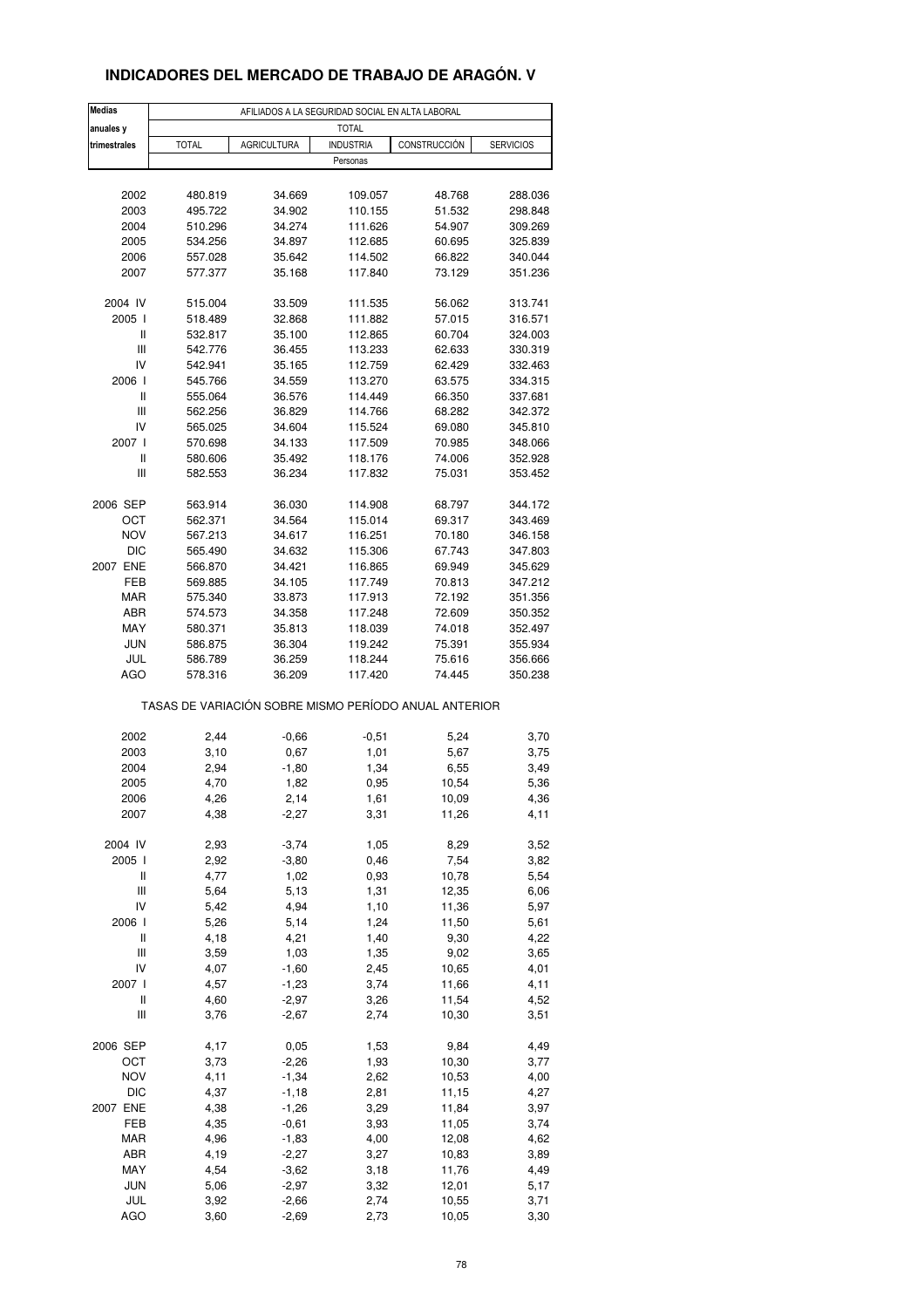## INDICADORES DEL MERCADO DE TRABAJO DE ARAGÓN. V

| Medias anuales y trimestrales | AFILIADOS A LA SEGURIDAD SOCIAL EN ALTA LABORAL | | | | |
|---|---|---|---|---|---|
| | TOTAL | | | | |
| | TOTAL | AGRICULTURA | INDUSTRIA | CONSTRUCCIÓN | SERVICIOS |
| | Personas | | | | |
| 2002 | 480.819 | 34.669 | 109.057 | 48.768 | 288.036 |
| 2003 | 495.722 | 34.902 | 110.155 | 51.532 | 298.848 |
| 2004 | 510.296 | 34.274 | 111.626 | 54.907 | 309.269 |
| 2005 | 534.256 | 34.897 | 112.685 | 60.695 | 325.839 |
| 2006 | 557.028 | 35.642 | 114.502 | 66.822 | 340.044 |
| 2007 | 577.377 | 35.168 | 117.840 | 73.129 | 351.236 |
| 2004 IV | 515.004 | 33.509 | 111.535 | 56.062 | 313.741 |
| 2005 I | 518.489 | 32.868 | 111.882 | 57.015 | 316.571 |
| II | 532.817 | 35.100 | 112.865 | 60.704 | 324.003 |
| III | 542.776 | 36.455 | 113.233 | 62.633 | 330.319 |
| IV | 542.941 | 35.165 | 112.759 | 62.429 | 332.463 |
| 2006 I | 545.766 | 34.559 | 113.270 | 63.575 | 334.315 |
| II | 555.064 | 36.576 | 114.449 | 66.350 | 337.681 |
| III | 562.256 | 36.829 | 114.766 | 68.282 | 342.372 |
| IV | 565.025 | 34.604 | 115.524 | 69.080 | 345.810 |
| 2007 I | 570.698 | 34.133 | 117.509 | 70.985 | 348.066 |
| II | 580.606 | 35.492 | 118.176 | 74.006 | 352.928 |
| III | 582.553 | 36.234 | 117.832 | 75.031 | 353.452 |
| 2006 SEP | 563.914 | 36.030 | 114.908 | 68.797 | 344.172 |
| OCT | 562.371 | 34.564 | 115.014 | 69.317 | 343.469 |
| NOV | 567.213 | 34.617 | 116.251 | 70.180 | 346.158 |
| DIC | 565.490 | 34.632 | 115.306 | 67.743 | 347.803 |
| 2007 ENE | 566.870 | 34.421 | 116.865 | 69.949 | 345.629 |
| FEB | 569.885 | 34.105 | 117.749 | 70.813 | 347.212 |
| MAR | 575.340 | 33.873 | 117.913 | 72.192 | 351.356 |
| ABR | 574.573 | 34.358 | 117.248 | 72.609 | 350.352 |
| MAY | 580.371 | 35.813 | 118.039 | 74.018 | 352.497 |
| JUN | 586.875 | 36.304 | 119.242 | 75.391 | 355.934 |
| JUL | 586.789 | 36.259 | 118.244 | 75.616 | 356.666 |
| AGO | 578.316 | 36.209 | 117.420 | 74.445 | 350.238 |
| | TASAS DE VARIACIÓN SOBRE MISMO PERÍODO ANUAL ANTERIOR | | | | |
| 2002 | 2,44 | -0,66 | -0,51 | 5,24 | 3,70 |
| 2003 | 3,10 | 0,67 | 1,01 | 5,67 | 3,75 |
| 2004 | 2,94 | -1,80 | 1,34 | 6,55 | 3,49 |
| 2005 | 4,70 | 1,82 | 0,95 | 10,54 | 5,36 |
| 2006 | 4,26 | 2,14 | 1,61 | 10,09 | 4,36 |
| 2007 | 4,38 | -2,27 | 3,31 | 11,26 | 4,11 |
| 2004 IV | 2,93 | -3,74 | 1,05 | 8,29 | 3,52 |
| 2005 I | 2,92 | -3,80 | 0,46 | 7,54 | 3,82 |
| II | 4,77 | 1,02 | 0,93 | 10,78 | 5,54 |
| III | 5,64 | 5,13 | 1,31 | 12,35 | 6,06 |
| IV | 5,42 | 4,94 | 1,10 | 11,36 | 5,97 |
| 2006 I | 5,26 | 5,14 | 1,24 | 11,50 | 5,61 |
| II | 4,18 | 4,21 | 1,40 | 9,30 | 4,22 |
| III | 3,59 | 1,03 | 1,35 | 9,02 | 3,65 |
| IV | 4,07 | -1,60 | 2,45 | 10,65 | 4,01 |
| 2007 I | 4,57 | -1,23 | 3,74 | 11,66 | 4,11 |
| II | 4,60 | -2,97 | 3,26 | 11,54 | 4,52 |
| III | 3,76 | -2,67 | 2,74 | 10,30 | 3,51 |
| 2006 SEP | 4,17 | 0,05 | 1,53 | 9,84 | 4,49 |
| OCT | 3,73 | -2,26 | 1,93 | 10,30 | 3,77 |
| NOV | 4,11 | -1,34 | 2,62 | 10,53 | 4,00 |
| DIC | 4,37 | -1,18 | 2,81 | 11,15 | 4,27 |
| 2007 ENE | 4,38 | -1,26 | 3,29 | 11,84 | 3,97 |
| FEB | 4,35 | -0,61 | 3,93 | 11,05 | 3,74 |
| MAR | 4,96 | -1,83 | 4,00 | 12,08 | 4,62 |
| ABR | 4,19 | -2,27 | 3,27 | 10,83 | 3,89 |
| MAY | 4,54 | -3,62 | 3,18 | 11,76 | 4,49 |
| JUN | 5,06 | -2,97 | 3,32 | 12,01 | 5,17 |
| JUL | 3,92 | -2,66 | 2,74 | 10,55 | 3,71 |
| AGO | 3,60 | -2,69 | 2,73 | 10,05 | 3,30 |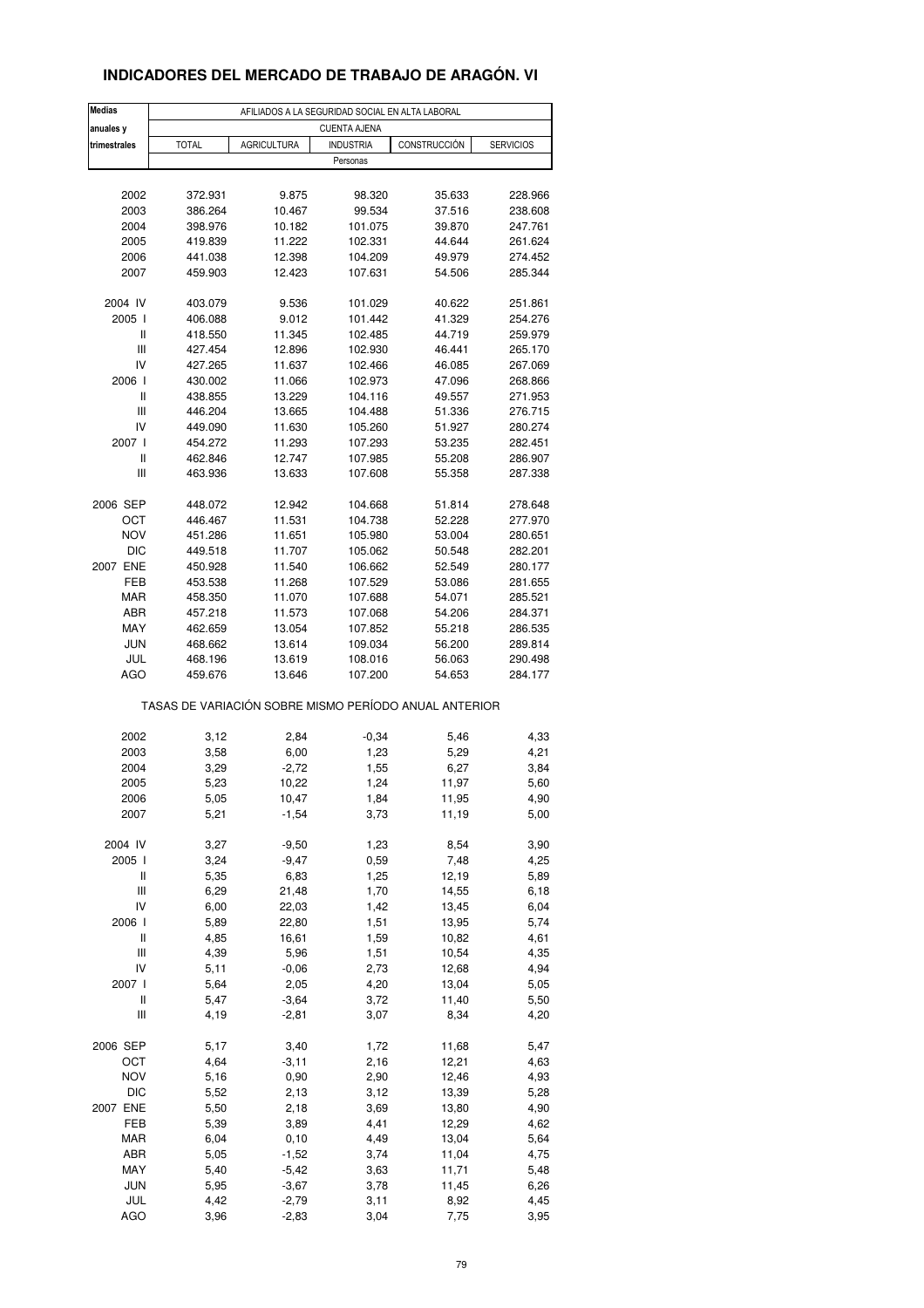# INDICADORES DEL MERCADO DE TRABAJO DE ARAGÓN. VI

| Medias anuales y trimestrales | AFILIADOS A LA SEGURIDAD SOCIAL EN ALTA LABORAL | | | | |
|---|---|---|---|---|---|
| | CUENTA AJENA | | | | |
| | TOTAL | AGRICULTURA | INDUSTRIA | CONSTRUCCIÓN | SERVICIOS |
| | Personas | | | | |
| 2002 | 372.931 | 9.875 | 98.320 | 35.633 | 228.966 |
| 2003 | 386.264 | 10.467 | 99.534 | 37.516 | 238.608 |
| 2004 | 398.976 | 10.182 | 101.075 | 39.870 | 247.761 |
| 2005 | 419.839 | 11.222 | 102.331 | 44.644 | 261.624 |
| 2006 | 441.038 | 12.398 | 104.209 | 49.979 | 274.452 |
| 2007 | 459.903 | 12.423 | 107.631 | 54.506 | 285.344 |
| 2004 IV | 403.079 | 9.536 | 101.029 | 40.622 | 251.861 |
| 2005 I | 406.088 | 9.012 | 101.442 | 41.329 | 254.276 |
| II | 418.550 | 11.345 | 102.485 | 44.719 | 259.979 |
| III | 427.454 | 12.896 | 102.930 | 46.441 | 265.170 |
| IV | 427.265 | 11.637 | 102.466 | 46.085 | 267.069 |
| 2006 I | 430.002 | 11.066 | 102.973 | 47.096 | 268.866 |
| II | 438.855 | 13.229 | 104.116 | 49.557 | 271.953 |
| III | 446.204 | 13.665 | 104.488 | 51.336 | 276.715 |
| IV | 449.090 | 11.630 | 105.260 | 51.927 | 280.274 |
| 2007 I | 454.272 | 11.293 | 107.293 | 53.235 | 282.451 |
| II | 462.846 | 12.747 | 107.985 | 55.208 | 286.907 |
| III | 463.936 | 13.633 | 107.608 | 55.358 | 287.338 |
| 2006 SEP | 448.072 | 12.942 | 104.668 | 51.814 | 278.648 |
| OCT | 446.467 | 11.531 | 104.738 | 52.228 | 277.970 |
| NOV | 451.286 | 11.651 | 105.980 | 53.004 | 280.651 |
| DIC | 449.518 | 11.707 | 105.062 | 50.548 | 282.201 |
| 2007 ENE | 450.928 | 11.540 | 106.662 | 52.549 | 280.177 |
| FEB | 453.538 | 11.268 | 107.529 | 53.086 | 281.655 |
| MAR | 458.350 | 11.070 | 107.688 | 54.071 | 285.521 |
| ABR | 457.218 | 11.573 | 107.068 | 54.206 | 284.371 |
| MAY | 462.659 | 13.054 | 107.852 | 55.218 | 286.535 |
| JUN | 468.662 | 13.614 | 109.034 | 56.200 | 289.814 |
| JUL | 468.196 | 13.619 | 108.016 | 56.063 | 290.498 |
| AGO | 459.676 | 13.646 | 107.200 | 54.653 | 284.177 |
| | TASAS DE VARIACIÓN SOBRE MISMO PERÍODO ANUAL ANTERIOR | | | | |
| 2002 | 3,12 | 2,84 | -0,34 | 5,46 | 4,33 |
| 2003 | 3,58 | 6,00 | 1,23 | 5,29 | 4,21 |
| 2004 | 3,29 | -2,72 | 1,55 | 6,27 | 3,84 |
| 2005 | 5,23 | 10,22 | 1,24 | 11,97 | 5,60 |
| 2006 | 5,05 | 10,47 | 1,84 | 11,95 | 4,90 |
| 2007 | 5,21 | -1,54 | 3,73 | 11,19 | 5,00 |
| 2004 IV | 3,27 | -9,50 | 1,23 | 8,54 | 3,90 |
| 2005 I | 3,24 | -9,47 | 0,59 | 7,48 | 4,25 |
| II | 5,35 | 6,83 | 1,25 | 12,19 | 5,89 |
| III | 6,29 | 21,48 | 1,70 | 14,55 | 6,18 |
| IV | 6,00 | 22,03 | 1,42 | 13,45 | 6,04 |
| 2006 I | 5,89 | 22,80 | 1,51 | 13,95 | 5,74 |
| II | 4,85 | 16,61 | 1,59 | 10,82 | 4,61 |
| III | 4,39 | 5,96 | 1,51 | 10,54 | 4,35 |
| IV | 5,11 | -0,06 | 2,73 | 12,68 | 4,94 |
| 2007 I | 5,64 | 2,05 | 4,20 | 13,04 | 5,05 |
| II | 5,47 | -3,64 | 3,72 | 11,40 | 5,50 |
| III | 4,19 | -2,81 | 3,07 | 8,34 | 4,20 |
| 2006 SEP | 5,17 | 3,40 | 1,72 | 11,68 | 5,47 |
| OCT | 4,64 | -3,11 | 2,16 | 12,21 | 4,63 |
| NOV | 5,16 | 0,90 | 2,90 | 12,46 | 4,93 |
| DIC | 5,52 | 2,13 | 3,12 | 13,39 | 5,28 |
| 2007 ENE | 5,50 | 2,18 | 3,69 | 13,80 | 4,90 |
| FEB | 5,39 | 3,89 | 4,41 | 12,29 | 4,62 |
| MAR | 6,04 | 0,10 | 4,49 | 13,04 | 5,64 |
| ABR | 5,05 | -1,52 | 3,74 | 11,04 | 4,75 |
| MAY | 5,40 | -5,42 | 3,63 | 11,71 | 5,48 |
| JUN | 5,95 | -3,67 | 3,78 | 11,45 | 6,26 |
| JUL | 4,42 | -2,79 | 3,11 | 8,92 | 4,45 |
| AGO | 3,96 | -2,83 | 3,04 | 7,75 | 3,95 |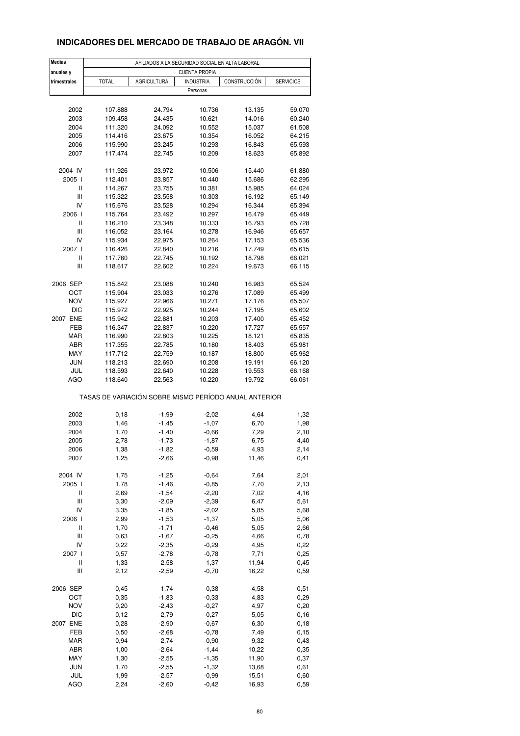# INDICADORES DEL MERCADO DE TRABAJO DE ARAGÓN. VII

| Medias anuales y trimestrales | AFILIADOS A LA SEGURIDAD SOCIAL EN ALTA LABORAL | | | | |
|---|---|---|---|---|---|
| | CUENTA PROPIA | | | | |
| | TOTAL | AGRICULTURA | INDUSTRIA | CONSTRUCCIÓN | SERVICIOS |
| | Personas | | | | |
| 2002 | 107.888 | 24.794 | 10.736 | 13.135 | 59.070 |
| 2003 | 109.458 | 24.435 | 10.621 | 14.016 | 60.240 |
| 2004 | 111.320 | 24.092 | 10.552 | 15.037 | 61.508 |
| 2005 | 114.416 | 23.675 | 10.354 | 16.052 | 64.215 |
| 2006 | 115.990 | 23.245 | 10.293 | 16.843 | 65.593 |
| 2007 | 117.474 | 22.745 | 10.209 | 18.623 | 65.892 |
| 2004 IV | 111.926 | 23.972 | 10.506 | 15.440 | 61.880 |
| 2005 I | 112.401 | 23.857 | 10.440 | 15.686 | 62.295 |
| II | 114.267 | 23.755 | 10.381 | 15.985 | 64.024 |
| III | 115.322 | 23.558 | 10.303 | 16.192 | 65.149 |
| IV | 115.676 | 23.528 | 10.294 | 16.344 | 65.394 |
| 2006 I | 115.764 | 23.492 | 10.297 | 16.479 | 65.449 |
| II | 116.210 | 23.348 | 10.333 | 16.793 | 65.728 |
| III | 116.052 | 23.164 | 10.278 | 16.946 | 65.657 |
| IV | 115.934 | 22.975 | 10.264 | 17.153 | 65.536 |
| 2007 I | 116.426 | 22.840 | 10.216 | 17.749 | 65.615 |
| II | 117.760 | 22.745 | 10.192 | 18.798 | 66.021 |
| III | 118.617 | 22.602 | 10.224 | 19.673 | 66.115 |
| 2006 SEP | 115.842 | 23.088 | 10.240 | 16.983 | 65.524 |
| OCT | 115.904 | 23.033 | 10.276 | 17.089 | 65.499 |
| NOV | 115.927 | 22.966 | 10.271 | 17.176 | 65.507 |
| DIC | 115.972 | 22.925 | 10.244 | 17.195 | 65.602 |
| 2007 ENE | 115.942 | 22.881 | 10.203 | 17.400 | 65.452 |
| FEB | 116.347 | 22.837 | 10.220 | 17.727 | 65.557 |
| MAR | 116.990 | 22.803 | 10.225 | 18.121 | 65.835 |
| ABR | 117.355 | 22.785 | 10.180 | 18.403 | 65.981 |
| MAY | 117.712 | 22.759 | 10.187 | 18.800 | 65.962 |
| JUN | 118.213 | 22.690 | 10.208 | 19.191 | 66.120 |
| JUL | 118.593 | 22.640 | 10.228 | 19.553 | 66.168 |
| AGO | 118.640 | 22.563 | 10.220 | 19.792 | 66.061 |
| | TASAS DE VARIACIÓN SOBRE MISMO PERÍODO ANUAL ANTERIOR | | | | |
| 2002 | 0,18 | -1,99 | -2,02 | 4,64 | 1,32 |
| 2003 | 1,46 | -1,45 | -1,07 | 6,70 | 1,98 |
| 2004 | 1,70 | -1,40 | -0,66 | 7,29 | 2,10 |
| 2005 | 2,78 | -1,73 | -1,87 | 6,75 | 4,40 |
| 2006 | 1,38 | -1,82 | -0,59 | 4,93 | 2,14 |
| 2007 | 1,25 | -2,66 | -0,98 | 11,46 | 0,41 |
| 2004 IV | 1,75 | -1,25 | -0,64 | 7,64 | 2,01 |
| 2005 I | 1,78 | -1,46 | -0,85 | 7,70 | 2,13 |
| II | 2,69 | -1,54 | -2,20 | 7,02 | 4,16 |
| III | 3,30 | -2,09 | -2,39 | 6,47 | 5,61 |
| IV | 3,35 | -1,85 | -2,02 | 5,85 | 5,68 |
| 2006 I | 2,99 | -1,53 | -1,37 | 5,05 | 5,06 |
| II | 1,70 | -1,71 | -0,46 | 5,05 | 2,66 |
| III | 0,63 | -1,67 | -0,25 | 4,66 | 0,78 |
| IV | 0,22 | -2,35 | -0,29 | 4,95 | 0,22 |
| 2007 I | 0,57 | -2,78 | -0,78 | 7,71 | 0,25 |
| II | 1,33 | -2,58 | -1,37 | 11,94 | 0,45 |
| III | 2,12 | -2,59 | -0,70 | 16,22 | 0,59 |
| 2006 SEP | 0,45 | -1,74 | -0,38 | 4,58 | 0,51 |
| OCT | 0,35 | -1,83 | -0,33 | 4,83 | 0,29 |
| NOV | 0,20 | -2,43 | -0,27 | 4,97 | 0,20 |
| DIC | 0,12 | -2,79 | -0,27 | 5,05 | 0,16 |
| 2007 ENE | 0,28 | -2,90 | -0,67 | 6,30 | 0,18 |
| FEB | 0,50 | -2,68 | -0,78 | 7,49 | 0,15 |
| MAR | 0,94 | -2,74 | -0,90 | 9,32 | 0,43 |
| ABR | 1,00 | -2,64 | -1,44 | 10,22 | 0,35 |
| MAY | 1,30 | -2,55 | -1,35 | 11,90 | 0,37 |
| JUN | 1,70 | -2,55 | -1,32 | 13,68 | 0,61 |
| JUL | 1,99 | -2,57 | -0,99 | 15,51 | 0,60 |
| AGO | 2,24 | -2,60 | -0,42 | 16,93 | 0,59 |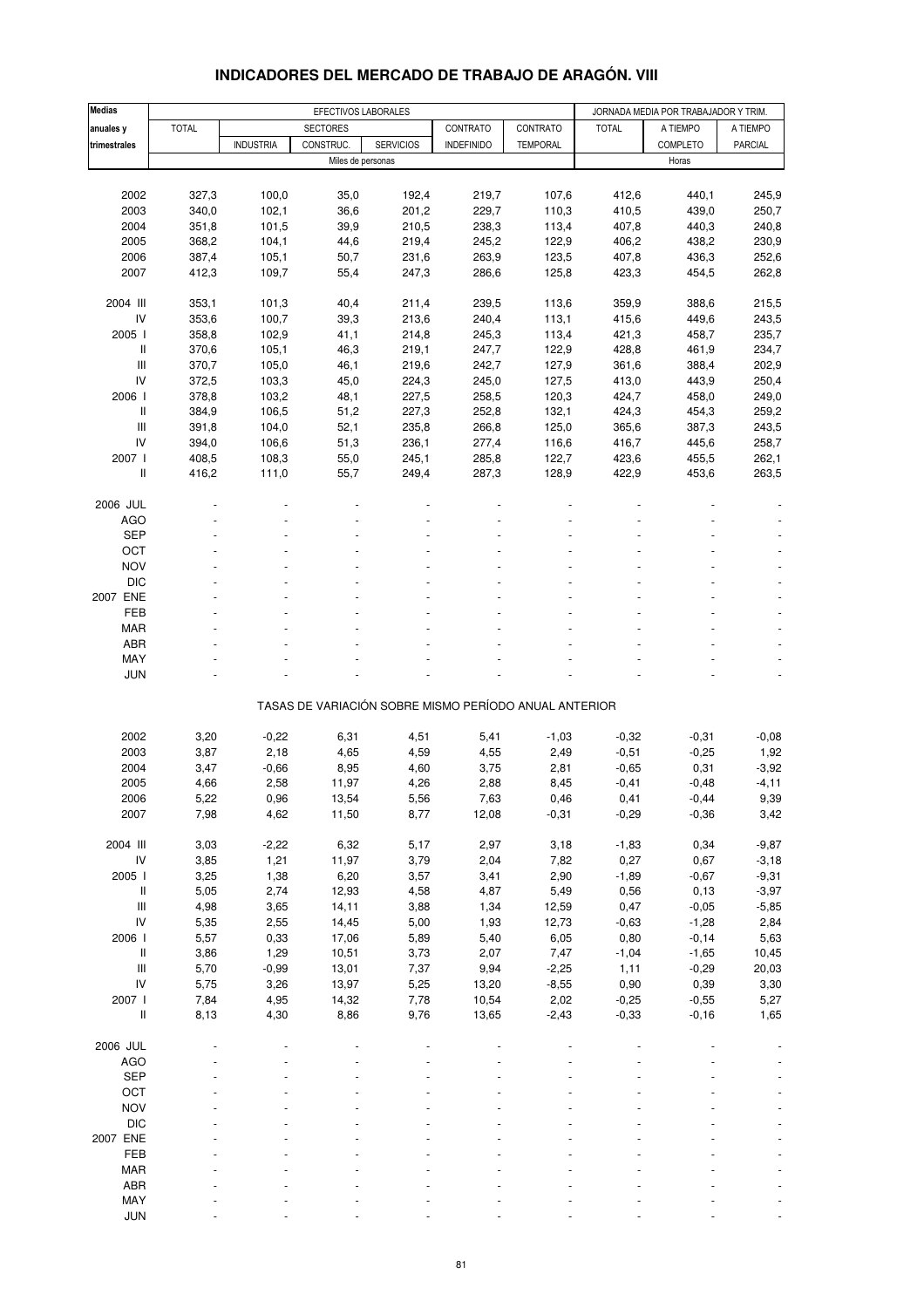# INDICADORES DEL MERCADO DE TRABAJO DE ARAGÓN. VIII

| Medias anuales y trimestrales | EFECTIVOS LABORALES | | | | | | JORNADA MEDIA POR TRABAJADOR Y TRIM. | | |
|---|---|---|---|---|---|---|---|---|---|
| | TOTAL | SECTORES | | | CONTRATO | CONTRATO | TOTAL | A TIEMPO | A TIEMPO |
| | | INDUSTRIA | CONSTRUC. | SERVICIOS | INDEFINIDO | TEMPORAL | | COMPLETO | PARCIAL |
| | Miles de personas | | | | | | Horas | | |
| 2002 | 327,3 | 100,0 | 35,0 | 192,4 | 219,7 | 107,6 | 412,6 | 440,1 | 245,9 |
| 2003 | 340,0 | 102,1 | 36,6 | 201,2 | 229,7 | 110,3 | 410,5 | 439,0 | 250,7 |
| 2004 | 351,8 | 101,5 | 39,9 | 210,5 | 238,3 | 113,4 | 407,8 | 440,3 | 240,8 |
| 2005 | 368,2 | 104,1 | 44,6 | 219,4 | 245,2 | 122,9 | 406,2 | 438,2 | 230,9 |
| 2006 | 387,4 | 105,1 | 50,7 | 231,6 | 263,9 | 123,5 | 407,8 | 436,3 | 252,6 |
| 2007 | 412,3 | 109,7 | 55,4 | 247,3 | 286,6 | 125,8 | 423,3 | 454,5 | 262,8 |
| 2004 III | 353,1 | 101,3 | 40,4 | 211,4 | 239,5 | 113,6 | 359,9 | 388,6 | 215,5 |
| IV | 353,6 | 100,7 | 39,3 | 213,6 | 240,4 | 113,1 | 415,6 | 449,6 | 243,5 |
| 2005 I | 358,8 | 102,9 | 41,1 | 214,8 | 245,3 | 113,4 | 421,3 | 458,7 | 235,7 |
| II | 370,6 | 105,1 | 46,3 | 219,1 | 247,7 | 122,9 | 428,8 | 461,9 | 234,7 |
| III | 370,7 | 105,0 | 46,1 | 219,6 | 242,7 | 127,9 | 361,6 | 388,4 | 202,9 |
| IV | 372,5 | 103,3 | 45,0 | 224,3 | 245,0 | 127,5 | 413,0 | 443,9 | 250,4 |
| 2006 I | 378,8 | 103,2 | 48,1 | 227,5 | 258,5 | 120,3 | 424,7 | 458,0 | 249,0 |
| II | 384,9 | 106,5 | 51,2 | 227,3 | 252,8 | 132,1 | 424,3 | 454,3 | 259,2 |
| III | 391,8 | 104,0 | 52,1 | 235,8 | 266,8 | 125,0 | 365,6 | 387,3 | 243,5 |
| IV | 394,0 | 106,6 | 51,3 | 236,1 | 277,4 | 116,6 | 416,7 | 445,6 | 258,7 |
| 2007 I | 408,5 | 108,3 | 55,0 | 245,1 | 285,8 | 122,7 | 423,6 | 455,5 | 262,1 |
| II | 416,2 | 111,0 | 55,7 | 249,4 | 287,3 | 128,9 | 422,9 | 453,6 | 263,5 |
| 2006 JUL | - | - | - | - | - | - | - | - | - |
| AGO | - | - | - | - | - | - | - | - | - |
| SEP | - | - | - | - | - | - | - | - | - |
| OCT | - | - | - | - | - | - | - | - | - |
| NOV | - | - | - | - | - | - | - | - | - |
| DIC | - | - | - | - | - | - | - | - | - |
| 2007 ENE | - | - | - | - | - | - | - | - | - |
| FEB | - | - | - | - | - | - | - | - | - |
| MAR | - | - | - | - | - | - | - | - | - |
| ABR | - | - | - | - | - | - | - | - | - |
| MAY | - | - | - | - | - | - | - | - | - |
| JUN | - | - | - | - | - | - | - | - | - |
| | TASAS DE VARIACIÓN SOBRE MISMO PERÍODO ANUAL ANTERIOR | | | | | | | | |
| 2002 | 3,20 | -0,22 | 6,31 | 4,51 | 5,41 | -1,03 | -0,32 | -0,31 | -0,08 |
| 2003 | 3,87 | 2,18 | 4,65 | 4,59 | 4,55 | 2,49 | -0,51 | -0,25 | 1,92 |
| 2004 | 3,47 | -0,66 | 8,95 | 4,60 | 3,75 | 2,81 | -0,65 | 0,31 | -3,92 |
| 2005 | 4,66 | 2,58 | 11,97 | 4,26 | 2,88 | 8,45 | -0,41 | -0,48 | -4,11 |
| 2006 | 5,22 | 0,96 | 13,54 | 5,56 | 7,63 | 0,46 | 0,41 | -0,44 | 9,39 |
| 2007 | 7,98 | 4,62 | 11,50 | 8,77 | 12,08 | -0,31 | -0,29 | -0,36 | 3,42 |
| 2004 III | 3,03 | -2,22 | 6,32 | 5,17 | 2,97 | 3,18 | -1,83 | 0,34 | -9,87 |
| IV | 3,85 | 1,21 | 11,97 | 3,79 | 2,04 | 7,82 | 0,27 | 0,67 | -3,18 |
| 2005 I | 3,25 | 1,38 | 6,20 | 3,57 | 3,41 | 2,90 | -1,89 | -0,67 | -9,31 |
| II | 5,05 | 2,74 | 12,93 | 4,58 | 4,87 | 5,49 | 0,56 | 0,13 | -3,97 |
| III | 4,98 | 3,65 | 14,11 | 3,88 | 1,34 | 12,59 | 0,47 | -0,05 | -5,85 |
| IV | 5,35 | 2,55 | 14,45 | 5,00 | 1,93 | 12,73 | -0,63 | -1,28 | 2,84 |
| 2006 I | 5,57 | 0,33 | 17,06 | 5,89 | 5,40 | 6,05 | 0,80 | -0,14 | 5,63 |
| II | 3,86 | 1,29 | 10,51 | 3,73 | 2,07 | 7,47 | -1,04 | -1,65 | 10,45 |
| III | 5,70 | -0,99 | 13,01 | 7,37 | 9,94 | -2,25 | 1,11 | -0,29 | 20,03 |
| IV | 5,75 | 3,26 | 13,97 | 5,25 | 13,20 | -8,55 | 0,90 | 0,39 | 3,30 |
| 2007 I | 7,84 | 4,95 | 14,32 | 7,78 | 10,54 | 2,02 | -0,25 | -0,55 | 5,27 |
| II | 8,13 | 4,30 | 8,86 | 9,76 | 13,65 | -2,43 | -0,33 | -0,16 | 1,65 |
| 2006 JUL | - | - | - | - | - | - | - | - | - |
| AGO | - | - | - | - | - | - | - | - | - |
| SEP | - | - | - | - | - | - | - | - | - |
| OCT | - | - | - | - | - | - | - | - | - |
| NOV | - | - | - | - | - | - | - | - | - |
| DIC | - | - | - | - | - | - | - | - | - |
| 2007 ENE | - | - | - | - | - | - | - | - | - |
| FEB | - | - | - | - | - | - | - | - | - |
| MAR | - | - | - | - | - | - | - | - | - |
| ABR | - | - | - | - | - | - | - | - | - |
| MAY | - | - | - | - | - | - | - | - | - |
| JUN | - | - | - | - | - | - | - | - | - |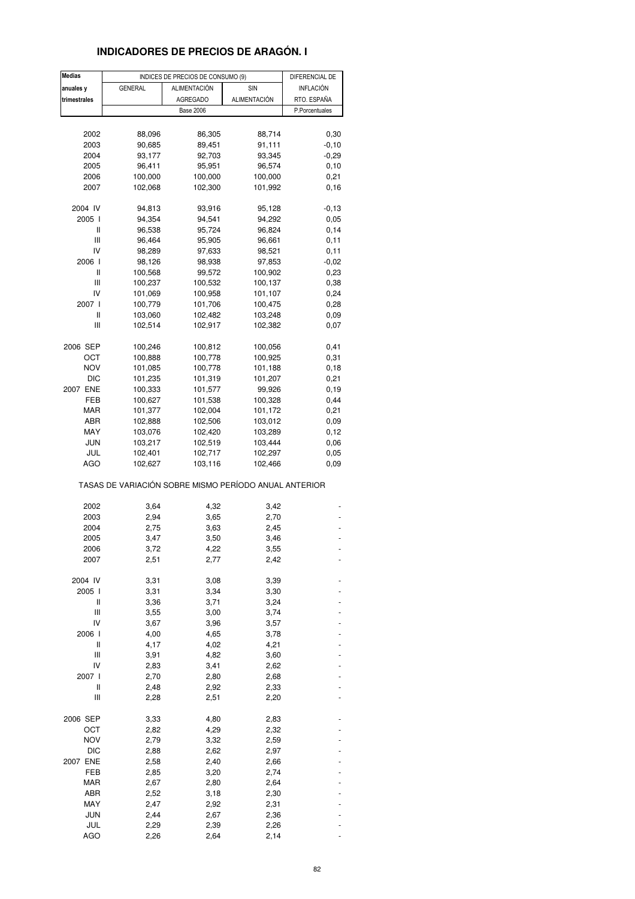# INDICADORES DE PRECIOS DE ARAGÓN. I

| Medias anuales y trimestrales | INDICES DE PRECIOS DE CONSUMO (9) | | | DIFERENCIAL DE INFLACIÓN RTO. ESPAÑA |
|---|---|---|---|---|
| | GENERAL | ALIMENTACIÓN AGREGADO | SIN ALIMENTACIÓN | |
| | Base 2006 | | | P.Porcentuales |
| 2002 | 88,096 | 86,305 | 88,714 | 0,30 |
| 2003 | 90,685 | 89,451 | 91,111 | -0,10 |
| 2004 | 93,177 | 92,703 | 93,345 | -0,29 |
| 2005 | 96,411 | 95,951 | 96,574 | 0,10 |
| 2006 | 100,000 | 100,000 | 100,000 | 0,21 |
| 2007 | 102,068 | 102,300 | 101,992 | 0,16 |
| 2004 IV | 94,813 | 93,916 | 95,128 | -0,13 |
| 2005 I | 94,354 | 94,541 | 94,292 | 0,05 |
| II | 96,538 | 95,724 | 96,824 | 0,14 |
| III | 96,464 | 95,905 | 96,661 | 0,11 |
| IV | 98,289 | 97,633 | 98,521 | 0,11 |
| 2006 I | 98,126 | 98,938 | 97,853 | -0,02 |
| II | 100,568 | 99,572 | 100,902 | 0,23 |
| III | 100,237 | 100,532 | 100,137 | 0,38 |
| IV | 101,069 | 100,958 | 101,107 | 0,24 |
| 2007 I | 100,779 | 101,706 | 100,475 | 0,28 |
| II | 103,060 | 102,482 | 103,248 | 0,09 |
| III | 102,514 | 102,917 | 102,382 | 0,07 |
| 2006 SEP | 100,246 | 100,812 | 100,056 | 0,41 |
| OCT | 100,888 | 100,778 | 100,925 | 0,31 |
| NOV | 101,085 | 100,778 | 101,188 | 0,18 |
| DIC | 101,235 | 101,319 | 101,207 | 0,21 |
| 2007 ENE | 100,333 | 101,577 | 99,926 | 0,19 |
| FEB | 100,627 | 101,538 | 100,328 | 0,44 |
| MAR | 101,377 | 102,004 | 101,172 | 0,21 |
| ABR | 102,888 | 102,506 | 103,012 | 0,09 |
| MAY | 103,076 | 102,420 | 103,289 | 0,12 |
| JUN | 103,217 | 102,519 | 103,444 | 0,06 |
| JUL | 102,401 | 102,717 | 102,297 | 0,05 |
| AGO | 102,627 | 103,116 | 102,466 | 0,09 |

TASAS DE VARIACIÓN SOBRE MISMO PERÍODO ANUAL ANTERIOR

| | GENERAL | ALIMENTACIÓN AGREGADO | SIN ALIMENTACIÓN | DIFERENCIAL |
|---|---|---|---|---|
| 2002 | 3,64 | 4,32 | 3,42 | - |
| 2003 | 2,94 | 3,65 | 2,70 | - |
| 2004 | 2,75 | 3,63 | 2,45 | - |
| 2005 | 3,47 | 3,50 | 3,46 | - |
| 2006 | 3,72 | 4,22 | 3,55 | - |
| 2007 | 2,51 | 2,77 | 2,42 | - |
| 2004 IV | 3,31 | 3,08 | 3,39 | - |
| 2005 I | 3,31 | 3,34 | 3,30 | - |
| II | 3,36 | 3,71 | 3,24 | - |
| III | 3,55 | 3,00 | 3,74 | - |
| IV | 3,67 | 3,96 | 3,57 | - |
| 2006 I | 4,00 | 4,65 | 3,78 | - |
| II | 4,17 | 4,02 | 4,21 | - |
| III | 3,91 | 4,82 | 3,60 | - |
| IV | 2,83 | 3,41 | 2,62 | - |
| 2007 I | 2,70 | 2,80 | 2,68 | - |
| II | 2,48 | 2,92 | 2,33 | - |
| III | 2,28 | 2,51 | 2,20 | - |
| 2006 SEP | 3,33 | 4,80 | 2,83 | - |
| OCT | 2,82 | 4,29 | 2,32 | - |
| NOV | 2,79 | 3,32 | 2,59 | - |
| DIC | 2,88 | 2,62 | 2,97 | - |
| 2007 ENE | 2,58 | 2,40 | 2,66 | - |
| FEB | 2,85 | 3,20 | 2,74 | - |
| MAR | 2,67 | 2,80 | 2,64 | - |
| ABR | 2,52 | 3,18 | 2,30 | - |
| MAY | 2,47 | 2,92 | 2,31 | - |
| JUN | 2,44 | 2,67 | 2,36 | - |
| JUL | 2,29 | 2,39 | 2,26 | - |
| AGO | 2,26 | 2,64 | 2,14 | - |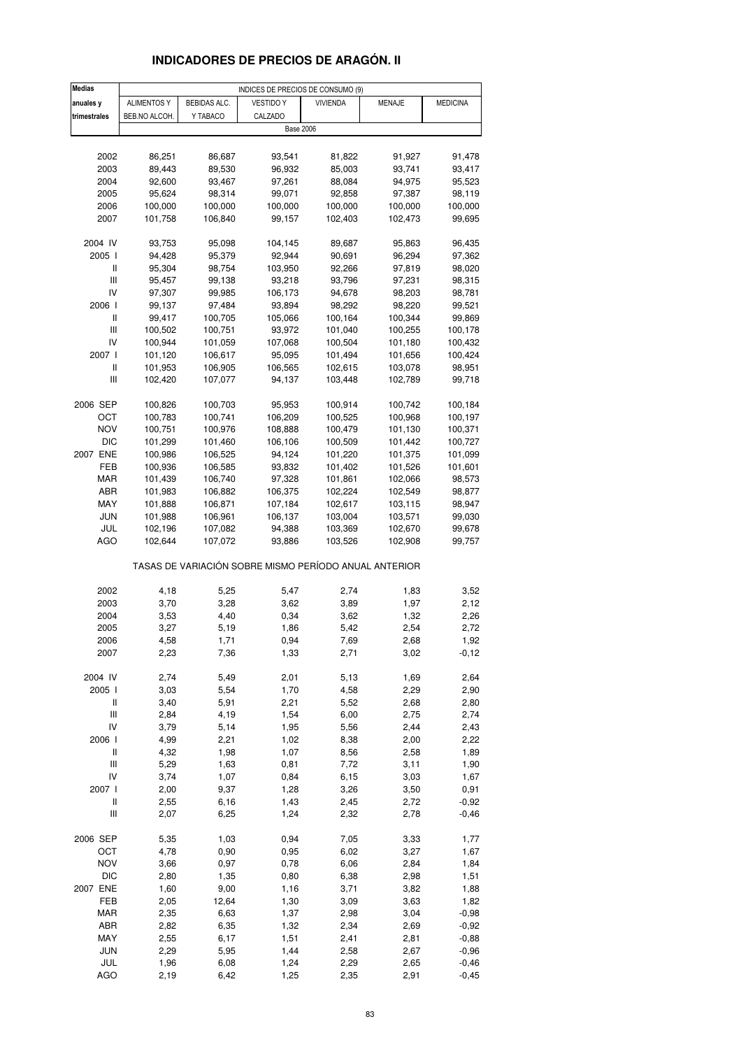# INDICADORES DE PRECIOS DE ARAGÓN. II

| Medias anuales y trimestrales | INDICES DE PRECIOS DE CONSUMO (9) | | | | | |
|---|---|---|---|---|---|---|
| | ALIMENTOS Y BEB.NO ALCOH. | BEBIDAS ALC. Y TABACO | VESTIDO Y CALZADO | VIVIENDA | MENAJE | MEDICINA |
| | Base 2006 | | | | | |
| 2002 | 86,251 | 86,687 | 93,541 | 81,822 | 91,927 | 91,478 |
| 2003 | 89,443 | 89,530 | 96,932 | 85,003 | 93,741 | 93,417 |
| 2004 | 92,600 | 93,467 | 97,261 | 88,084 | 94,975 | 95,523 |
| 2005 | 95,624 | 98,314 | 99,071 | 92,858 | 97,387 | 98,119 |
| 2006 | 100,000 | 100,000 | 100,000 | 100,000 | 100,000 | 100,000 |
| 2007 | 101,758 | 106,840 | 99,157 | 102,403 | 102,473 | 99,695 |
| 2004 IV | 93,753 | 95,098 | 104,145 | 89,687 | 95,863 | 96,435 |
| 2005 I | 94,428 | 95,379 | 92,944 | 90,691 | 96,294 | 97,362 |
| II | 95,304 | 98,754 | 103,950 | 92,266 | 97,819 | 98,020 |
| III | 95,457 | 99,138 | 93,218 | 93,796 | 97,231 | 98,315 |
| IV | 97,307 | 99,985 | 106,173 | 94,678 | 98,203 | 98,781 |
| 2006 I | 99,137 | 97,484 | 93,894 | 98,292 | 98,220 | 99,521 |
| II | 99,417 | 100,705 | 105,066 | 100,164 | 100,344 | 99,869 |
| III | 100,502 | 100,751 | 93,972 | 101,040 | 100,255 | 100,178 |
| IV | 100,944 | 101,059 | 107,068 | 100,504 | 101,180 | 100,432 |
| 2007 I | 101,120 | 106,617 | 95,095 | 101,494 | 101,656 | 100,424 |
| II | 101,953 | 106,905 | 106,565 | 102,615 | 103,078 | 98,951 |
| III | 102,420 | 107,077 | 94,137 | 103,448 | 102,789 | 99,718 |
| 2006 SEP | 100,826 | 100,703 | 95,953 | 100,914 | 100,742 | 100,184 |
| OCT | 100,783 | 100,741 | 106,209 | 100,525 | 100,968 | 100,197 |
| NOV | 100,751 | 100,976 | 108,888 | 100,479 | 101,130 | 100,371 |
| DIC | 101,299 | 101,460 | 106,106 | 100,509 | 101,442 | 100,727 |
| 2007 ENE | 100,986 | 106,525 | 94,124 | 101,220 | 101,375 | 101,099 |
| FEB | 100,936 | 106,585 | 93,832 | 101,402 | 101,526 | 101,601 |
| MAR | 101,439 | 106,740 | 97,328 | 101,861 | 102,066 | 98,573 |
| ABR | 101,983 | 106,882 | 106,375 | 102,224 | 102,549 | 98,877 |
| MAY | 101,888 | 106,871 | 107,184 | 102,617 | 103,115 | 98,947 |
| JUN | 101,988 | 106,961 | 106,137 | 103,004 | 103,571 | 99,030 |
| JUL | 102,196 | 107,082 | 94,388 | 103,369 | 102,670 | 99,678 |
| AGO | 102,644 | 107,072 | 93,886 | 103,526 | 102,908 | 99,757 |
| | TASAS DE VARIACIÓN SOBRE MISMO PERÍODO ANUAL ANTERIOR | | | | | |
| 2002 | 4,18 | 5,25 | 5,47 | 2,74 | 1,83 | 3,52 |
| 2003 | 3,70 | 3,28 | 3,62 | 3,89 | 1,97 | 2,12 |
| 2004 | 3,53 | 4,40 | 0,34 | 3,62 | 1,32 | 2,26 |
| 2005 | 3,27 | 5,19 | 1,86 | 5,42 | 2,54 | 2,72 |
| 2006 | 4,58 | 1,71 | 0,94 | 7,69 | 2,68 | 1,92 |
| 2007 | 2,23 | 7,36 | 1,33 | 2,71 | 3,02 | -0,12 |
| 2004 IV | 2,74 | 5,49 | 2,01 | 5,13 | 1,69 | 2,64 |
| 2005 I | 3,03 | 5,54 | 1,70 | 4,58 | 2,29 | 2,90 |
| II | 3,40 | 5,91 | 2,21 | 5,52 | 2,68 | 2,80 |
| III | 2,84 | 4,19 | 1,54 | 6,00 | 2,75 | 2,74 |
| IV | 3,79 | 5,14 | 1,95 | 5,56 | 2,44 | 2,43 |
| 2006 I | 4,99 | 2,21 | 1,02 | 8,38 | 2,00 | 2,22 |
| II | 4,32 | 1,98 | 1,07 | 8,56 | 2,58 | 1,89 |
| III | 5,29 | 1,63 | 0,81 | 7,72 | 3,11 | 1,90 |
| IV | 3,74 | 1,07 | 0,84 | 6,15 | 3,03 | 1,67 |
| 2007 I | 2,00 | 9,37 | 1,28 | 3,26 | 3,50 | 0,91 |
| II | 2,55 | 6,16 | 1,43 | 2,45 | 2,72 | -0,92 |
| III | 2,07 | 6,25 | 1,24 | 2,32 | 2,78 | -0,46 |
| 2006 SEP | 5,35 | 1,03 | 0,94 | 7,05 | 3,33 | 1,77 |
| OCT | 4,78 | 0,90 | 0,95 | 6,02 | 3,27 | 1,67 |
| NOV | 3,66 | 0,97 | 0,78 | 6,06 | 2,84 | 1,84 |
| DIC | 2,80 | 1,35 | 0,80 | 6,38 | 2,98 | 1,51 |
| 2007 ENE | 1,60 | 9,00 | 1,16 | 3,71 | 3,82 | 1,88 |
| FEB | 2,05 | 12,64 | 1,30 | 3,09 | 3,63 | 1,82 |
| MAR | 2,35 | 6,63 | 1,37 | 2,98 | 3,04 | -0,98 |
| ABR | 2,82 | 6,35 | 1,32 | 2,34 | 2,69 | -0,92 |
| MAY | 2,55 | 6,17 | 1,51 | 2,41 | 2,81 | -0,88 |
| JUN | 2,29 | 5,95 | 1,44 | 2,58 | 2,67 | -0,96 |
| JUL | 1,96 | 6,08 | 1,24 | 2,29 | 2,65 | -0,46 |
| AGO | 2,19 | 6,42 | 1,25 | 2,35 | 2,91 | -0,45 |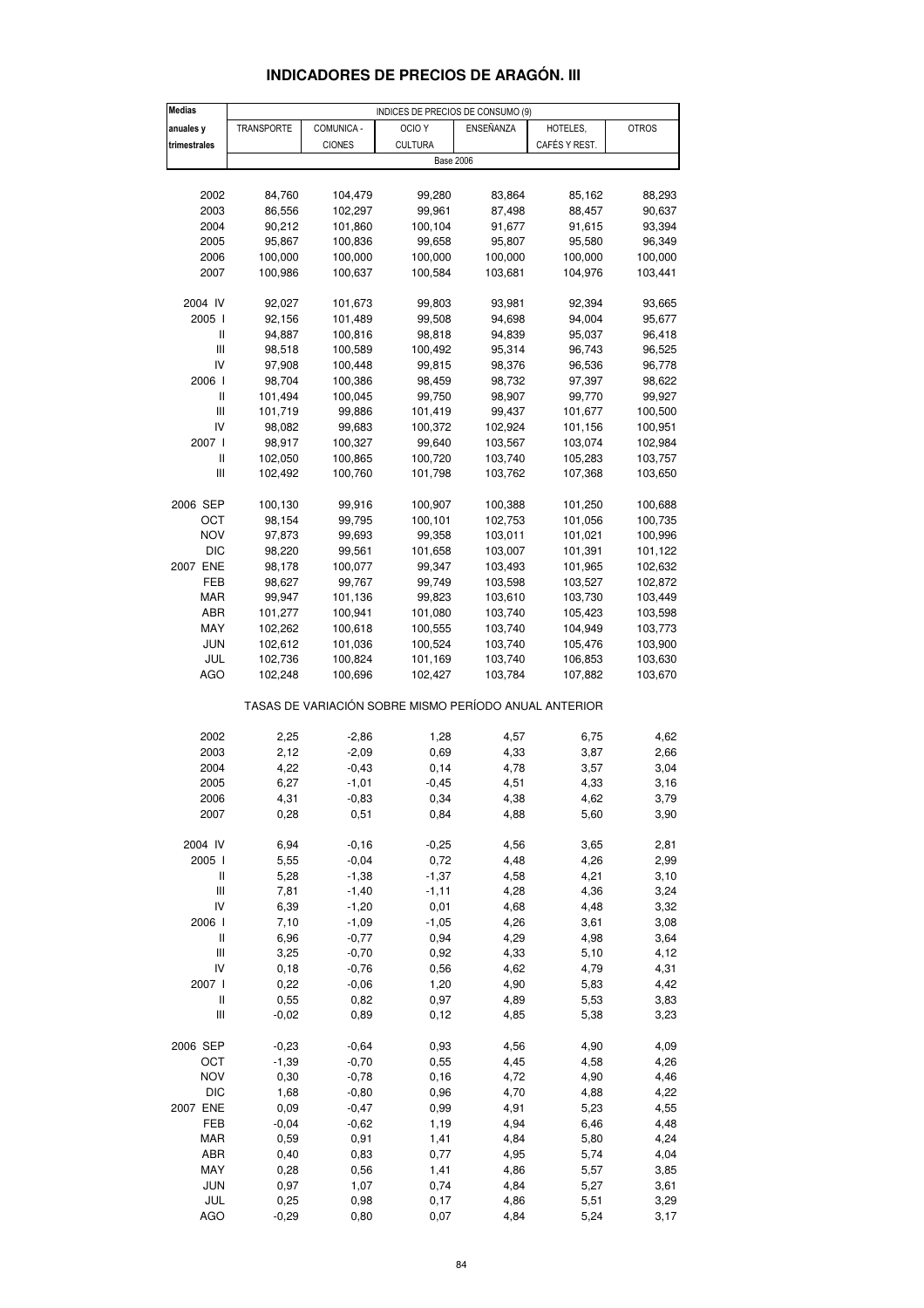# INDICADORES DE PRECIOS DE ARAGÓN. III

| Medias anuales y trimestrales | INDICES DE PRECIOS DE CONSUMO (9) | | | | | |
|---|---|---|---|---|---|---|
| | TRANSPORTE | COMUNICA - CIONES | OCIO Y CULTURA | ENSEÑANZA | HOTELES, CAFÉS Y REST. | OTROS |
| | Base 2006 | | | | | |
| 2002 | 84,760 | 104,479 | 99,280 | 83,864 | 85,162 | 88,293 |
| 2003 | 86,556 | 102,297 | 99,961 | 87,498 | 88,457 | 90,637 |
| 2004 | 90,212 | 101,860 | 100,104 | 91,677 | 91,615 | 93,394 |
| 2005 | 95,867 | 100,836 | 99,658 | 95,807 | 95,580 | 96,349 |
| 2006 | 100,000 | 100,000 | 100,000 | 100,000 | 100,000 | 100,000 |
| 2007 | 100,986 | 100,637 | 100,584 | 103,681 | 104,976 | 103,441 |
| 2004 IV | 92,027 | 101,673 | 99,803 | 93,981 | 92,394 | 93,665 |
| 2005 I | 92,156 | 101,489 | 99,508 | 94,698 | 94,004 | 95,677 |
| II | 94,887 | 100,816 | 98,818 | 94,839 | 95,037 | 96,418 |
| III | 98,518 | 100,589 | 100,492 | 95,314 | 96,743 | 96,525 |
| IV | 97,908 | 100,448 | 99,815 | 98,376 | 96,536 | 96,778 |
| 2006 I | 98,704 | 100,386 | 98,459 | 98,732 | 97,397 | 98,622 |
| II | 101,494 | 100,045 | 99,750 | 98,907 | 99,770 | 99,927 |
| III | 101,719 | 99,886 | 101,419 | 99,437 | 101,677 | 100,500 |
| IV | 98,082 | 99,683 | 100,372 | 102,924 | 101,156 | 100,951 |
| 2007 I | 98,917 | 100,327 | 99,640 | 103,567 | 103,074 | 102,984 |
| II | 102,050 | 100,865 | 100,720 | 103,740 | 105,283 | 103,757 |
| III | 102,492 | 100,760 | 101,798 | 103,762 | 107,368 | 103,650 |
| 2006 SEP | 100,130 | 99,916 | 100,907 | 100,388 | 101,250 | 100,688 |
| OCT | 98,154 | 99,795 | 100,101 | 102,753 | 101,056 | 100,735 |
| NOV | 97,873 | 99,693 | 99,358 | 103,011 | 101,021 | 100,996 |
| DIC | 98,220 | 99,561 | 101,658 | 103,007 | 101,391 | 101,122 |
| 2007 ENE | 98,178 | 100,077 | 99,347 | 103,493 | 101,965 | 102,632 |
| FEB | 98,627 | 99,767 | 99,749 | 103,598 | 103,527 | 102,872 |
| MAR | 99,947 | 101,136 | 99,823 | 103,610 | 103,730 | 103,449 |
| ABR | 101,277 | 100,941 | 101,080 | 103,740 | 105,423 | 103,598 |
| MAY | 102,262 | 100,618 | 100,555 | 103,740 | 104,949 | 103,773 |
| JUN | 102,612 | 101,036 | 100,524 | 103,740 | 105,476 | 103,900 |
| JUL | 102,736 | 100,824 | 101,169 | 103,740 | 106,853 | 103,630 |
| AGO | 102,248 | 100,696 | 102,427 | 103,784 | 107,882 | 103,670 |
| | TASAS DE VARIACIÓN SOBRE MISMO PERÍODO ANUAL ANTERIOR | | | | | |
| 2002 | 2,25 | -2,86 | 1,28 | 4,57 | 6,75 | 4,62 |
| 2003 | 2,12 | -2,09 | 0,69 | 4,33 | 3,87 | 2,66 |
| 2004 | 4,22 | -0,43 | 0,14 | 4,78 | 3,57 | 3,04 |
| 2005 | 6,27 | -1,01 | -0,45 | 4,51 | 4,33 | 3,16 |
| 2006 | 4,31 | -0,83 | 0,34 | 4,38 | 4,62 | 3,79 |
| 2007 | 0,28 | 0,51 | 0,84 | 4,88 | 5,60 | 3,90 |
| 2004 IV | 6,94 | -0,16 | -0,25 | 4,56 | 3,65 | 2,81 |
| 2005 I | 5,55 | -0,04 | 0,72 | 4,48 | 4,26 | 2,99 |
| II | 5,28 | -1,38 | -1,37 | 4,58 | 4,21 | 3,10 |
| III | 7,81 | -1,40 | -1,11 | 4,28 | 4,36 | 3,24 |
| IV | 6,39 | -1,20 | 0,01 | 4,68 | 4,48 | 3,32 |
| 2006 I | 7,10 | -1,09 | -1,05 | 4,26 | 3,61 | 3,08 |
| II | 6,96 | -0,77 | 0,94 | 4,29 | 4,98 | 3,64 |
| III | 3,25 | -0,70 | 0,92 | 4,33 | 5,10 | 4,12 |
| IV | 0,18 | -0,76 | 0,56 | 4,62 | 4,79 | 4,31 |
| 2007 I | 0,22 | -0,06 | 1,20 | 4,90 | 5,83 | 4,42 |
| II | 0,55 | 0,82 | 0,97 | 4,89 | 5,53 | 3,83 |
| III | -0,02 | 0,89 | 0,12 | 4,85 | 5,38 | 3,23 |
| 2006 SEP | -0,23 | -0,64 | 0,93 | 4,56 | 4,90 | 4,09 |
| OCT | -1,39 | -0,70 | 0,55 | 4,45 | 4,58 | 4,26 |
| NOV | 0,30 | -0,78 | 0,16 | 4,72 | 4,90 | 4,46 |
| DIC | 1,68 | -0,80 | 0,96 | 4,70 | 4,88 | 4,22 |
| 2007 ENE | 0,09 | -0,47 | 0,99 | 4,91 | 5,23 | 4,55 |
| FEB | -0,04 | -0,62 | 1,19 | 4,94 | 6,46 | 4,48 |
| MAR | 0,59 | 0,91 | 1,41 | 4,84 | 5,80 | 4,24 |
| ABR | 0,40 | 0,83 | 0,77 | 4,95 | 5,74 | 4,04 |
| MAY | 0,28 | 0,56 | 1,41 | 4,86 | 5,57 | 3,85 |
| JUN | 0,97 | 1,07 | 0,74 | 4,84 | 5,27 | 3,61 |
| JUL | 0,25 | 0,98 | 0,17 | 4,86 | 5,51 | 3,29 |
| AGO | -0,29 | 0,80 | 0,07 | 4,84 | 5,24 | 3,17 |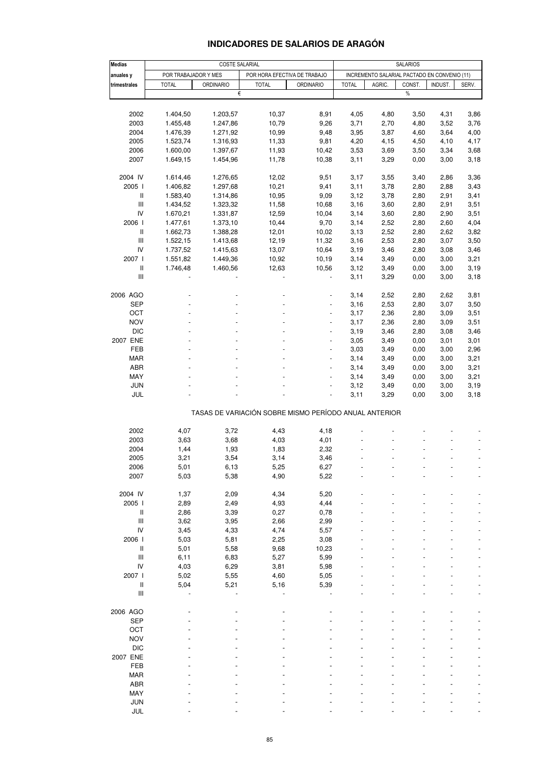# INDICADORES DE SALARIOS DE ARAGÓN

| Medias anuales y trimestrales | COSTE SALARIAL | | | | SALARIOS | | | | |
|---|---|---|---|---|---|---|---|---|---|
| | POR TRABAJADOR Y MES | | POR HORA EFECTIVA DE TRABAJO | | INCREMENTO SALARIAL PACTADO EN CONVENIO (11) | | | | |
| | TOTAL | ORDINARIO | TOTAL | ORDINARIO | TOTAL | AGRIC. | CONST. | INDUST. | SERV. |
| | € | | | | % | | | | |
| 2002 | 1.404,50 | 1.203,57 | 10,37 | 8,91 | 4,05 | 4,80 | 3,50 | 4,31 | 3,86 |
| 2003 | 1.455,48 | 1.247,86 | 10,79 | 9,26 | 3,71 | 2,70 | 4,80 | 3,52 | 3,76 |
| 2004 | 1.476,39 | 1.271,92 | 10,99 | 9,48 | 3,95 | 3,87 | 4,60 | 3,64 | 4,00 |
| 2005 | 1.523,74 | 1.316,93 | 11,33 | 9,81 | 4,20 | 4,15 | 4,50 | 4,10 | 4,17 |
| 2006 | 1.600,00 | 1.397,67 | 11,93 | 10,42 | 3,53 | 3,69 | 3,50 | 3,34 | 3,68 |
| 2007 | 1.649,15 | 1.454,96 | 11,78 | 10,38 | 3,11 | 3,29 | 0,00 | 3,00 | 3,18 |
| 2004 IV | 1.614,46 | 1.276,65 | 12,02 | 9,51 | 3,17 | 3,55 | 3,40 | 2,86 | 3,36 |
| 2005 I | 1.406,82 | 1.297,68 | 10,21 | 9,41 | 3,11 | 3,78 | 2,80 | 2,88 | 3,43 |
| II | 1.583,40 | 1.314,86 | 10,95 | 9,09 | 3,12 | 3,78 | 2,80 | 2,91 | 3,41 |
| III | 1.434,52 | 1.323,32 | 11,58 | 10,68 | 3,16 | 3,60 | 2,80 | 2,91 | 3,51 |
| IV | 1.670,21 | 1.331,87 | 12,59 | 10,04 | 3,14 | 3,60 | 2,80 | 2,90 | 3,51 |
| 2006 I | 1.477,61 | 1.373,10 | 10,44 | 9,70 | 3,14 | 2,52 | 2,80 | 2,60 | 4,04 |
| II | 1.662,73 | 1.388,28 | 12,01 | 10,02 | 3,13 | 2,52 | 2,80 | 2,62 | 3,82 |
| III | 1.522,15 | 1.413,68 | 12,19 | 11,32 | 3,16 | 2,53 | 2,80 | 3,07 | 3,50 |
| IV | 1.737,52 | 1.415,63 | 13,07 | 10,64 | 3,19 | 3,46 | 2,80 | 3,08 | 3,46 |
| 2007 I | 1.551,82 | 1.449,36 | 10,92 | 10,19 | 3,14 | 3,49 | 0,00 | 3,00 | 3,21 |
| II | 1.746,48 | 1.460,56 | 12,63 | 10,56 | 3,12 | 3,49 | 0,00 | 3,00 | 3,19 |
| III | - | - | - | - | 3,11 | 3,29 | 0,00 | 3,00 | 3,18 |
| 2006 AGO | - | - | - | - | 3,14 | 2,52 | 2,80 | 2,62 | 3,81 |
| SEP | - | - | - | - | 3,16 | 2,53 | 2,80 | 3,07 | 3,50 |
| OCT | - | - | - | - | 3,17 | 2,36 | 2,80 | 3,09 | 3,51 |
| NOV | - | - | - | - | 3,17 | 2,36 | 2,80 | 3,09 | 3,51 |
| DIC | - | - | - | - | 3,19 | 3,46 | 2,80 | 3,08 | 3,46 |
| 2007 ENE | - | - | - | - | 3,05 | 3,49 | 0,00 | 3,01 | 3,01 |
| FEB | - | - | - | - | 3,03 | 3,49 | 0,00 | 3,00 | 2,96 |
| MAR | - | - | - | - | 3,14 | 3,49 | 0,00 | 3,00 | 3,21 |
| ABR | - | - | - | - | 3,14 | 3,49 | 0,00 | 3,00 | 3,21 |
| MAY | - | - | - | - | 3,14 | 3,49 | 0,00 | 3,00 | 3,21 |
| JUN | - | - | - | - | 3,12 | 3,49 | 0,00 | 3,00 | 3,19 |
| JUL | - | - | - | - | 3,11 | 3,29 | 0,00 | 3,00 | 3,18 |
| **TASAS DE VARIACIÓN SOBRE MISMO PERÍODO ANUAL ANTERIOR** | | | | | | | | | |
| 2002 | 4,07 | 3,72 | 4,43 | 4,18 | - | - | - | - | - |
| 2003 | 3,63 | 3,68 | 4,03 | 4,01 | - | - | - | - | - |
| 2004 | 1,44 | 1,93 | 1,83 | 2,32 | - | - | - | - | - |
| 2005 | 3,21 | 3,54 | 3,14 | 3,46 | - | - | - | - | - |
| 2006 | 5,01 | 6,13 | 5,25 | 6,27 | - | - | - | - | - |
| 2007 | 5,03 | 5,38 | 4,90 | 5,22 | - | - | - | - | - |
| 2004 IV | 1,37 | 2,09 | 4,34 | 5,20 | - | - | - | - | - |
| 2005 I | 2,89 | 2,49 | 4,93 | 4,44 | - | - | - | - | - |
| II | 2,86 | 3,39 | 0,27 | 0,78 | - | - | - | - | - |
| III | 3,62 | 3,95 | 2,66 | 2,99 | - | - | - | - | - |
| IV | 3,45 | 4,33 | 4,74 | 5,57 | - | - | - | - | - |
| 2006 I | 5,03 | 5,81 | 2,25 | 3,08 | - | - | - | - | - |
| II | 5,01 | 5,58 | 9,68 | 10,23 | - | - | - | - | - |
| III | 6,11 | 6,83 | 5,27 | 5,99 | - | - | - | - | - |
| IV | 4,03 | 6,29 | 3,81 | 5,98 | - | - | - | - | - |
| 2007 I | 5,02 | 5,55 | 4,60 | 5,05 | - | - | - | - | - |
| II | 5,04 | 5,21 | 5,16 | 5,39 | - | - | - | - | - |
| III | - | - | - | - | - | - | - | - | - |
| 2006 AGO | - | - | - | - | - | - | - | - | - |
| SEP | - | - | - | - | - | - | - | - | - |
| OCT | - | - | - | - | - | - | - | - | - |
| NOV | - | - | - | - | - | - | - | - | - |
| DIC | - | - | - | - | - | - | - | - | - |
| 2007 ENE | - | - | - | - | - | - | - | - | - |
| FEB | - | - | - | - | - | - | - | - | - |
| MAR | - | - | - | - | - | - | - | - | - |
| ABR | - | - | - | - | - | - | - | - | - |
| MAY | - | - | - | - | - | - | - | - | - |
| JUN | - | - | - | - | - | - | - | - | - |
| JUL | - | - | - | - | - | - | - | - | - |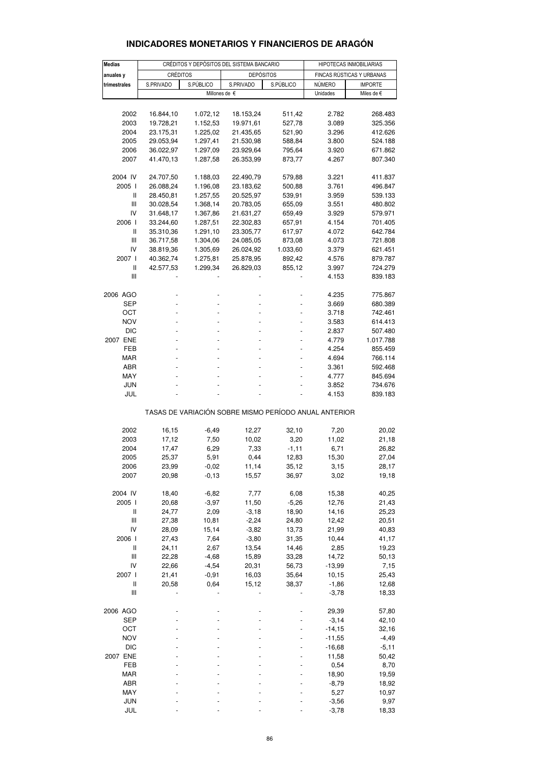# INDICADORES MONETARIOS Y FINANCIEROS DE ARAGÓN

| Medias anuales y trimestrales | CRÉDITOS Y DEPÓSITOS DEL SISTEMA BANCARIO | | | | HIPOTECAS INMOBILIARIAS | |
|---|---|---|---|---|---|---|
| | CRÉDITOS | | DEPÓSITOS | | FINCAS RÚSTICAS Y URBANAS | |
| | S.PRIVADO | S.PÚBLICO | S.PRIVADO | S.PÚBLICO | NÚMERO | IMPORTE |
| | Millones de € | | | | Unidades | Miles de € |
| 2002 | 16.844,10 | 1.072,12 | 18.153,24 | 511,42 | 2.782 | 268.483 |
| 2003 | 19.728,21 | 1.152,53 | 19.971,61 | 527,78 | 3.089 | 325.356 |
| 2004 | 23.175,31 | 1.225,02 | 21.435,65 | 521,90 | 3.296 | 412.626 |
| 2005 | 29.053,94 | 1.297,41 | 21.530,98 | 588,84 | 3.800 | 524.188 |
| 2006 | 36.022,97 | 1.297,09 | 23.929,64 | 795,64 | 3.920 | 671.862 |
| 2007 | 41.470,13 | 1.287,58 | 26.353,99 | 873,77 | 4.267 | 807.340 |
| 2004 IV | 24.707,50 | 1.188,03 | 22.490,79 | 579,88 | 3.221 | 411.837 |
| 2005 I | 26.088,24 | 1.196,08 | 23.183,62 | 500,88 | 3.761 | 496.847 |
| II | 28.450,81 | 1.257,55 | 20.525,97 | 539,91 | 3.959 | 539.133 |
| III | 30.028,54 | 1.368,14 | 20.783,05 | 655,09 | 3.551 | 480.802 |
| IV | 31.648,17 | 1.367,86 | 21.631,27 | 659,49 | 3.929 | 579.971 |
| 2006 I | 33.244,60 | 1.287,51 | 22.302,83 | 657,91 | 4.154 | 701.405 |
| II | 35.310,36 | 1.291,10 | 23.305,77 | 617,97 | 4.072 | 642.784 |
| III | 36.717,58 | 1.304,06 | 24.085,05 | 873,08 | 4.073 | 721.808 |
| IV | 38.819,36 | 1.305,69 | 26.024,92 | 1.033,60 | 3.379 | 621.451 |
| 2007 I | 40.362,74 | 1.275,81 | 25.878,95 | 892,42 | 4.576 | 879.787 |
| II | 42.577,53 | 1.299,34 | 26.829,03 | 855,12 | 3.997 | 724.279 |
| III | - | - | - | - | 4.153 | 839.183 |
| 2006 AGO | - | - | - | - | 4.235 | 775.867 |
| SEP | - | - | - | - | 3.669 | 680.389 |
| OCT | - | - | - | - | 3.718 | 742.461 |
| NOV | - | - | - | - | 3.583 | 614.413 |
| DIC | - | - | - | - | 2.837 | 507.480 |
| 2007 ENE | - | - | - | - | 4.779 | 1.017.788 |
| FEB | - | - | - | - | 4.254 | 855.459 |
| MAR | - | - | - | - | 4.694 | 766.114 |
| ABR | - | - | - | - | 3.361 | 592.468 |
| MAY | - | - | - | - | 4.777 | 845.694 |
| JUN | - | - | - | - | 3.852 | 734.676 |
| JUL | - | - | - | - | 4.153 | 839.183 |
| | TASAS DE VARIACIÓN SOBRE MISMO PERÍODO ANUAL ANTERIOR | | | | | |
| 2002 | 16,15 | -6,49 | 12,27 | 32,10 | 7,20 | 20,02 |
| 2003 | 17,12 | 7,50 | 10,02 | 3,20 | 11,02 | 21,18 |
| 2004 | 17,47 | 6,29 | 7,33 | -1,11 | 6,71 | 26,82 |
| 2005 | 25,37 | 5,91 | 0,44 | 12,83 | 15,30 | 27,04 |
| 2006 | 23,99 | -0,02 | 11,14 | 35,12 | 3,15 | 28,17 |
| 2007 | 20,98 | -0,13 | 15,57 | 36,97 | 3,02 | 19,18 |
| 2004 IV | 18,40 | -6,82 | 7,77 | 6,08 | 15,38 | 40,25 |
| 2005 I | 20,68 | -3,97 | 11,50 | -5,26 | 12,76 | 21,43 |
| II | 24,77 | 2,09 | -3,18 | 18,90 | 14,16 | 25,23 |
| III | 27,38 | 10,81 | -2,24 | 24,80 | 12,42 | 20,51 |
| IV | 28,09 | 15,14 | -3,82 | 13,73 | 21,99 | 40,83 |
| 2006 I | 27,43 | 7,64 | -3,80 | 31,35 | 10,44 | 41,17 |
| II | 24,11 | 2,67 | 13,54 | 14,46 | 2,85 | 19,23 |
| III | 22,28 | -4,68 | 15,89 | 33,28 | 14,72 | 50,13 |
| IV | 22,66 | -4,54 | 20,31 | 56,73 | -13,99 | 7,15 |
| 2007 I | 21,41 | -0,91 | 16,03 | 35,64 | 10,15 | 25,43 |
| II | 20,58 | 0,64 | 15,12 | 38,37 | -1,86 | 12,68 |
| III | - | - | - | - | -3,78 | 18,33 |
| 2006 AGO | - | - | - | - | 29,39 | 57,80 |
| SEP | - | - | - | - | -3,14 | 42,10 |
| OCT | - | - | - | - | -14,15 | 32,16 |
| NOV | - | - | - | - | -11,55 | -4,49 |
| DIC | - | - | - | - | -16,68 | -5,11 |
| 2007 ENE | - | - | - | - | 11,58 | 50,42 |
| FEB | - | - | - | - | 0,54 | 8,70 |
| MAR | - | - | - | - | 18,90 | 19,59 |
| ABR | - | - | - | - | -8,79 | 18,92 |
| MAY | - | - | - | - | 5,27 | 10,97 |
| JUN | - | - | - | - | -3,56 | 9,97 |
| JUL | - | - | - | - | -3,78 | 18,33 |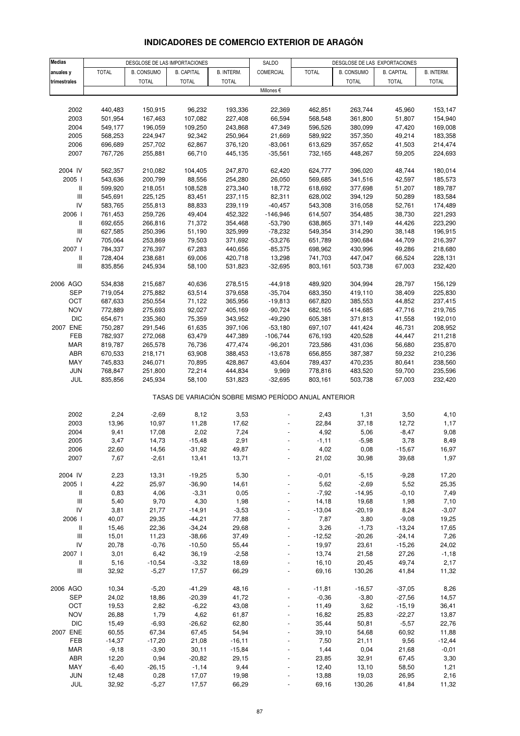## INDICADORES DE COMERCIO EXTERIOR DE ARAGÓN

| Medias anuales y trimestrales | DESGLOSE DE LAS IMPORTACIONES | | | | SALDO | DESGLOSE DE LAS EXPORTACIONES | | | |
|---|---|---|---|---|---|---|---|---|---|
| | TOTAL | B. CONSUMO TOTAL | B. CAPITAL TOTAL | B. INTERM. TOTAL | COMERCIAL | TOTAL | B. CONSUMO TOTAL | B. CAPITAL TOTAL | B. INTERM. TOTAL |
| | | | | | Millones € | | | | |
| 2002 | 440,483 | 150,915 | 96,232 | 193,336 | 22,369 | 462,851 | 263,744 | 45,960 | 153,147 |
| 2003 | 501,954 | 167,463 | 107,082 | 227,408 | 66,594 | 568,548 | 361,800 | 51,807 | 154,940 |
| 2004 | 549,177 | 196,059 | 109,250 | 243,868 | 47,349 | 596,526 | 380,099 | 47,420 | 169,008 |
| 2005 | 568,253 | 224,947 | 92,342 | 250,964 | 21,669 | 589,922 | 357,350 | 49,214 | 183,358 |
| 2006 | 696,689 | 257,702 | 62,867 | 376,120 | -83,061 | 613,629 | 357,652 | 41,503 | 214,474 |
| 2007 | 767,726 | 255,881 | 66,710 | 445,135 | -35,561 | 732,165 | 448,267 | 59,205 | 224,693 |
| 2004 IV | 562,357 | 210,082 | 104,405 | 247,870 | 62,420 | 624,777 | 396,020 | 48,744 | 180,014 |
| 2005 I | 543,636 | 200,799 | 88,556 | 254,280 | 26,050 | 569,685 | 341,516 | 42,597 | 185,573 |
| II | 599,920 | 218,051 | 108,528 | 273,340 | 18,772 | 618,692 | 377,698 | 51,207 | 189,787 |
| III | 545,691 | 225,125 | 83,451 | 237,115 | 82,311 | 628,002 | 394,129 | 50,289 | 183,584 |
| IV | 583,765 | 255,813 | 88,833 | 239,119 | -40,457 | 543,308 | 316,058 | 52,761 | 174,489 |
| 2006 I | 761,453 | 259,726 | 49,404 | 452,322 | -146,946 | 614,507 | 354,485 | 38,730 | 221,293 |
| II | 692,655 | 266,816 | 71,372 | 354,468 | -53,790 | 638,865 | 371,149 | 44,426 | 223,290 |
| III | 627,585 | 250,396 | 51,190 | 325,999 | -78,232 | 549,354 | 314,290 | 38,148 | 196,915 |
| IV | 705,064 | 253,869 | 79,503 | 371,692 | -53,276 | 651,789 | 390,684 | 44,709 | 216,397 |
| 2007 I | 784,337 | 276,397 | 67,283 | 440,656 | -85,375 | 698,962 | 430,996 | 49,286 | 218,680 |
| II | 728,404 | 238,681 | 69,006 | 420,718 | 13,298 | 741,703 | 447,047 | 66,524 | 228,131 |
| III | 835,856 | 245,934 | 58,100 | 531,823 | -32,695 | 803,161 | 503,738 | 67,003 | 232,420 |
| 2006 AGO | 534,838 | 215,687 | 40,636 | 278,515 | -44,918 | 489,920 | 304,994 | 28,797 | 156,129 |
| SEP | 719,054 | 275,882 | 63,514 | 379,658 | -35,704 | 683,350 | 419,110 | 38,409 | 225,830 |
| OCT | 687,633 | 250,554 | 71,122 | 365,956 | -19,813 | 667,820 | 385,553 | 44,852 | 237,415 |
| NOV | 772,889 | 275,693 | 92,027 | 405,169 | -90,724 | 682,165 | 414,685 | 47,716 | 219,765 |
| DIC | 654,671 | 235,360 | 75,359 | 343,952 | -49,290 | 605,381 | 371,813 | 41,558 | 192,010 |
| 2007 ENE | 750,287 | 291,546 | 61,635 | 397,106 | -53,180 | 697,107 | 441,424 | 46,731 | 208,952 |
| FEB | 782,937 | 272,068 | 63,479 | 447,389 | -106,744 | 676,193 | 420,528 | 44,447 | 211,218 |
| MAR | 819,787 | 265,578 | 76,736 | 477,474 | -96,201 | 723,586 | 431,036 | 56,680 | 235,870 |
| ABR | 670,533 | 218,171 | 63,908 | 388,453 | -13,678 | 656,855 | 387,387 | 59,232 | 210,236 |
| MAY | 745,833 | 246,071 | 70,895 | 428,867 | 43,604 | 789,437 | 470,235 | 80,641 | 238,560 |
| JUN | 768,847 | 251,800 | 72,214 | 444,834 | 9,969 | 778,816 | 483,520 | 59,700 | 235,596 |
| JUL | 835,856 | 245,934 | 58,100 | 531,823 | -32,695 | 803,161 | 503,738 | 67,003 | 232,420 |
| **TASAS DE VARIACIÓN SOBRE MISMO PERÍODO ANUAL ANTERIOR** | | | | | | | | | |
| 2002 | 2,24 | -2,69 | 8,12 | 3,53 | - | 2,43 | 1,31 | 3,50 | 4,10 |
| 2003 | 13,96 | 10,97 | 11,28 | 17,62 | - | 22,84 | 37,18 | 12,72 | 1,17 |
| 2004 | 9,41 | 17,08 | 2,02 | 7,24 | - | 4,92 | 5,06 | -8,47 | 9,08 |
| 2005 | 3,47 | 14,73 | -15,48 | 2,91 | - | -1,11 | -5,98 | 3,78 | 8,49 |
| 2006 | 22,60 | 14,56 | -31,92 | 49,87 | - | 4,02 | 0,08 | -15,67 | 16,97 |
| 2007 | 7,67 | -2,61 | 13,41 | 13,71 | - | 21,02 | 30,98 | 39,68 | 1,97 |
| 2004 IV | 2,23 | 13,31 | -19,25 | 5,30 | - | -0,01 | -5,15 | -9,28 | 17,20 |
| 2005 I | 4,22 | 25,97 | -36,90 | 14,61 | - | 5,62 | -2,69 | 5,52 | 25,35 |
| II | 0,83 | 4,06 | -3,31 | 0,05 | - | -7,92 | -14,95 | -0,10 | 7,49 |
| III | 5,40 | 9,70 | 4,30 | 1,98 | - | 14,18 | 19,68 | 1,98 | 7,10 |
| IV | 3,81 | 21,77 | -14,91 | -3,53 | - | -13,04 | -20,19 | 8,24 | -3,07 |
| 2006 I | 40,07 | 29,35 | -44,21 | 77,88 | - | 7,87 | 3,80 | -9,08 | 19,25 |
| II | 15,46 | 22,36 | -34,24 | 29,68 | - | 3,26 | -1,73 | -13,24 | 17,65 |
| III | 15,01 | 11,23 | -38,66 | 37,49 | - | -12,52 | -20,26 | -24,14 | 7,26 |
| IV | 20,78 | -0,76 | -10,50 | 55,44 | - | 19,97 | 23,61 | -15,26 | 24,02 |
| 2007 I | 3,01 | 6,42 | 36,19 | -2,58 | - | 13,74 | 21,58 | 27,26 | -1,18 |
| II | 5,16 | -10,54 | -3,32 | 18,69 | - | 16,10 | 20,45 | 49,74 | 2,17 |
| III | 32,92 | -5,27 | 17,57 | 66,29 | - | 69,16 | 130,26 | 41,84 | 11,32 |
| 2006 AGO | 10,34 | -5,20 | -41,29 | 48,16 | - | -11,81 | -16,57 | -37,05 | 8,26 |
| SEP | 24,02 | 18,86 | -20,39 | 41,72 | - | -0,36 | -3,80 | -27,56 | 14,57 |
| OCT | 19,53 | 2,82 | -6,22 | 43,08 | - | 11,49 | 3,62 | -15,19 | 36,41 |
| NOV | 26,88 | 1,79 | 4,62 | 61,87 | - | 16,82 | 25,83 | -22,27 | 13,87 |
| DIC | 15,49 | -6,93 | -26,62 | 62,80 | - | 35,44 | 50,81 | -5,57 | 22,76 |
| 2007 ENE | 60,55 | 67,34 | 67,45 | 54,94 | - | 39,10 | 54,68 | 60,92 | 11,88 |
| FEB | -14,37 | -17,20 | 21,08 | -16,11 | - | 7,50 | 21,11 | 9,56 | -12,44 |
| MAR | -9,18 | -3,90 | 30,11 | -15,84 | - | 1,44 | 0,04 | 21,68 | -0,01 |
| ABR | 12,20 | 0,94 | -20,82 | 29,15 | - | 23,85 | 32,91 | 67,45 | 3,30 |
| MAY | -6,40 | -26,15 | -1,14 | 9,44 | - | 12,40 | 13,10 | 58,50 | 1,21 |
| JUN | 12,48 | 0,28 | 17,07 | 19,98 | - | 13,88 | 19,03 | 26,95 | 2,16 |
| JUL | 32,92 | -5,27 | 17,57 | 66,29 | - | 69,16 | 130,26 | 41,84 | 11,32 |